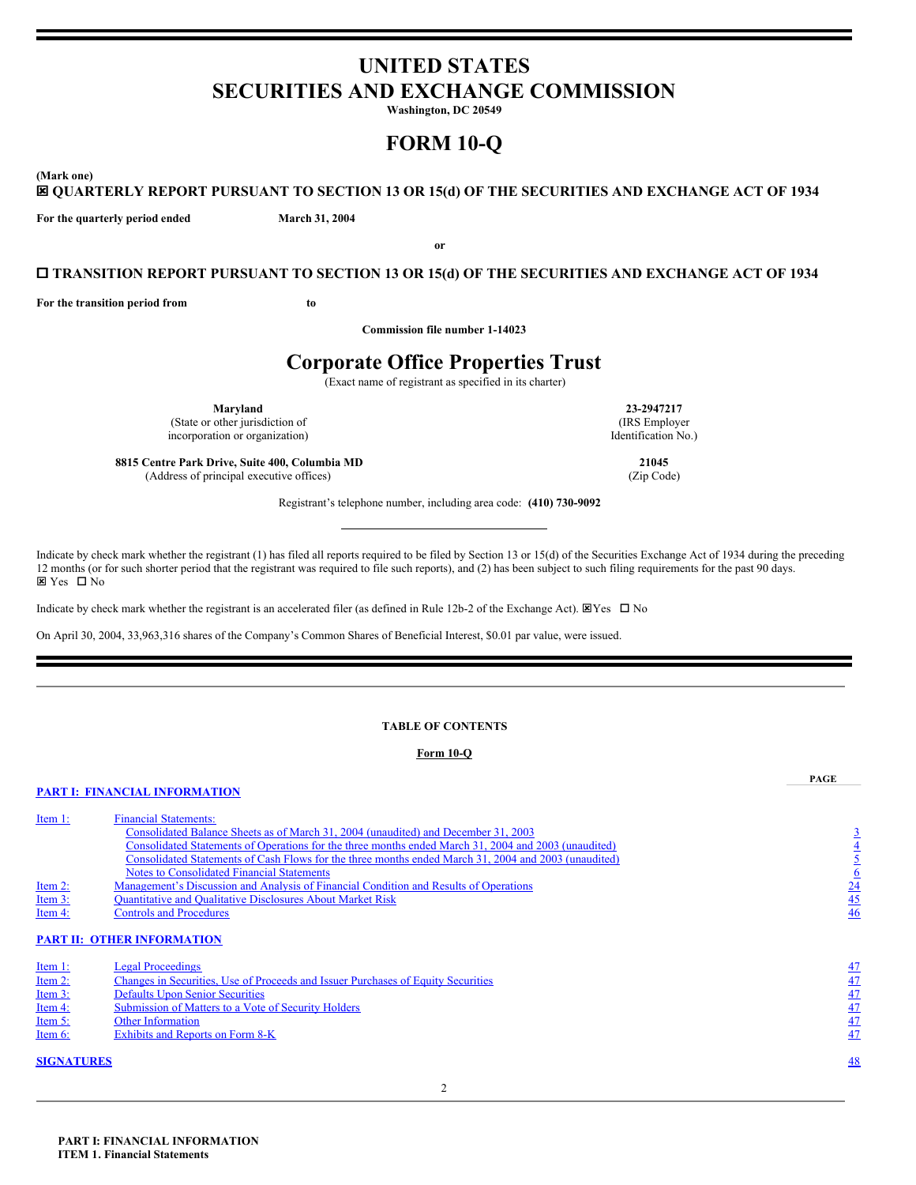# UNITED STATES
# SECURITIES AND EXCHANGE COMMISSION

**Washington, DC 20549**

# FORM 10-Q

**(Mark one)**

☒ **QUARTERLY REPORT PURSUANT TO SECTION 13 OR 15(d) OF THE SECURITIES AND EXCHANGE ACT OF 1934**

**For the quarterly period ended** **March 31, 2004**

**or**

☐ **TRANSITION REPORT PURSUANT TO SECTION 13 OR 15(d) OF THE SECURITIES AND EXCHANGE ACT OF 1934**

**For the transition period from** **to**

**Commission file number 1-14023**

# Corporate Office Properties Trust

(Exact name of registrant as specified in its charter)

| | |
|---|---|
| **Maryland** | **23-2947217** |
| (State or other jurisdiction of incorporation or organization) | (IRS Employer Identification No.) |
| **8815 Centre Park Drive, Suite 400, Columbia MD** | **21045** |
| (Address of principal executive offices) | (Zip Code) |

Registrant's telephone number, including area code: **(410) 730-9092**

Indicate by check mark whether the registrant (1) has filed all reports required to be filed by Section 13 or 15(d) of the Securities Exchange Act of 1934 during the preceding 12 months (or for such shorter period that the registrant was required to file such reports), and (2) has been subject to such filing requirements for the past 90 days. ☒ Yes ☐ No

Indicate by check mark whether the registrant is an accelerated filer (as defined in Rule 12b-2 of the Exchange Act). ☒Yes ☐ No

On April 30, 2004, 33,963,316 shares of the Company's Common Shares of Beneficial Interest, $0.01 par value, were issued.

**TABLE OF CONTENTS**

**Form 10-Q**

| | | PAGE |
|---|---|---|
| **PART I: FINANCIAL INFORMATION** | | |
| Item 1: | Financial Statements: | |
| | Consolidated Balance Sheets as of March 31, 2004 (unaudited) and December 31, 2003 | 3 |
| | Consolidated Statements of Operations for the three months ended March 31, 2004 and 2003 (unaudited) | 4 |
| | Consolidated Statements of Cash Flows for the three months ended March 31, 2004 and 2003 (unaudited) | 5 |
| | Notes to Consolidated Financial Statements | 6 |
| Item 2: | Management's Discussion and Analysis of Financial Condition and Results of Operations | 24 |
| Item 3: | Quantitative and Qualitative Disclosures About Market Risk | 45 |
| Item 4: | Controls and Procedures | 46 |
| **PART II: OTHER INFORMATION** | | |
| Item 1: | Legal Proceedings | 47 |
| Item 2: | Changes in Securities, Use of Proceeds and Issuer Purchases of Equity Securities | 47 |
| Item 3: | Defaults Upon Senior Securities | 47 |
| Item 4: | Submission of Matters to a Vote of Security Holders | 47 |
| Item 5: | Other Information | 47 |
| Item 6: | Exhibits and Reports on Form 8-K | 47 |
| **SIGNATURES** | | 48 |

**PART I: FINANCIAL INFORMATION**
**ITEM 1. Financial Statements**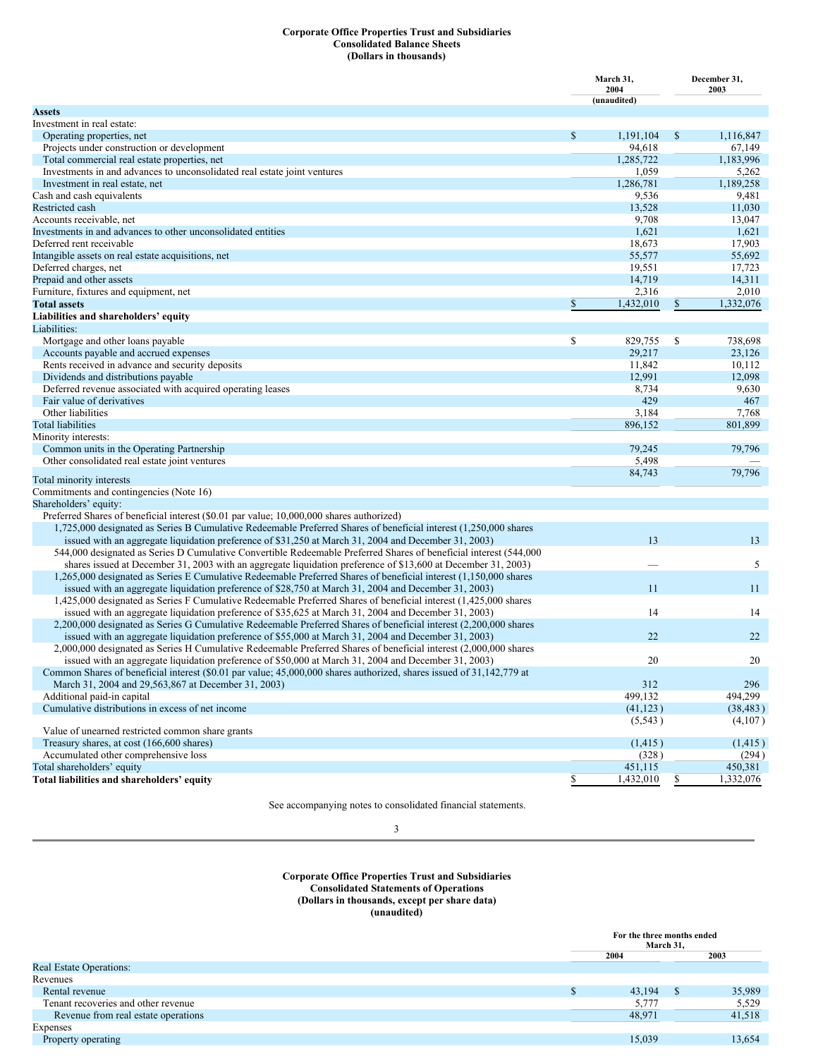**Corporate Office Properties Trust and Subsidiaries**
**Consolidated Balance Sheets**
**(Dollars in thousands)**

| | March 31, 2004 (unaudited) | December 31, 2003 |
|---|---|---|
| **Assets** | | |
| Investment in real estate: | | |
| Operating properties, net | $ 1,191,104 | $ 1,116,847 |
| Projects under construction or development | 94,618 | 67,149 |
| Total commercial real estate properties, net | 1,285,722 | 1,183,996 |
| Investments in and advances to unconsolidated real estate joint ventures | 1,059 | 5,262 |
| Investment in real estate, net | 1,286,781 | 1,189,258 |
| Cash and cash equivalents | 9,536 | 9,481 |
| Restricted cash | 13,528 | 11,030 |
| Accounts receivable, net | 9,708 | 13,047 |
| Investments in and advances to other unconsolidated entities | 1,621 | 1,621 |
| Deferred rent receivable | 18,673 | 17,903 |
| Intangible assets on real estate acquisitions, net | 55,577 | 55,692 |
| Deferred charges, net | 19,551 | 17,723 |
| Prepaid and other assets | 14,719 | 14,311 |
| Furniture, fixtures and equipment, net | 2,316 | 2,010 |
| **Total assets** | $ 1,432,010 | $ 1,332,076 |
| **Liabilities and shareholders' equity** | | |
| Liabilities: | | |
| Mortgage and other loans payable | $ 829,755 | $ 738,698 |
| Accounts payable and accrued expenses | 29,217 | 23,126 |
| Rents received in advance and security deposits | 11,842 | 10,112 |
| Dividends and distributions payable | 12,991 | 12,098 |
| Deferred revenue associated with acquired operating leases | 8,734 | 9,630 |
| Fair value of derivatives | 429 | 467 |
| Other liabilities | 3,184 | 7,768 |
| Total liabilities | 896,152 | 801,899 |
| Minority interests: | | |
| Common units in the Operating Partnership | 79,245 | 79,796 |
| Other consolidated real estate joint ventures | 5,498 | — |
| Total minority interests | 84,743 | 79,796 |
| Commitments and contingencies (Note 16) | | |
| Shareholders' equity: | | |
| Preferred Shares of beneficial interest ($0.01 par value; 10,000,000 shares authorized) | | |
| 1,725,000 designated as Series B Cumulative Redeemable Preferred Shares of beneficial interest (1,250,000 shares issued with an aggregate liquidation preference of $31,250 at March 31, 2004 and December 31, 2003) | 13 | 13 |
| 544,000 designated as Series D Cumulative Convertible Redeemable Preferred Shares of beneficial interest (544,000 shares issued at December 31, 2003 with an aggregate liquidation preference of $13,600 at December 31, 2003) | — | 5 |
| 1,265,000 designated as Series E Cumulative Redeemable Preferred Shares of beneficial interest (1,150,000 shares issued with an aggregate liquidation preference of $28,750 at March 31, 2004 and December 31, 2003) | 11 | 11 |
| 1,425,000 designated as Series F Cumulative Redeemable Preferred Shares of beneficial interest (1,425,000 shares issued with an aggregate liquidation preference of $35,625 at March 31, 2004 and December 31, 2003) | 14 | 14 |
| 2,200,000 designated as Series G Cumulative Redeemable Preferred Shares of beneficial interest (2,200,000 shares issued with an aggregate liquidation preference of $55,000 at March 31, 2004 and December 31, 2003) | 22 | 22 |
| 2,000,000 designated as Series H Cumulative Redeemable Preferred Shares of beneficial interest (2,000,000 shares issued with an aggregate liquidation preference of $50,000 at March 31, 2004 and December 31, 2003) | 20 | 20 |
| Common Shares of beneficial interest ($0.01 par value; 45,000,000 shares authorized, shares issued of 31,142,779 at March 31, 2004 and 29,563,867 at December 31, 2003) | 312 | 296 |
| Additional paid-in capital | 499,132 | 494,299 |
| Cumulative distributions in excess of net income | (41,123) | (38,483) |
| Value of unearned restricted common share grants | (5,543) | (4,107) |
| Treasury shares, at cost (166,600 shares) | (1,415) | (1,415) |
| Accumulated other comprehensive loss | (328) | (294) |
| Total shareholders' equity | 451,115 | 450,381 |
| **Total liabilities and shareholders' equity** | $ 1,432,010 | $ 1,332,076 |

See accompanying notes to consolidated financial statements.

**Corporate Office Properties Trust and Subsidiaries**
**Consolidated Statements of Operations**
**(Dollars in thousands, except per share data)**
**(unaudited)**

| | For the three months ended March 31, 2004 | For the three months ended March 31, 2003 |
|---|---|---|
| Real Estate Operations: | | |
| Revenues | | |
| Rental revenue | $ 43,194 | $ 35,989 |
| Tenant recoveries and other revenue | 5,777 | 5,529 |
| Revenue from real estate operations | 48,971 | 41,518 |
| Expenses | | |
| Property operating | 15,039 | 13,654 |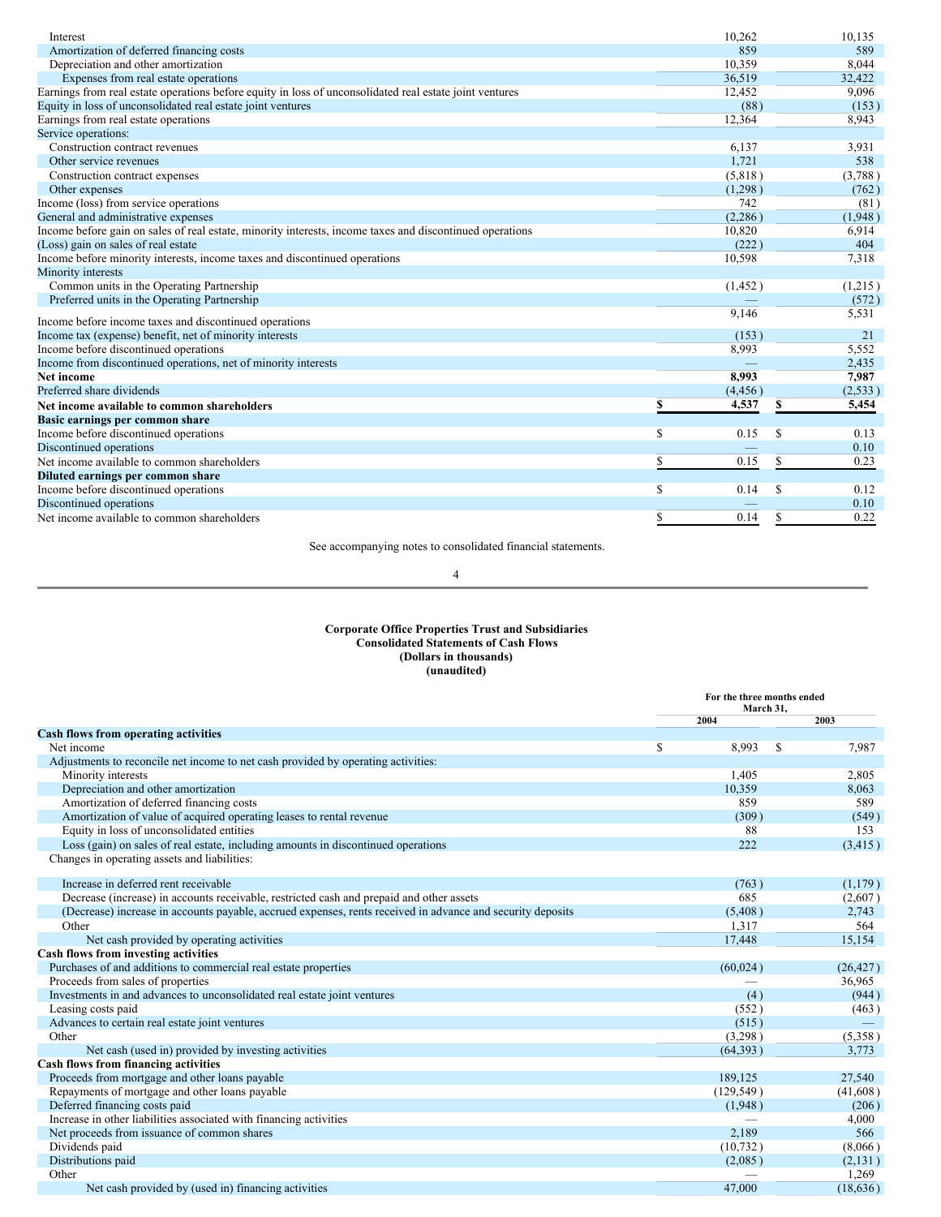| | | |
|---|---|---|
| Interest | 10,262 | 10,135 |
| Amortization of deferred financing costs | 859 | 589 |
| Depreciation and other amortization | 10,359 | 8,044 |
| Expenses from real estate operations | 36,519 | 32,422 |
| Earnings from real estate operations before equity in loss of unconsolidated real estate joint ventures | 12,452 | 9,096 |
| Equity in loss of unconsolidated real estate joint ventures | (88) | (153) |
| Earnings from real estate operations | 12,364 | 8,943 |
| Service operations: | | |
| Construction contract revenues | 6,137 | 3,931 |
| Other service revenues | 1,721 | 538 |
| Construction contract expenses | (5,818) | (3,788) |
| Other expenses | (1,298) | (762) |
| Income (loss) from service operations | 742 | (81) |
| General and administrative expenses | (2,286) | (1,948) |
| Income before gain on sales of real estate, minority interests, income taxes and discontinued operations | 10,820 | 6,914 |
| (Loss) gain on sales of real estate | (222) | 404 |
| Income before minority interests, income taxes and discontinued operations | 10,598 | 7,318 |
| Minority interests | | |
| Common units in the Operating Partnership | (1,452) | (1,215) |
| Preferred units in the Operating Partnership | — | (572) |
| Income before income taxes and discontinued operations | 9,146 | 5,531 |
| Income tax (expense) benefit, net of minority interests | (153) | 21 |
| Income before discontinued operations | 8,993 | 5,552 |
| Income from discontinued operations, net of minority interests | — | 2,435 |
| **Net income** | **8,993** | **7,987** |
| Preferred share dividends | (4,456) | (2,533) |
| **Net income available to common shareholders** | **$ 4,537** | **$ 5,454** |
| **Basic earnings per common share** | | |
| Income before discontinued operations | $ 0.15 | $ 0.13 |
| Discontinued operations | — | 0.10 |
| Net income available to common shareholders | $ 0.15 | $ 0.23 |
| **Diluted earnings per common share** | | |
| Income before discontinued operations | $ 0.14 | $ 0.12 |
| Discontinued operations | — | 0.10 |
| Net income available to common shareholders | $ 0.14 | $ 0.22 |

See accompanying notes to consolidated financial statements.

**Corporate Office Properties Trust and Subsidiaries**
**Consolidated Statements of Cash Flows**
**(Dollars in thousands)**
**(unaudited)**

| | For the three months ended March 31, | |
|---|---|---|
| | 2004 | 2003 |
| **Cash flows from operating activities** | | |
| Net income | $ 8,993 | $ 7,987 |
| Adjustments to reconcile net income to net cash provided by operating activities: | | |
| Minority interests | 1,405 | 2,805 |
| Depreciation and other amortization | 10,359 | 8,063 |
| Amortization of deferred financing costs | 859 | 589 |
| Amortization of value of acquired operating leases to rental revenue | (309) | (549) |
| Equity in loss of unconsolidated entities | 88 | 153 |
| Loss (gain) on sales of real estate, including amounts in discontinued operations | 222 | (3,415) |
| Changes in operating assets and liabilities: | | |
| Increase in deferred rent receivable | (763) | (1,179) |
| Decrease (increase) in accounts receivable, restricted cash and prepaid and other assets | 685 | (2,607) |
| (Decrease) increase in accounts payable, accrued expenses, rents received in advance and security deposits | (5,408) | 2,743 |
| Other | 1,317 | 564 |
| Net cash provided by operating activities | 17,448 | 15,154 |
| **Cash flows from investing activities** | | |
| Purchases of and additions to commercial real estate properties | (60,024) | (26,427) |
| Proceeds from sales of properties | — | 36,965 |
| Investments in and advances to unconsolidated real estate joint ventures | (4) | (944) |
| Leasing costs paid | (552) | (463) |
| Advances to certain real estate joint ventures | (515) | — |
| Other | (3,298) | (5,358) |
| Net cash (used in) provided by investing activities | (64,393) | 3,773 |
| **Cash flows from financing activities** | | |
| Proceeds from mortgage and other loans payable | 189,125 | 27,540 |
| Repayments of mortgage and other loans payable | (129,549) | (41,608) |
| Deferred financing costs paid | (1,948) | (206) |
| Increase in other liabilities associated with financing activities | — | 4,000 |
| Net proceeds from issuance of common shares | 2,189 | 566 |
| Dividends paid | (10,732) | (8,066) |
| Distributions paid | (2,085) | (2,131) |
| Other | — | 1,269 |
| Net cash provided by (used in) financing activities | 47,000 | (18,636) |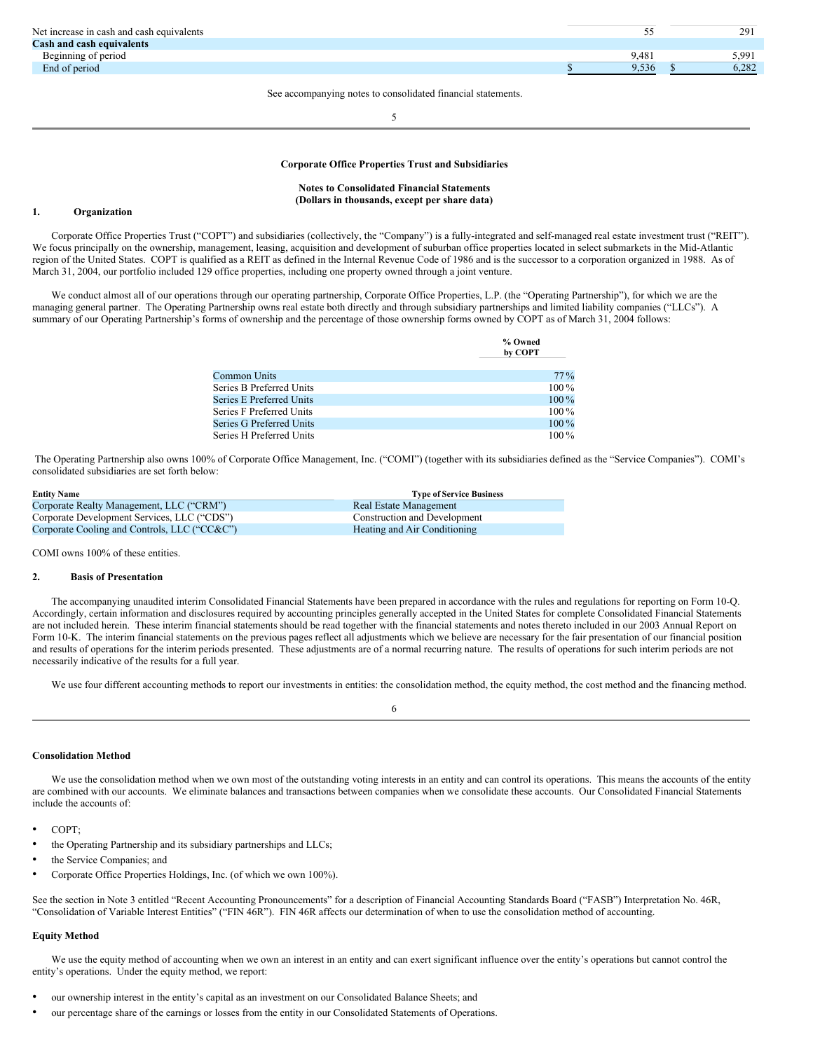| | | |
|---|---|---|
| Net increase in cash and cash equivalents | 55 | 291 |
| **Cash and cash equivalents** | | |
| Beginning of period | 9,481 | 5,991 |
| End of period | $ 9,536 | $ 6,282 |

See accompanying notes to consolidated financial statements.

**Corporate Office Properties Trust and Subsidiaries**

**Notes to Consolidated Financial Statements**
**(Dollars in thousands, except per share data)**

## 1. Organization

Corporate Office Properties Trust ("COPT") and subsidiaries (collectively, the "Company") is a fully-integrated and self-managed real estate investment trust ("REIT"). We focus principally on the ownership, management, leasing, acquisition and development of suburban office properties located in select submarkets in the Mid-Atlantic region of the United States. COPT is qualified as a REIT as defined in the Internal Revenue Code of 1986 and is the successor to a corporation organized in 1988. As of March 31, 2004, our portfolio included 129 office properties, including one property owned through a joint venture.

We conduct almost all of our operations through our operating partnership, Corporate Office Properties, L.P. (the "Operating Partnership"), for which we are the managing general partner. The Operating Partnership owns real estate both directly and through subsidiary partnerships and limited liability companies ("LLCs"). A summary of our Operating Partnership's forms of ownership and the percentage of those ownership forms owned by COPT as of March 31, 2004 follows:

| | % Owned by COPT |
|---|---|
| Common Units | 77 % |
| Series B Preferred Units | 100 % |
| Series E Preferred Units | 100 % |
| Series F Preferred Units | 100 % |
| Series G Preferred Units | 100 % |
| Series H Preferred Units | 100 % |

The Operating Partnership also owns 100% of Corporate Office Management, Inc. ("COMI") (together with its subsidiaries defined as the "Service Companies"). COMI's consolidated subsidiaries are set forth below:

| Entity Name | Type of Service Business |
|---|---|
| Corporate Realty Management, LLC ("CRM") | Real Estate Management |
| Corporate Development Services, LLC ("CDS") | Construction and Development |
| Corporate Cooling and Controls, LLC ("CC&C") | Heating and Air Conditioning |

COMI owns 100% of these entities.

## 2. Basis of Presentation

The accompanying unaudited interim Consolidated Financial Statements have been prepared in accordance with the rules and regulations for reporting on Form 10-Q. Accordingly, certain information and disclosures required by accounting principles generally accepted in the United States for complete Consolidated Financial Statements are not included herein. These interim financial statements should be read together with the financial statements and notes thereto included in our 2003 Annual Report on Form 10-K. The interim financial statements on the previous pages reflect all adjustments which we believe are necessary for the fair presentation of our financial position and results of operations for the interim periods presented. These adjustments are of a normal recurring nature. The results of operations for such interim periods are not necessarily indicative of the results for a full year.

We use four different accounting methods to report our investments in entities: the consolidation method, the equity method, the cost method and the financing method.

### Consolidation Method

We use the consolidation method when we own most of the outstanding voting interests in an entity and can control its operations. This means the accounts of the entity are combined with our accounts. We eliminate balances and transactions between companies when we consolidate these accounts. Our Consolidated Financial Statements include the accounts of:

- COPT;
- the Operating Partnership and its subsidiary partnerships and LLCs;
- the Service Companies; and
- Corporate Office Properties Holdings, Inc. (of which we own 100%).

See the section in Note 3 entitled "Recent Accounting Pronouncements" for a description of Financial Accounting Standards Board ("FASB") Interpretation No. 46R, "Consolidation of Variable Interest Entities" ("FIN 46R"). FIN 46R affects our determination of when to use the consolidation method of accounting.

### Equity Method

We use the equity method of accounting when we own an interest in an entity and can exert significant influence over the entity's operations but cannot control the entity's operations. Under the equity method, we report:

- our ownership interest in the entity's capital as an investment on our Consolidated Balance Sheets; and
- our percentage share of the earnings or losses from the entity in our Consolidated Statements of Operations.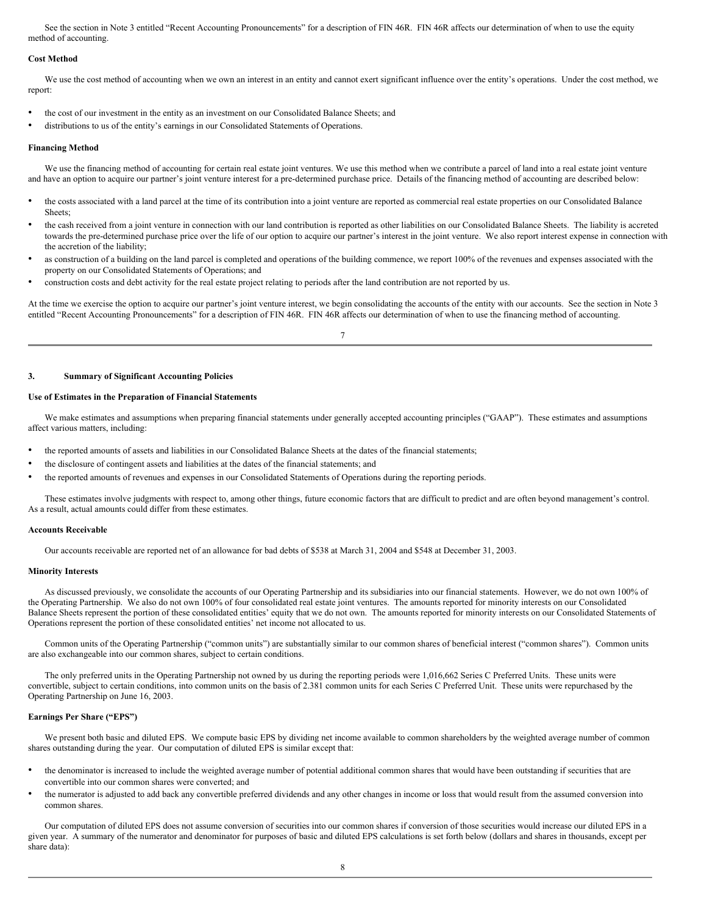See the section in Note 3 entitled "Recent Accounting Pronouncements" for a description of FIN 46R. FIN 46R affects our determination of when to use the equity method of accounting.

**Cost Method**

We use the cost method of accounting when we own an interest in an entity and cannot exert significant influence over the entity's operations. Under the cost method, we report:

- the cost of our investment in the entity as an investment on our Consolidated Balance Sheets; and
- distributions to us of the entity's earnings in our Consolidated Statements of Operations.

**Financing Method**

We use the financing method of accounting for certain real estate joint ventures. We use this method when we contribute a parcel of land into a real estate joint venture and have an option to acquire our partner's joint venture interest for a pre-determined purchase price. Details of the financing method of accounting are described below:

- the costs associated with a land parcel at the time of its contribution into a joint venture are reported as commercial real estate properties on our Consolidated Balance Sheets;
- the cash received from a joint venture in connection with our land contribution is reported as other liabilities on our Consolidated Balance Sheets. The liability is accreted towards the pre-determined purchase price over the life of our option to acquire our partner's interest in the joint venture. We also report interest expense in connection with the accretion of the liability;
- as construction of a building on the land parcel is completed and operations of the building commence, we report 100% of the revenues and expenses associated with the property on our Consolidated Statements of Operations; and
- construction costs and debt activity for the real estate project relating to periods after the land contribution are not reported by us.

At the time we exercise the option to acquire our partner's joint venture interest, we begin consolidating the accounts of the entity with our accounts. See the section in Note 3 entitled "Recent Accounting Pronouncements" for a description of FIN 46R. FIN 46R affects our determination of when to use the financing method of accounting.

## 3. Summary of Significant Accounting Policies

**Use of Estimates in the Preparation of Financial Statements**

We make estimates and assumptions when preparing financial statements under generally accepted accounting principles ("GAAP"). These estimates and assumptions affect various matters, including:

- the reported amounts of assets and liabilities in our Consolidated Balance Sheets at the dates of the financial statements;
- the disclosure of contingent assets and liabilities at the dates of the financial statements; and
- the reported amounts of revenues and expenses in our Consolidated Statements of Operations during the reporting periods.

These estimates involve judgments with respect to, among other things, future economic factors that are difficult to predict and are often beyond management's control. As a result, actual amounts could differ from these estimates.

**Accounts Receivable**

Our accounts receivable are reported net of an allowance for bad debts of $538 at March 31, 2004 and $548 at December 31, 2003.

**Minority Interests**

As discussed previously, we consolidate the accounts of our Operating Partnership and its subsidiaries into our financial statements. However, we do not own 100% of the Operating Partnership. We also do not own 100% of four consolidated real estate joint ventures. The amounts reported for minority interests on our Consolidated Balance Sheets represent the portion of these consolidated entities' equity that we do not own. The amounts reported for minority interests on our Consolidated Statements of Operations represent the portion of these consolidated entities' net income not allocated to us.

Common units of the Operating Partnership ("common units") are substantially similar to our common shares of beneficial interest ("common shares"). Common units are also exchangeable into our common shares, subject to certain conditions.

The only preferred units in the Operating Partnership not owned by us during the reporting periods were 1,016,662 Series C Preferred Units. These units were convertible, subject to certain conditions, into common units on the basis of 2.381 common units for each Series C Preferred Unit. These units were repurchased by the Operating Partnership on June 16, 2003.

**Earnings Per Share ("EPS")**

We present both basic and diluted EPS. We compute basic EPS by dividing net income available to common shareholders by the weighted average number of common shares outstanding during the year. Our computation of diluted EPS is similar except that:

- the denominator is increased to include the weighted average number of potential additional common shares that would have been outstanding if securities that are convertible into our common shares were converted; and
- the numerator is adjusted to add back any convertible preferred dividends and any other changes in income or loss that would result from the assumed conversion into common shares.

Our computation of diluted EPS does not assume conversion of securities into our common shares if conversion of those securities would increase our diluted EPS in a given year. A summary of the numerator and denominator for purposes of basic and diluted EPS calculations is set forth below (dollars and shares in thousands, except per share data):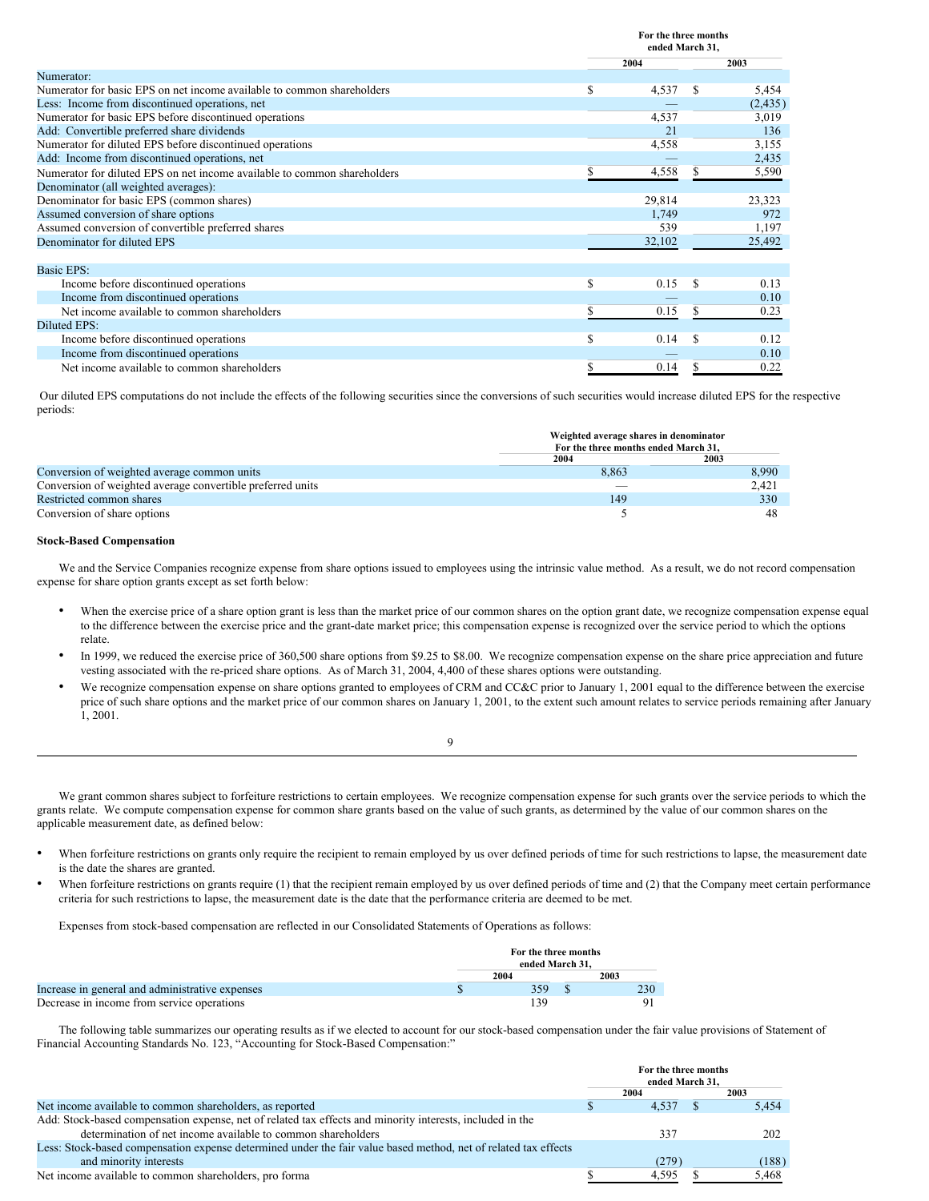| | For the three months ended March 31, | |
|---|---|---|
| | 2004 | 2003 |
| Numerator: | | |
| Numerator for basic EPS on net income available to common shareholders | $ 4,537 | $ 5,454 |
| Less: Income from discontinued operations, net | — | (2,435) |
| Numerator for basic EPS before discontinued operations | 4,537 | 3,019 |
| Add: Convertible preferred share dividends | 21 | 136 |
| Numerator for diluted EPS before discontinued operations | 4,558 | 3,155 |
| Add: Income from discontinued operations, net | — | 2,435 |
| Numerator for diluted EPS on net income available to common shareholders | $ 4,558 | $ 5,590 |
| Denominator (all weighted averages): | | |
| Denominator for basic EPS (common shares) | 29,814 | 23,323 |
| Assumed conversion of share options | 1,749 | 972 |
| Assumed conversion of convertible preferred shares | 539 | 1,197 |
| Denominator for diluted EPS | 32,102 | 25,492 |
| | | |
| Basic EPS: | | |
| Income before discontinued operations | $ 0.15 | $ 0.13 |
| Income from discontinued operations | — | 0.10 |
| Net income available to common shareholders | $ 0.15 | $ 0.23 |
| Diluted EPS: | | |
| Income before discontinued operations | $ 0.14 | $ 0.12 |
| Income from discontinued operations | — | 0.10 |
| Net income available to common shareholders | $ 0.14 | $ 0.22 |

Our diluted EPS computations do not include the effects of the following securities since the conversions of such securities would increase diluted EPS for the respective periods:

| | Weighted average shares in denominator For the three months ended March 31, | |
|---|---|---|
| | 2004 | 2003 |
| Conversion of weighted average common units | 8,863 | 8,990 |
| Conversion of weighted average convertible preferred units | — | 2,421 |
| Restricted common shares | 149 | 330 |
| Conversion of share options | 5 | 48 |

### Stock-Based Compensation

We and the Service Companies recognize expense from share options issued to employees using the intrinsic value method. As a result, we do not record compensation expense for share option grants except as set forth below:

- When the exercise price of a share option grant is less than the market price of our common shares on the option grant date, we recognize compensation expense equal to the difference between the exercise price and the grant-date market price; this compensation expense is recognized over the service period to which the options relate.
- In 1999, we reduced the exercise price of 360,500 share options from $9.25 to $8.00. We recognize compensation expense on the share price appreciation and future vesting associated with the re-priced share options. As of March 31, 2004, 4,400 of these shares options were outstanding.
- We recognize compensation expense on share options granted to employees of CRM and CC&C prior to January 1, 2001 equal to the difference between the exercise price of such share options and the market price of our common shares on January 1, 2001, to the extent such amount relates to service periods remaining after January 1, 2001.

We grant common shares subject to forfeiture restrictions to certain employees. We recognize compensation expense for such grants over the service periods to which the grants relate. We compute compensation expense for common share grants based on the value of such grants, as determined by the value of our common shares on the applicable measurement date, as defined below:

- When forfeiture restrictions on grants only require the recipient to remain employed by us over defined periods of time for such restrictions to lapse, the measurement date is the date the shares are granted.
- When forfeiture restrictions on grants require (1) that the recipient remain employed by us over defined periods of time and (2) that the Company meet certain performance criteria for such restrictions to lapse, the measurement date is the date that the performance criteria are deemed to be met.

Expenses from stock-based compensation are reflected in our Consolidated Statements of Operations as follows:

| | For the three months ended March 31, | |
|---|---|---|
| | 2004 | 2003 |
| Increase in general and administrative expenses | $ 359 | $ 230 |
| Decrease in income from service operations | 139 | 91 |

The following table summarizes our operating results as if we elected to account for our stock-based compensation under the fair value provisions of Statement of Financial Accounting Standards No. 123, "Accounting for Stock-Based Compensation:"

| | For the three months ended March 31, | |
|---|---|---|
| | 2004 | 2003 |
| Net income available to common shareholders, as reported | $ 4,537 | $ 5,454 |
| Add: Stock-based compensation expense, net of related tax effects and minority interests, included in the determination of net income available to common shareholders | 337 | 202 |
| Less: Stock-based compensation expense determined under the fair value based method, net of related tax effects and minority interests | (279) | (188) |
| Net income available to common shareholders, pro forma | $ 4,595 | $ 5,468 |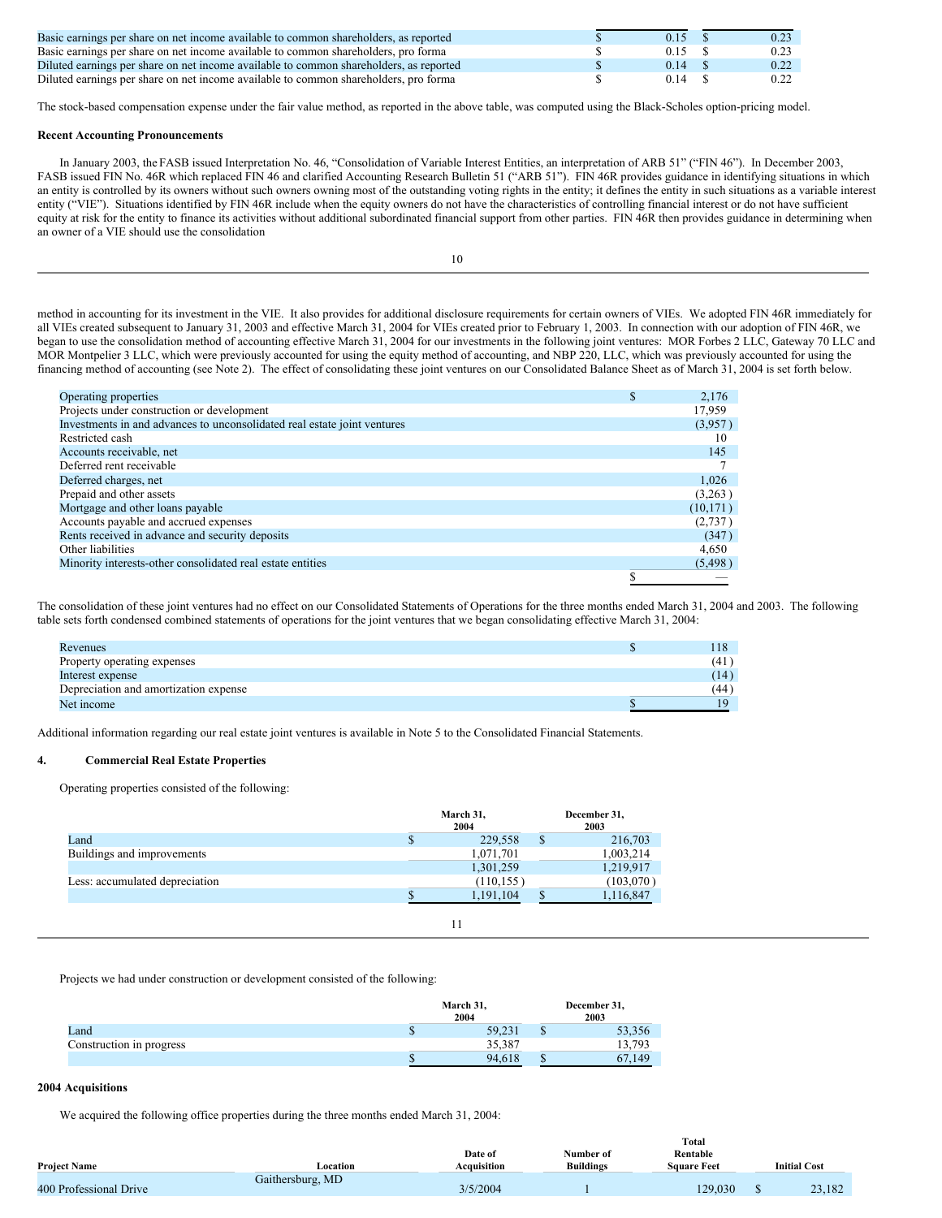| | | |
|---|---|---|
| Basic earnings per share on net income available to common shareholders, as reported | $ 0.15 | $ 0.23 |
| Basic earnings per share on net income available to common shareholders, pro forma | $ 0.15 | $ 0.23 |
| Diluted earnings per share on net income available to common shareholders, as reported | $ 0.14 | $ 0.22 |
| Diluted earnings per share on net income available to common shareholders, pro forma | $ 0.14 | $ 0.22 |

The stock-based compensation expense under the fair value method, as reported in the above table, was computed using the Black-Scholes option-pricing model.

**Recent Accounting Pronouncements**

In January 2003, the FASB issued Interpretation No. 46, "Consolidation of Variable Interest Entities, an interpretation of ARB 51" ("FIN 46"). In December 2003, FASB issued FIN No. 46R which replaced FIN 46 and clarified Accounting Research Bulletin 51 ("ARB 51"). FIN 46R provides guidance in identifying situations in which an entity is controlled by its owners without such owners owning most of the outstanding voting rights in the entity; it defines the entity in such situations as a variable interest entity ("VIE"). Situations identified by FIN 46R include when the equity owners do not have the characteristics of controlling financial interest or do not have sufficient equity at risk for the entity to finance its activities without additional subordinated financial support from other parties. FIN 46R then provides guidance in determining when an owner of a VIE should use the consolidation method in accounting for its investment in the VIE. It also provides for additional disclosure requirements for certain owners of VIEs. We adopted FIN 46R immediately for all VIEs created subsequent to January 31, 2003 and effective March 31, 2004 for VIEs created prior to February 1, 2003. In connection with our adoption of FIN 46R, we began to use the consolidation method of accounting effective March 31, 2004 for our investments in the following joint ventures: MOR Forbes 2 LLC, Gateway 70 LLC and MOR Montpelier 3 LLC, which were previously accounted for using the equity method of accounting, and NBP 220, LLC, which was previously accounted for using the financing method of accounting (see Note 2). The effect of consolidating these joint ventures on our Consolidated Balance Sheet as of March 31, 2004 is set forth below.

| | |
|---|---|
| Operating properties | $ 2,176 |
| Projects under construction or development | 17,959 |
| Investments in and advances to unconsolidated real estate joint ventures | (3,957) |
| Restricted cash | 10 |
| Accounts receivable, net | 145 |
| Deferred rent receivable | 7 |
| Deferred charges, net | 1,026 |
| Prepaid and other assets | (3,263) |
| Mortgage and other loans payable | (10,171) |
| Accounts payable and accrued expenses | (2,737) |
| Rents received in advance and security deposits | (347) |
| Other liabilities | 4,650 |
| Minority interests-other consolidated real estate entities | (5,498) |
| | $ — |

The consolidation of these joint ventures had no effect on our Consolidated Statements of Operations for the three months ended March 31, 2004 and 2003. The following table sets forth condensed combined statements of operations for the joint ventures that we began consolidating effective March 31, 2004:

| | |
|---|---|
| Revenues | $ 118 |
| Property operating expenses | (41) |
| Interest expense | (14) |
| Depreciation and amortization expense | (44) |
| Net income | $ 19 |

Additional information regarding our real estate joint ventures is available in Note 5 to the Consolidated Financial Statements.

## 4. Commercial Real Estate Properties

Operating properties consisted of the following:

| | March 31, 2004 | December 31, 2003 |
|---|---|---|
| Land | $ 229,558 | $ 216,703 |
| Buildings and improvements | 1,071,701 | 1,003,214 |
| | 1,301,259 | 1,219,917 |
| Less: accumulated depreciation | (110,155) | (103,070) |
| | $ 1,191,104 | $ 1,116,847 |

Projects we had under construction or development consisted of the following:

| | March 31, 2004 | December 31, 2003 |
|---|---|---|
| Land | $ 59,231 | $ 53,356 |
| Construction in progress | 35,387 | 13,793 |
| | $ 94,618 | $ 67,149 |

**2004 Acquisitions**

We acquired the following office properties during the three months ended March 31, 2004:

| Project Name | Location | Date of Acquisition | Number of Buildings | Total Rentable Square Feet | Initial Cost |
|---|---|---|---|---|---|
| 400 Professional Drive | Gaithersburg, MD | 3/5/2004 | 1 | 129,030 | $ 23,182 |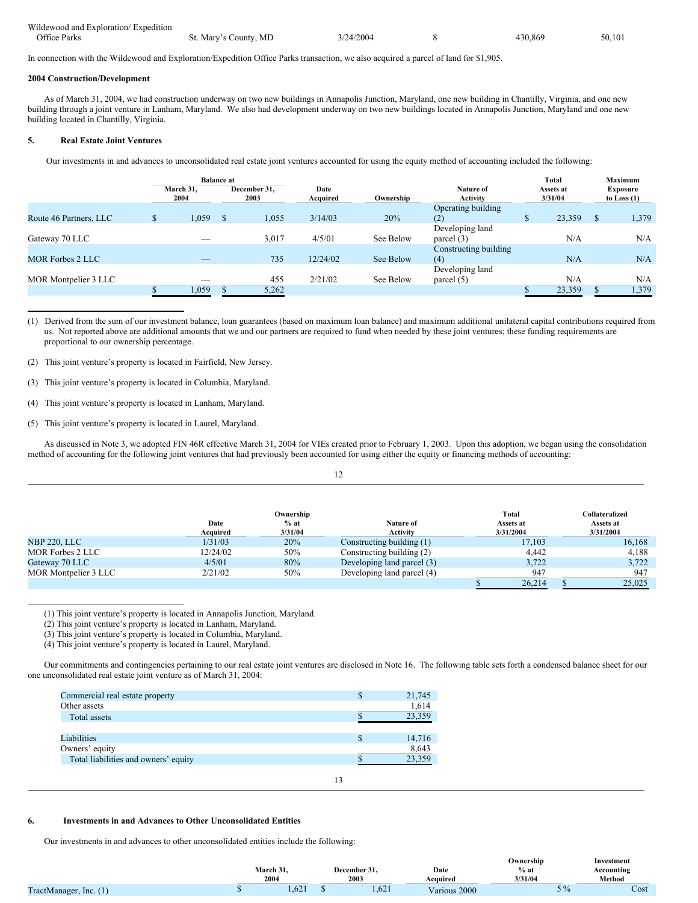| | | | | | |
|---|---|---|---|---|---|
| Wildewood and Exploration/ Expedition Office Parks | St. Mary's County, MD | 3/24/2004 | 8 | 430,869 | 50,101 |

In connection with the Wildewood and Exploration/Expedition Office Parks transaction, we also acquired a parcel of land for $1,905.

**2004 Construction/Development**

As of March 31, 2004, we had construction underway on two new buildings in Annapolis Junction, Maryland, one new building in Chantilly, Virginia, and one new building through a joint venture in Lanham, Maryland. We also had development underway on two new buildings located in Annapolis Junction, Maryland and one new building located in Chantilly, Virginia.

## 5. Real Estate Joint Ventures

Our investments in and advances to unconsolidated real estate joint ventures accounted for using the equity method of accounting included the following:

| | Balance at | | | | | | |
|---|---|---|---|---|---|---|---|
| | March 31, 2004 | December 31, 2003 | Date Acquired | Ownership | Nature of Activity | Total Assets at 3/31/04 | Maximum Exposure to Loss (1) |
| Route 46 Partners, LLC | $ 1,059 | $ 1,055 | 3/14/03 | 20% | Operating building (2) | $ 23,359 | $ 1,379 |
| Gateway 70 LLC | — | 3,017 | 4/5/01 | See Below | Developing land parcel (3) | N/A | N/A |
| MOR Forbes 2 LLC | — | 735 | 12/24/02 | See Below | Constructing building (4) | N/A | N/A |
| MOR Montpelier 3 LLC | — | 455 | 2/21/02 | See Below | Developing land parcel (5) | N/A | N/A |
| | $ 1,059 | $ 5,262 | | | | $ 23,359 | $ 1,379 |

(1) Derived from the sum of our investment balance, loan guarantees (based on maximum loan balance) and maximum additional unilateral capital contributions required from us. Not reported above are additional amounts that we and our partners are required to fund when needed by these joint ventures; these funding requirements are proportional to our ownership percentage.

(2) This joint venture's property is located in Fairfield, New Jersey.

(3) This joint venture's property is located in Columbia, Maryland.

(4) This joint venture's property is located in Lanham, Maryland.

(5) This joint venture's property is located in Laurel, Maryland.

As discussed in Note 3, we adopted FIN 46R effective March 31, 2004 for VIEs created prior to February 1, 2003. Upon this adoption, we began using the consolidation method of accounting for the following joint ventures that had previously been accounted for using either the equity or financing methods of accounting:

| | Date Acquired | Ownership % at 3/31/04 | Nature of Activity | Total Assets at 3/31/2004 | Collateralized Assets at 3/31/2004 |
|---|---|---|---|---|---|
| NBP 220, LLC | 1/31/03 | 20% | Constructing building (1) | 17,103 | 16,168 |
| MOR Forbes 2 LLC | 12/24/02 | 50% | Constructing building (2) | 4,442 | 4,188 |
| Gateway 70 LLC | 4/5/01 | 80% | Developing land parcel (3) | 3,722 | 3,722 |
| MOR Montpelier 3 LLC | 2/21/02 | 50% | Developing land parcel (4) | 947 | 947 |
| | | | | $ 26,214 | $ 25,025 |

(1) This joint venture's property is located in Annapolis Junction, Maryland.
(2) This joint venture's property is located in Lanham, Maryland.
(3) This joint venture's property is located in Columbia, Maryland.
(4) This joint venture's property is located in Laurel, Maryland.

Our commitments and contingencies pertaining to our real estate joint ventures are disclosed in Note 16. The following table sets forth a condensed balance sheet for our one unconsolidated real estate joint venture as of March 31, 2004:

| | |
|---|---|
| Commercial real estate property | $ 21,745 |
| Other assets | 1,614 |
| Total assets | $ 23,359 |
| | |
| Liabilities | $ 14,716 |
| Owners' equity | 8,643 |
| Total liabilities and owners' equity | $ 23,359 |

## 6. Investments in and Advances to Other Unconsolidated Entities

Our investments in and advances to other unconsolidated entities include the following:

| | March 31, 2004 | December 31, 2003 | Date Acquired | Ownership % at 3/31/04 | Investment Accounting Method |
|---|---|---|---|---|---|
| TractManager, Inc. (1) | $ 1,621 | $ 1,621 | Various 2000 | 5% | Cost |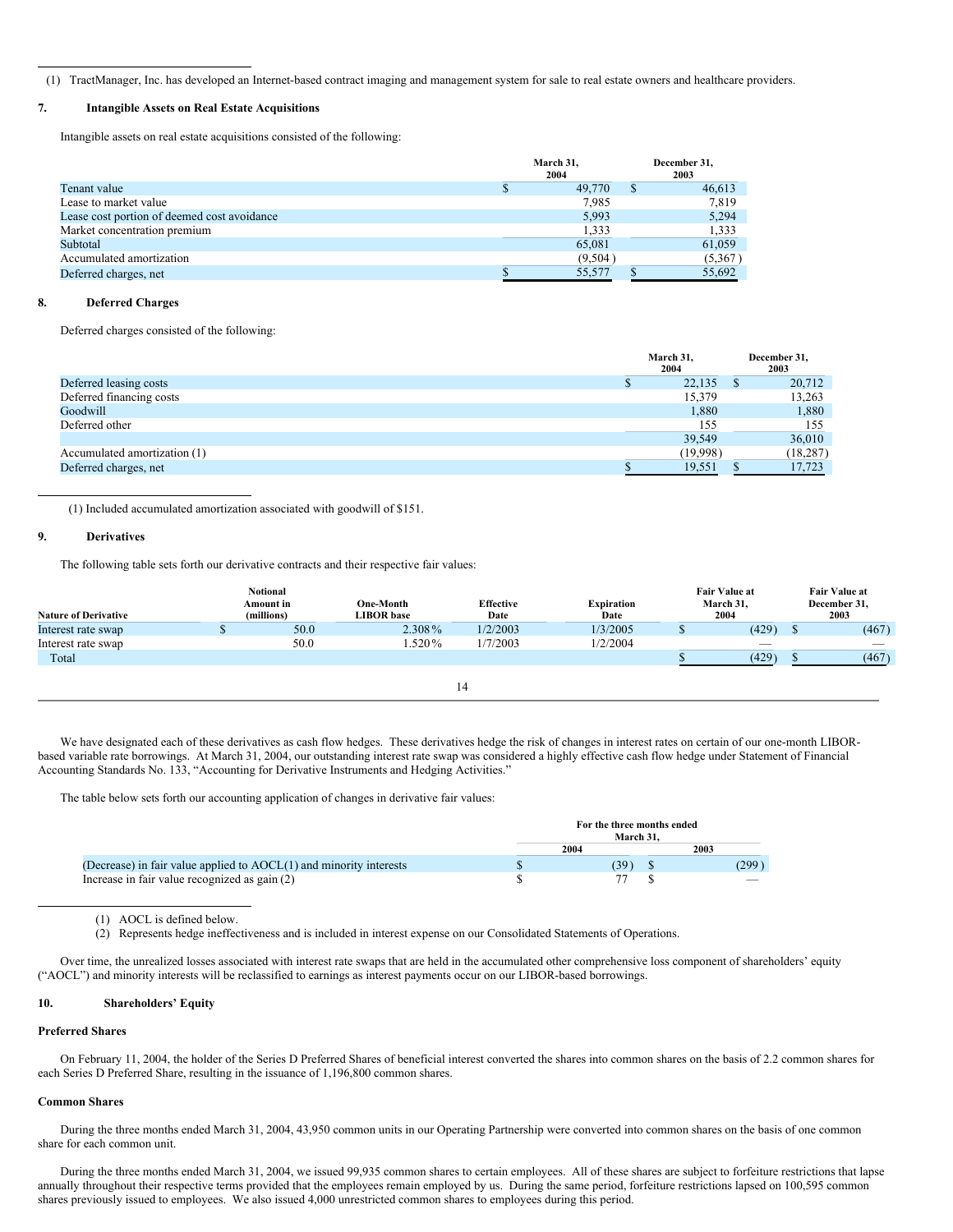(1) TractManager, Inc. has developed an Internet-based contract imaging and management system for sale to real estate owners and healthcare providers.

## 7. Intangible Assets on Real Estate Acquisitions

Intangible assets on real estate acquisitions consisted of the following:

| | March 31, 2004 | December 31, 2003 |
|---|---|---|
| Tenant value | $ 49,770 | $ 46,613 |
| Lease to market value | 7,985 | 7,819 |
| Lease cost portion of deemed cost avoidance | 5,993 | 5,294 |
| Market concentration premium | 1,333 | 1,333 |
| Subtotal | 65,081 | 61,059 |
| Accumulated amortization | (9,504) | (5,367) |
| Deferred charges, net | $ 55,577 | $ 55,692 |

## 8. Deferred Charges

Deferred charges consisted of the following:

| | March 31, 2004 | December 31, 2003 |
|---|---|---|
| Deferred leasing costs | $ 22,135 | $ 20,712 |
| Deferred financing costs | 15,379 | 13,263 |
| Goodwill | 1,880 | 1,880 |
| Deferred other | 155 | 155 |
| | 39,549 | 36,010 |
| Accumulated amortization (1) | (19,998) | (18,287) |
| Deferred charges, net | $ 19,551 | $ 17,723 |

(1) Included accumulated amortization associated with goodwill of $151.

## 9. Derivatives

The following table sets forth our derivative contracts and their respective fair values:

| Nature of Derivative | Notional Amount in (millions) | One-Month LIBOR base | Effective Date | Expiration Date | Fair Value at March 31, 2004 | Fair Value at December 31, 2003 |
|---|---|---|---|---|---|---|
| Interest rate swap | $ 50.0 | 2.308% | 1/2/2003 | 1/3/2005 | $ (429) | $ (467) |
| Interest rate swap | 50.0 | 1.520% | 1/7/2003 | 1/2/2004 | — | — |
| Total | | | | | $ (429) | $ (467) |

We have designated each of these derivatives as cash flow hedges. These derivatives hedge the risk of changes in interest rates on certain of our one-month LIBOR-based variable rate borrowings. At March 31, 2004, our outstanding interest rate swap was considered a highly effective cash flow hedge under Statement of Financial Accounting Standards No. 133, "Accounting for Derivative Instruments and Hedging Activities."

The table below sets forth our accounting application of changes in derivative fair values:

| | For the three months ended March 31, | |
|---|---|---|
| | 2004 | 2003 |
| (Decrease) in fair value applied to AOCL(1) and minority interests | $ (39) | $ (299) |
| Increase in fair value recognized as gain (2) | $ 77 | $ — |

(1) AOCL is defined below.

(2) Represents hedge ineffectiveness and is included in interest expense on our Consolidated Statements of Operations.

Over time, the unrealized losses associated with interest rate swaps that are held in the accumulated other comprehensive loss component of shareholders' equity ("AOCL") and minority interests will be reclassified to earnings as interest payments occur on our LIBOR-based borrowings.

## 10. Shareholders' Equity

### Preferred Shares

On February 11, 2004, the holder of the Series D Preferred Shares of beneficial interest converted the shares into common shares on the basis of 2.2 common shares for each Series D Preferred Share, resulting in the issuance of 1,196,800 common shares.

### Common Shares

During the three months ended March 31, 2004, 43,950 common units in our Operating Partnership were converted into common shares on the basis of one common share for each common unit.

During the three months ended March 31, 2004, we issued 99,935 common shares to certain employees. All of these shares are subject to forfeiture restrictions that lapse annually throughout their respective terms provided that the employees remain employed by us. During the same period, forfeiture restrictions lapsed on 100,595 common shares previously issued to employees. We also issued 4,000 unrestricted common shares to employees during this period.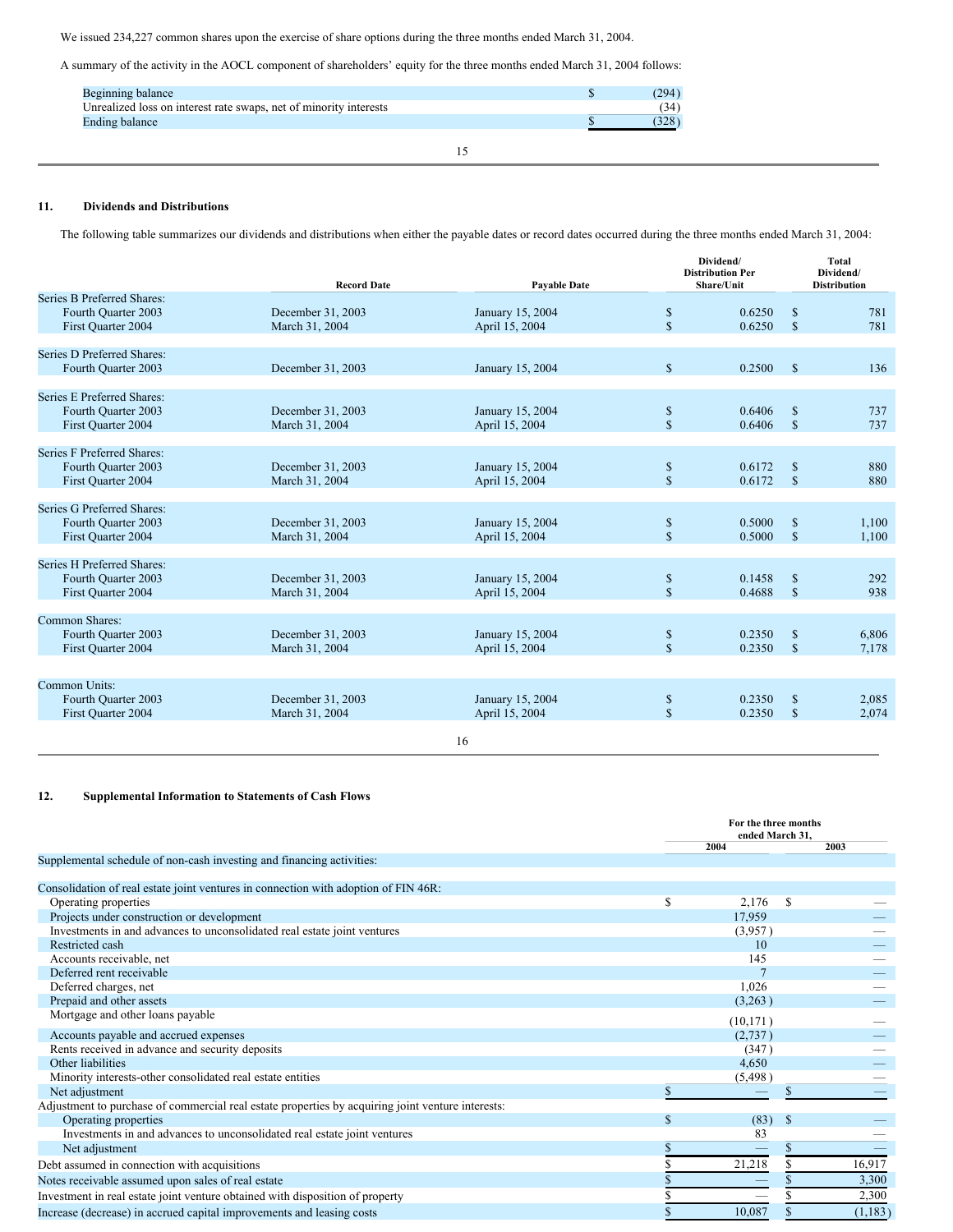We issued 234,227 common shares upon the exercise of share options during the three months ended March 31, 2004.

A summary of the activity in the AOCL component of shareholders' equity for the three months ended March 31, 2004 follows:

| | |
|---|---|
| Beginning balance | $ (294) |
| Unrealized loss on interest rate swaps, net of minority interests | (34) |
| Ending balance | $ (328) |

## 11. Dividends and Distributions

The following table summarizes our dividends and distributions when either the payable dates or record dates occurred during the three months ended March 31, 2004:

| | Record Date | Payable Date | Dividend/ Distribution Per Share/Unit | Total Dividend/ Distribution |
|---|---|---|---|---|
| Series B Preferred Shares: | | | | |
| Fourth Quarter 2003 | December 31, 2003 | January 15, 2004 | $ 0.6250 | $ 781 |
| First Quarter 2004 | March 31, 2004 | April 15, 2004 | $ 0.6250 | $ 781 |
| Series D Preferred Shares: | | | | |
| Fourth Quarter 2003 | December 31, 2003 | January 15, 2004 | $ 0.2500 | $ 136 |
| Series E Preferred Shares: | | | | |
| Fourth Quarter 2003 | December 31, 2003 | January 15, 2004 | $ 0.6406 | $ 737 |
| First Quarter 2004 | March 31, 2004 | April 15, 2004 | $ 0.6406 | $ 737 |
| Series F Preferred Shares: | | | | |
| Fourth Quarter 2003 | December 31, 2003 | January 15, 2004 | $ 0.6172 | $ 880 |
| First Quarter 2004 | March 31, 2004 | April 15, 2004 | $ 0.6172 | $ 880 |
| Series G Preferred Shares: | | | | |
| Fourth Quarter 2003 | December 31, 2003 | January 15, 2004 | $ 0.5000 | $ 1,100 |
| First Quarter 2004 | March 31, 2004 | April 15, 2004 | $ 0.5000 | $ 1,100 |
| Series H Preferred Shares: | | | | |
| Fourth Quarter 2003 | December 31, 2003 | January 15, 2004 | $ 0.1458 | $ 292 |
| First Quarter 2004 | March 31, 2004 | April 15, 2004 | $ 0.4688 | $ 938 |
| Common Shares: | | | | |
| Fourth Quarter 2003 | December 31, 2003 | January 15, 2004 | $ 0.2350 | $ 6,806 |
| First Quarter 2004 | March 31, 2004 | April 15, 2004 | $ 0.2350 | $ 7,178 |
| Common Units: | | | | |
| Fourth Quarter 2003 | December 31, 2003 | January 15, 2004 | $ 0.2350 | $ 2,085 |
| First Quarter 2004 | March 31, 2004 | April 15, 2004 | $ 0.2350 | $ 2,074 |

## 12. Supplemental Information to Statements of Cash Flows

| | For the three months ended March 31, 2004 | 2003 |
|---|---|---|
| Supplemental schedule of non-cash investing and financing activities: | | |
| Consolidation of real estate joint ventures in connection with adoption of FIN 46R: | | |
| Operating properties | $ 2,176 | $ — |
| Projects under construction or development | 17,959 | — |
| Investments in and advances to unconsolidated real estate joint ventures | (3,957) | — |
| Restricted cash | 10 | — |
| Accounts receivable, net | 145 | — |
| Deferred rent receivable | 7 | — |
| Deferred charges, net | 1,026 | — |
| Prepaid and other assets | (3,263) | — |
| Mortgage and other loans payable | (10,171) | — |
| Accounts payable and accrued expenses | (2,737) | — |
| Rents received in advance and security deposits | (347) | — |
| Other liabilities | 4,650 | — |
| Minority interests-other consolidated real estate entities | (5,498) | — |
| Net adjustment | $ — | $ — |
| Adjustment to purchase of commercial real estate properties by acquiring joint venture interests: | | |
| Operating properties | $ (83) | $ — |
| Investments in and advances to unconsolidated real estate joint ventures | 83 | — |
| Net adjustment | $ — | $ — |
| Debt assumed in connection with acquisitions | $ 21,218 | $ 16,917 |
| Notes receivable assumed upon sales of real estate | $ — | $ 3,300 |
| Investment in real estate joint venture obtained with disposition of property | $ — | $ 2,300 |
| Increase (decrease) in accrued capital improvements and leasing costs | $ 10,087 | $ (1,183) |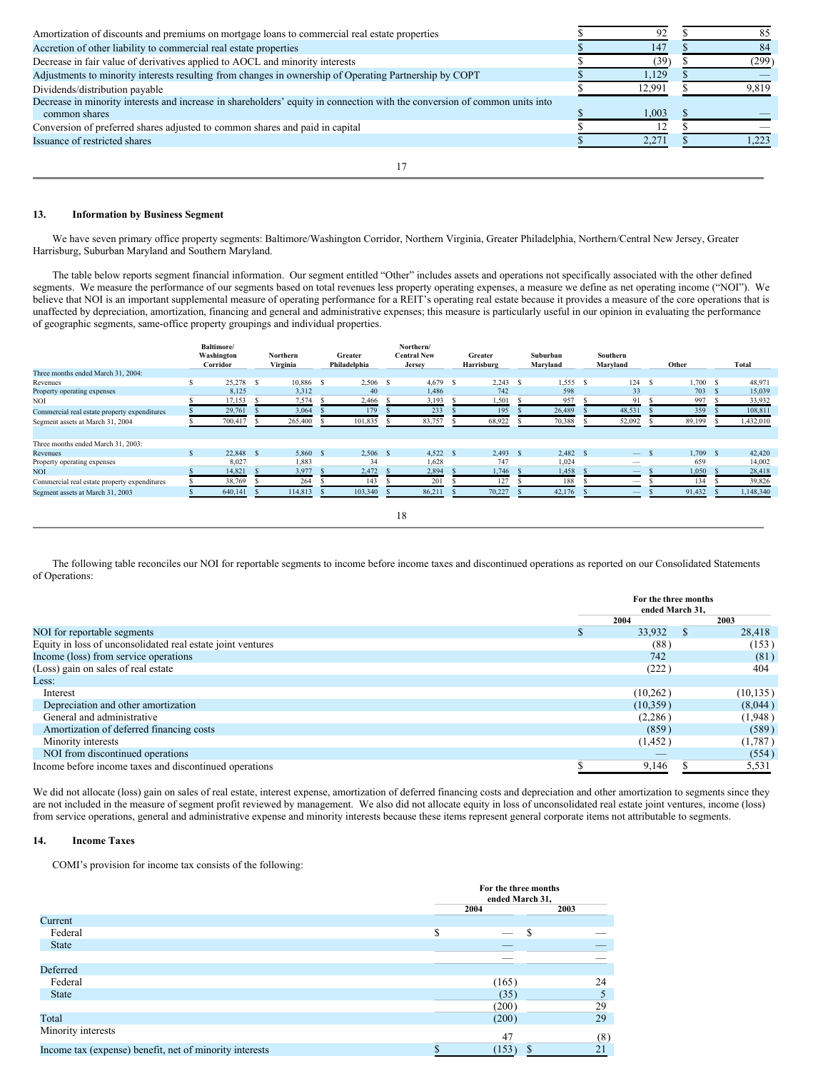| | 2004 | 2003 |
|---|---|---|
| Amortization of discounts and premiums on mortgage loans to commercial real estate properties | $ 92 | $ 85 |
| Accretion of other liability to commercial real estate properties | $ 147 | $ 84 |
| Decrease in fair value of derivatives applied to AOCL and minority interests | $ (39) | $ (299) |
| Adjustments to minority interests resulting from changes in ownership of Operating Partnership by COPT | $ 1,129 | $ — |
| Dividends/distribution payable | $ 12,991 | $ 9,819 |
| Decrease in minority interests and increase in shareholders' equity in connection with the conversion of common units into common shares | $ 1,003 | $ — |
| Conversion of preferred shares adjusted to common shares and paid in capital | $ 12 | $ — |
| Issuance of restricted shares | $ 2,271 | $ 1,223 |

## 13. Information by Business Segment

We have seven primary office property segments: Baltimore/Washington Corridor, Northern Virginia, Greater Philadelphia, Northern/Central New Jersey, Greater Harrisburg, Suburban Maryland and Southern Maryland.

The table below reports segment financial information. Our segment entitled "Other" includes assets and operations not specifically associated with the other defined segments. We measure the performance of our segments based on total revenues less property operating expenses, a measure we define as net operating income ("NOI"). We believe that NOI is an important supplemental measure of operating performance for a REIT's operating real estate because it provides a measure of the core operations that is unaffected by depreciation, amortization, financing and general and administrative expenses; this measure is particularly useful in our opinion in evaluating the performance of geographic segments, same-office property groupings and individual properties.

| | Baltimore/ Washington Corridor | Northern Virginia | Greater Philadelphia | Northern/ Central New Jersey | Greater Harrisburg | Suburban Maryland | Southern Maryland | Other | Total |
|---|---|---|---|---|---|---|---|---|---|
| Three months ended March 31, 2004: | | | | | | | | | |
| Revenues | $ 25,278 | $ 10,886 | $ 2,506 | $ 4,679 | $ 2,243 | $ 1,555 | $ 124 | $ 1,700 | $ 48,971 |
| Property operating expenses | 8,125 | 3,312 | 40 | 1,486 | 742 | 598 | 33 | 703 | $ 15,039 |
| NOI | $ 17,153 | $ 7,574 | $ 2,466 | $ 3,193 | $ 1,501 | $ 957 | $ 91 | $ 997 | $ 33,932 |
| Commercial real estate property expenditures | $ 29,761 | $ 3,064 | $ 179 | $ 233 | $ 195 | $ 26,489 | $ 48,531 | $ 359 | $ 108,811 |
| Segment assets at March 31, 2004 | $ 700,417 | $ 265,400 | $ 101,835 | $ 83,757 | $ 68,922 | $ 70,388 | $ 52,092 | $ 89,199 | $ 1,432,010 |
| | | | | | | | | | |
| Three months ended March 31, 2003: | | | | | | | | | |
| Revenues | $ 22,848 | $ 5,860 | $ 2,506 | $ 4,522 | $ 2,493 | $ 2,482 | $ — | $ 1,709 | $ 42,420 |
| Property operating expenses | 8,027 | 1,883 | 34 | 1,628 | 747 | 1,024 | — | 659 | 14,002 |
| NOI | $ 14,821 | $ 3,977 | $ 2,472 | $ 2,894 | $ 1,746 | $ 1,458 | $ — | $ 1,050 | $ 28,418 |
| Commercial real estate property expenditures | $ 38,769 | $ 264 | $ 143 | $ 201 | $ 127 | $ 188 | $ — | $ 134 | $ 39,826 |
| Segment assets at March 31, 2003 | $ 640,141 | $ 114,813 | $ 103,340 | $ 86,211 | $ 70,227 | $ 42,176 | $ — | $ 91,432 | $ 1,148,340 |

The following table reconciles our NOI for reportable segments to income before income taxes and discontinued operations as reported on our Consolidated Statements of Operations:

| | For the three months ended March 31, | |
|---|---|---|
| | 2004 | 2003 |
| NOI for reportable segments | $ 33,932 | $ 28,418 |
| Equity in loss of unconsolidated real estate joint ventures | (88) | (153) |
| Income (loss) from service operations | 742 | (81) |
| (Loss) gain on sales of real estate | (222) | 404 |
| Less: | | |
| Interest | (10,262) | (10,135) |
| Depreciation and other amortization | (10,359) | (8,044) |
| General and administrative | (2,286) | (1,948) |
| Amortization of deferred financing costs | (859) | (589) |
| Minority interests | (1,452) | (1,787) |
| NOI from discontinued operations | — | (554) |
| Income before income taxes and discontinued operations | $ 9,146 | $ 5,531 |

We did not allocate (loss) gain on sales of real estate, interest expense, amortization of deferred financing costs and depreciation and other amortization to segments since they are not included in the measure of segment profit reviewed by management. We also did not allocate equity in loss of unconsolidated real estate joint ventures, income (loss) from service operations, general and administrative expense and minority interests because these items represent general corporate items not attributable to segments.

## 14. Income Taxes

COMI's provision for income tax consists of the following:

| | For the three months ended March 31, | |
|---|---|---|
| | 2004 | 2003 |
| Current | | |
| Federal | $ — | $ — |
| State | — | — |
| | — | — |
| Deferred | | |
| Federal | (165) | 24 |
| State | (35) | 5 |
| | (200) | 29 |
| Total | (200) | 29 |
| Minority interests | 47 | (8) |
| Income tax (expense) benefit, net of minority interests | $ (153) | $ 21 |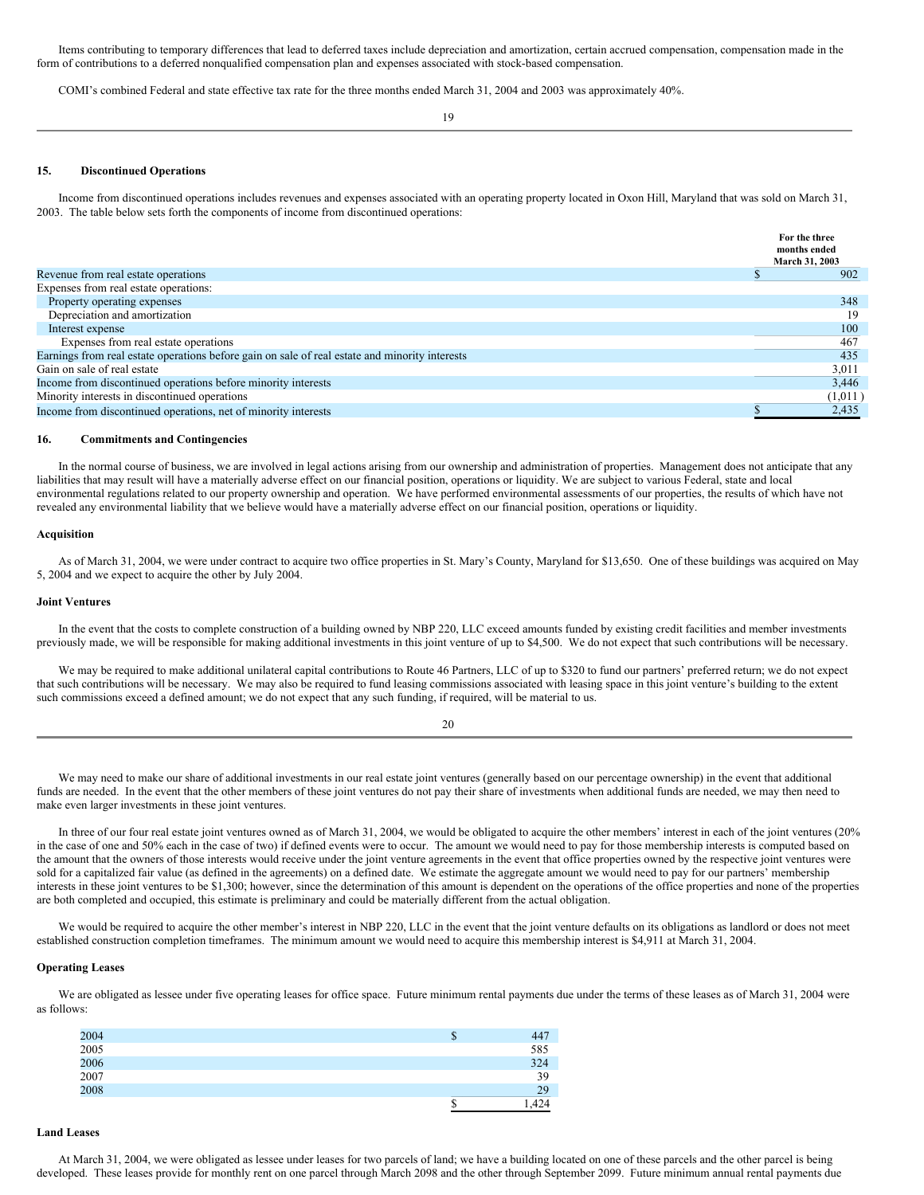Items contributing to temporary differences that lead to deferred taxes include depreciation and amortization, certain accrued compensation, compensation made in the form of contributions to a deferred nonqualified compensation plan and expenses associated with stock-based compensation.

COMI's combined Federal and state effective tax rate for the three months ended March 31, 2004 and 2003 was approximately 40%.

## 15. Discontinued Operations

Income from discontinued operations includes revenues and expenses associated with an operating property located in Oxon Hill, Maryland that was sold on March 31, 2003. The table below sets forth the components of income from discontinued operations:

| | For the three months ended March 31, 2003 |
|---|---|
| Revenue from real estate operations | $ 902 |
| Expenses from real estate operations: | |
| Property operating expenses | 348 |
| Depreciation and amortization | 19 |
| Interest expense | 100 |
| Expenses from real estate operations | 467 |
| Earnings from real estate operations before gain on sale of real estate and minority interests | 435 |
| Gain on sale of real estate | 3,011 |
| Income from discontinued operations before minority interests | 3,446 |
| Minority interests in discontinued operations | (1,011 ) |
| Income from discontinued operations, net of minority interests | $ 2,435 |

## 16. Commitments and Contingencies

In the normal course of business, we are involved in legal actions arising from our ownership and administration of properties. Management does not anticipate that any liabilities that may result will have a materially adverse effect on our financial position, operations or liquidity. We are subject to various Federal, state and local environmental regulations related to our property ownership and operation. We have performed environmental assessments of our properties, the results of which have not revealed any environmental liability that we believe would have a materially adverse effect on our financial position, operations or liquidity.

### Acquisition

As of March 31, 2004, we were under contract to acquire two office properties in St. Mary's County, Maryland for $13,650. One of these buildings was acquired on May 5, 2004 and we expect to acquire the other by July 2004.

### Joint Ventures

In the event that the costs to complete construction of a building owned by NBP 220, LLC exceed amounts funded by existing credit facilities and member investments previously made, we will be responsible for making additional investments in this joint venture of up to $4,500. We do not expect that such contributions will be necessary.

We may be required to make additional unilateral capital contributions to Route 46 Partners, LLC of up to $320 to fund our partners' preferred return; we do not expect that such contributions will be necessary. We may also be required to fund leasing commissions associated with leasing space in this joint venture's building to the extent such commissions exceed a defined amount; we do not expect that any such funding, if required, will be material to us.

We may need to make our share of additional investments in our real estate joint ventures (generally based on our percentage ownership) in the event that additional funds are needed. In the event that the other members of these joint ventures do not pay their share of investments when additional funds are needed, we may then need to make even larger investments in these joint ventures.

In three of our four real estate joint ventures owned as of March 31, 2004, we would be obligated to acquire the other members' interest in each of the joint ventures (20% in the case of one and 50% each in the case of two) if defined events were to occur. The amount we would need to pay for those membership interests is computed based on the amount that the owners of those interests would receive under the joint venture agreements in the event that office properties owned by the respective joint ventures were sold for a capitalized fair value (as defined in the agreements) on a defined date. We estimate the aggregate amount we would need to pay for our partners' membership interests in these joint ventures to be $1,300; however, since the determination of this amount is dependent on the operations of the office properties and none of the properties are both completed and occupied, this estimate is preliminary and could be materially different from the actual obligation.

We would be required to acquire the other member's interest in NBP 220, LLC in the event that the joint venture defaults on its obligations as landlord or does not meet established construction completion timeframes. The minimum amount we would need to acquire this membership interest is $4,911 at March 31, 2004.

### Operating Leases

We are obligated as lessee under five operating leases for office space. Future minimum rental payments due under the terms of these leases as of March 31, 2004 were as follows:

| | |
|---|---|
| 2004 | $ 447 |
| 2005 | 585 |
| 2006 | 324 |
| 2007 | 39 |
| 2008 | 29 |
| | $ 1,424 |

### Land Leases

At March 31, 2004, we were obligated as lessee under leases for two parcels of land; we have a building located on one of these parcels and the other parcel is being developed. These leases provide for monthly rent on one parcel through March 2098 and the other through September 2099. Future minimum annual rental payments due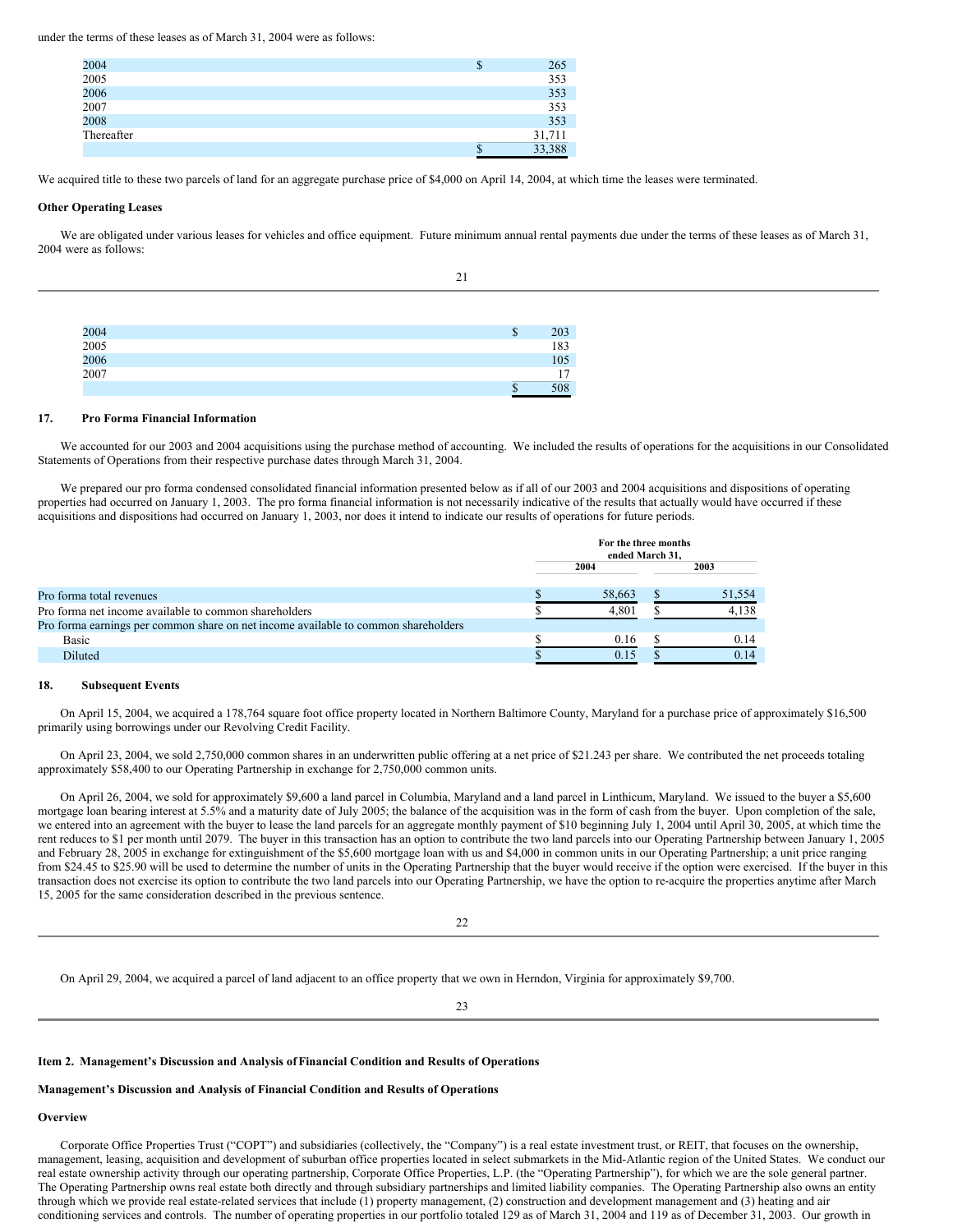under the terms of these leases as of March 31, 2004 were as follows:

| | |
|---|---|
| 2004 | $ 265 |
| 2005 | 353 |
| 2006 | 353 |
| 2007 | 353 |
| 2008 | 353 |
| Thereafter | 31,711 |
| | $ 33,388 |

We acquired title to these two parcels of land for an aggregate purchase price of $4,000 on April 14, 2004, at which time the leases were terminated.

**Other Operating Leases**

We are obligated under various leases for vehicles and office equipment. Future minimum annual rental payments due under the terms of these leases as of March 31, 2004 were as follows:

| | |
|---|---|
| 2004 | $ 203 |
| 2005 | 183 |
| 2006 | 105 |
| 2007 | 17 |
| | $ 508 |

## 17. Pro Forma Financial Information

We accounted for our 2003 and 2004 acquisitions using the purchase method of accounting. We included the results of operations for the acquisitions in our Consolidated Statements of Operations from their respective purchase dates through March 31, 2004.

We prepared our pro forma condensed consolidated financial information presented below as if all of our 2003 and 2004 acquisitions and dispositions of operating properties had occurred on January 1, 2003. The pro forma financial information is not necessarily indicative of the results that actually would have occurred if these acquisitions and dispositions had occurred on January 1, 2003, nor does it intend to indicate our results of operations for future periods.

| | For the three months ended March 31, | |
|---|---|---|
| | 2004 | 2003 |
| Pro forma total revenues | $ 58,663 | $ 51,554 |
| Pro forma net income available to common shareholders | $ 4,801 | $ 4,138 |
| Pro forma earnings per common share on net income available to common shareholders | | |
| Basic | $ 0.16 | $ 0.14 |
| Diluted | $ 0.15 | $ 0.14 |

## 18. Subsequent Events

On April 15, 2004, we acquired a 178,764 square foot office property located in Northern Baltimore County, Maryland for a purchase price of approximately $16,500 primarily using borrowings under our Revolving Credit Facility.

On April 23, 2004, we sold 2,750,000 common shares in an underwritten public offering at a net price of $21.243 per share. We contributed the net proceeds totaling approximately $58,400 to our Operating Partnership in exchange for 2,750,000 common units.

On April 26, 2004, we sold for approximately $9,600 a land parcel in Columbia, Maryland and a land parcel in Linthicum, Maryland. We issued to the buyer a $5,600 mortgage loan bearing interest at 5.5% and a maturity date of July 2005; the balance of the acquisition was in the form of cash from the buyer. Upon completion of the sale, we entered into an agreement with the buyer to lease the land parcels for an aggregate monthly payment of $10 beginning July 1, 2004 until April 30, 2005, at which time the rent reduces to $1 per month until 2079. The buyer in this transaction has an option to contribute the two land parcels into our Operating Partnership between January 1, 2005 and February 28, 2005 in exchange for extinguishment of the $5,600 mortgage loan with us and $4,000 in common units in our Operating Partnership; a unit price ranging from $24.45 to $25.90 will be used to determine the number of units in the Operating Partnership that the buyer would receive if the option were exercised. If the buyer in this transaction does not exercise its option to contribute the two land parcels into our Operating Partnership, we have the option to re-acquire the properties anytime after March 15, 2005 for the same consideration described in the previous sentence.

On April 29, 2004, we acquired a parcel of land adjacent to an office property that we own in Herndon, Virginia for approximately $9,700.

# Item 2. Management's Discussion and Analysis of Financial Condition and Results of Operations

## Management's Discussion and Analysis of Financial Condition and Results of Operations

### Overview

Corporate Office Properties Trust ("COPT") and subsidiaries (collectively, the "Company") is a real estate investment trust, or REIT, that focuses on the ownership, management, leasing, acquisition and development of suburban office properties located in select submarkets in the Mid-Atlantic region of the United States. We conduct our real estate ownership activity through our operating partnership, Corporate Office Properties, L.P. (the "Operating Partnership"), for which we are the sole general partner. The Operating Partnership owns real estate both directly and through subsidiary partnerships and limited liability companies. The Operating Partnership also owns an entity through which we provide real estate-related services that include (1) property management, (2) construction and development management and (3) heating and air conditioning services and controls. The number of operating properties in our portfolio totaled 129 as of March 31, 2004 and 119 as of December 31, 2003. Our growth in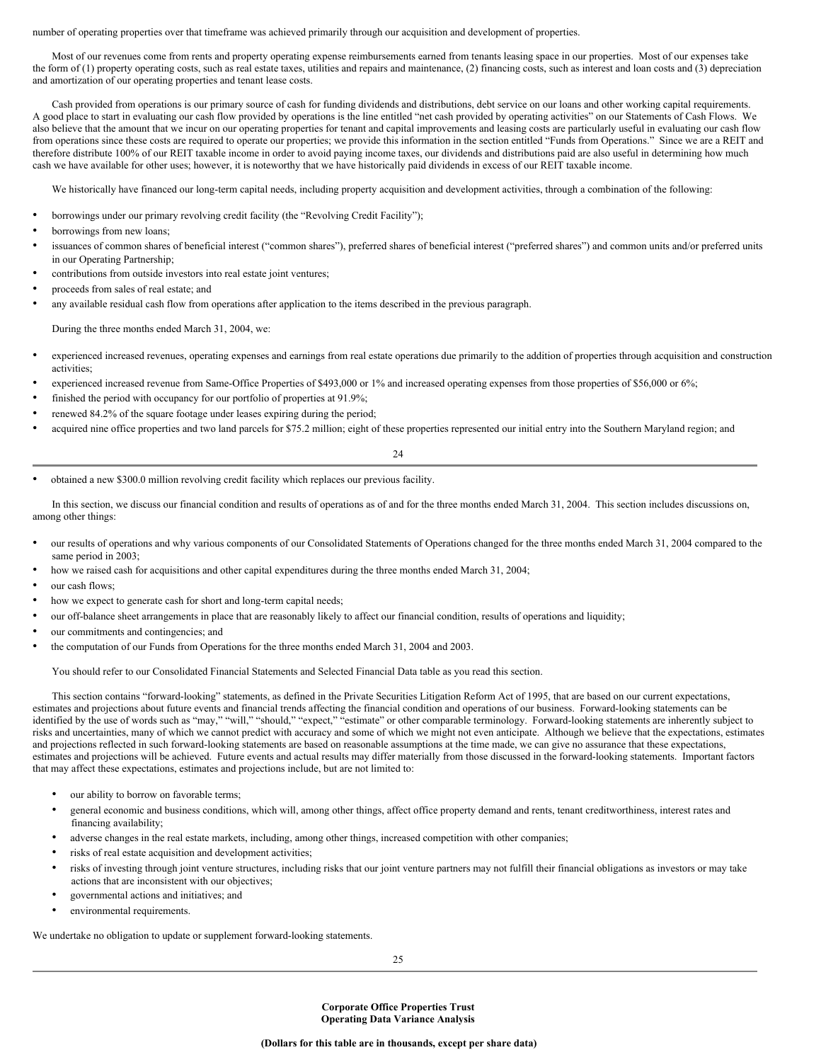number of operating properties over that timeframe was achieved primarily through our acquisition and development of properties.

Most of our revenues come from rents and property operating expense reimbursements earned from tenants leasing space in our properties. Most of our expenses take the form of (1) property operating costs, such as real estate taxes, utilities and repairs and maintenance, (2) financing costs, such as interest and loan costs and (3) depreciation and amortization of our operating properties and tenant lease costs.

Cash provided from operations is our primary source of cash for funding dividends and distributions, debt service on our loans and other working capital requirements. A good place to start in evaluating our cash flow provided by operations is the line entitled "net cash provided by operating activities" on our Statements of Cash Flows. We also believe that the amount that we incur on our operating properties for tenant and capital improvements and leasing costs are particularly useful in evaluating our cash flow from operations since these costs are required to operate our properties; we provide this information in the section entitled "Funds from Operations." Since we are a REIT and therefore distribute 100% of our REIT taxable income in order to avoid paying income taxes, our dividends and distributions paid are also useful in determining how much cash we have available for other uses; however, it is noteworthy that we have historically paid dividends in excess of our REIT taxable income.

We historically have financed our long-term capital needs, including property acquisition and development activities, through a combination of the following:

- borrowings under our primary revolving credit facility (the "Revolving Credit Facility");
- borrowings from new loans;
- issuances of common shares of beneficial interest ("common shares"), preferred shares of beneficial interest ("preferred shares") and common units and/or preferred units in our Operating Partnership;
- contributions from outside investors into real estate joint ventures;
- proceeds from sales of real estate; and
- any available residual cash flow from operations after application to the items described in the previous paragraph.

During the three months ended March 31, 2004, we:

- experienced increased revenues, operating expenses and earnings from real estate operations due primarily to the addition of properties through acquisition and construction activities;
- experienced increased revenue from Same-Office Properties of $493,000 or 1% and increased operating expenses from those properties of $56,000 or 6%;
- finished the period with occupancy for our portfolio of properties at 91.9%;
- renewed 84.2% of the square footage under leases expiring during the period;
- acquired nine office properties and two land parcels for $75.2 million; eight of these properties represented our initial entry into the Southern Maryland region; and
- obtained a new $300.0 million revolving credit facility which replaces our previous facility.

In this section, we discuss our financial condition and results of operations as of and for the three months ended March 31, 2004. This section includes discussions on, among other things:

- our results of operations and why various components of our Consolidated Statements of Operations changed for the three months ended March 31, 2004 compared to the same period in 2003;
- how we raised cash for acquisitions and other capital expenditures during the three months ended March 31, 2004;
- our cash flows;
- how we expect to generate cash for short and long-term capital needs;
- our off-balance sheet arrangements in place that are reasonably likely to affect our financial condition, results of operations and liquidity;
- our commitments and contingencies; and
- the computation of our Funds from Operations for the three months ended March 31, 2004 and 2003.

You should refer to our Consolidated Financial Statements and Selected Financial Data table as you read this section.

This section contains "forward-looking" statements, as defined in the Private Securities Litigation Reform Act of 1995, that are based on our current expectations, estimates and projections about future events and financial trends affecting the financial condition and operations of our business. Forward-looking statements can be identified by the use of words such as "may," "will," "should," "expect," "estimate" or other comparable terminology. Forward-looking statements are inherently subject to risks and uncertainties, many of which we cannot predict with accuracy and some of which we might not even anticipate. Although we believe that the expectations, estimates and projections reflected in such forward-looking statements are based on reasonable assumptions at the time made, we can give no assurance that these expectations, estimates and projections will be achieved. Future events and actual results may differ materially from those discussed in the forward-looking statements. Important factors that may affect these expectations, estimates and projections include, but are not limited to:

- our ability to borrow on favorable terms;
- general economic and business conditions, which will, among other things, affect office property demand and rents, tenant creditworthiness, interest rates and financing availability;
- adverse changes in the real estate markets, including, among other things, increased competition with other companies;
- risks of real estate acquisition and development activities;
- risks of investing through joint venture structures, including risks that our joint venture partners may not fulfill their financial obligations as investors or may take actions that are inconsistent with our objectives;
- governmental actions and initiatives; and
- environmental requirements.

We undertake no obligation to update or supplement forward-looking statements.

**Corporate Office Properties Trust**
**Operating Data Variance Analysis**

**(Dollars for this table are in thousands, except per share data)**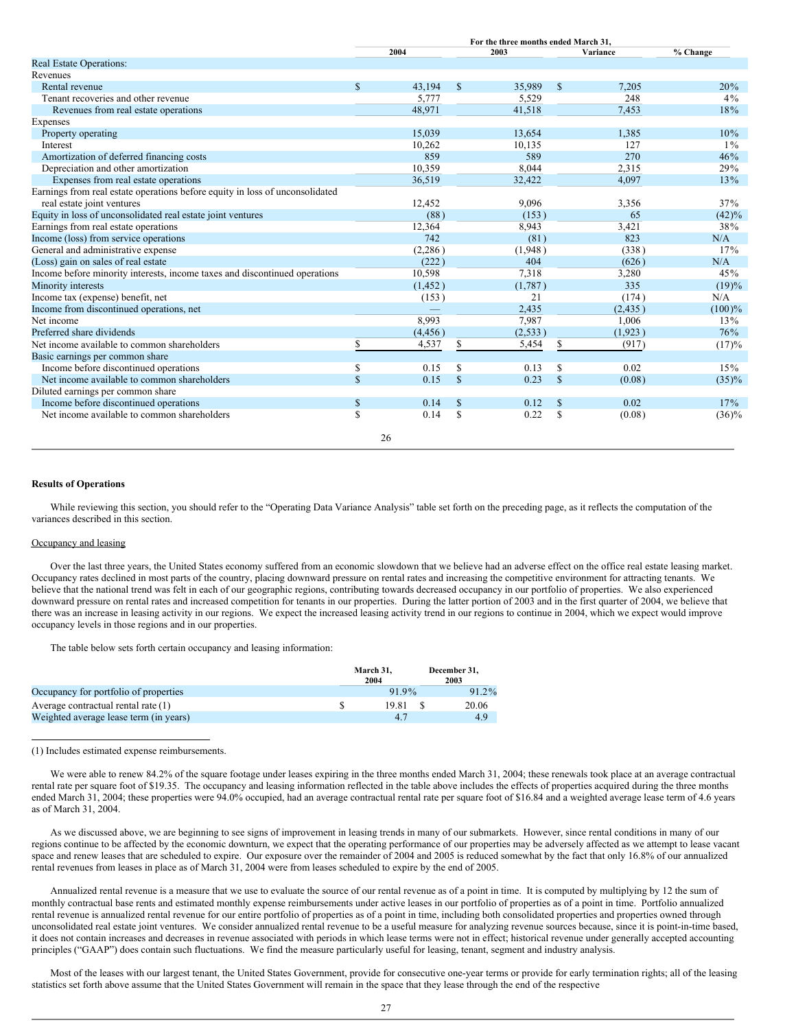| | For the three months ended March 31, | | | |
|---|---|---|---|---|
| | 2004 | 2003 | Variance | % Change |
| Real Estate Operations: | | | | |
| Revenues | | | | |
| Rental revenue | $ 43,194 | $ 35,989 | $ 7,205 | 20% |
| Tenant recoveries and other revenue | 5,777 | 5,529 | 248 | 4% |
| Revenues from real estate operations | 48,971 | 41,518 | 7,453 | 18% |
| Expenses | | | | |
| Property operating | 15,039 | 13,654 | 1,385 | 10% |
| Interest | 10,262 | 10,135 | 127 | 1% |
| Amortization of deferred financing costs | 859 | 589 | 270 | 46% |
| Depreciation and other amortization | 10,359 | 8,044 | 2,315 | 29% |
| Expenses from real estate operations | 36,519 | 32,422 | 4,097 | 13% |
| Earnings from real estate operations before equity in loss of unconsolidated real estate joint ventures | 12,452 | 9,096 | 3,356 | 37% |
| Equity in loss of unconsolidated real estate joint ventures | (88) | (153) | 65 | (42)% |
| Earnings from real estate operations | 12,364 | 8,943 | 3,421 | 38% |
| Income (loss) from service operations | 742 | (81) | 823 | N/A |
| General and administrative expense | (2,286) | (1,948) | (338) | 17% |
| (Loss) gain on sales of real estate | (222) | 404 | (626) | N/A |
| Income before minority interests, income taxes and discontinued operations | 10,598 | 7,318 | 3,280 | 45% |
| Minority interests | (1,452) | (1,787) | 335 | (19)% |
| Income tax (expense) benefit, net | (153) | 21 | (174) | N/A |
| Income from discontinued operations, net | — | 2,435 | (2,435) | (100)% |
| Net income | 8,993 | 7,987 | 1,006 | 13% |
| Preferred share dividends | (4,456) | (2,533) | (1,923) | 76% |
| Net income available to common shareholders | $ 4,537 | $ 5,454 | $ (917) | (17)% |
| Basic earnings per common share | | | | |
| Income before discontinued operations | $ 0.15 | $ 0.13 | $ 0.02 | 15% |
| Net income available to common shareholders | $ 0.15 | $ 0.23 | $ (0.08) | (35)% |
| Diluted earnings per common share | | | | |
| Income before discontinued operations | $ 0.14 | $ 0.12 | $ 0.02 | 17% |
| Net income available to common shareholders | $ 0.14 | $ 0.22 | $ (0.08) | (36)% |

**Results of Operations**

While reviewing this section, you should refer to the "Operating Data Variance Analysis" table set forth on the preceding page, as it reflects the computation of the variances described in this section.

Occupancy and leasing

Over the last three years, the United States economy suffered from an economic slowdown that we believe had an adverse effect on the office real estate leasing market. Occupancy rates declined in most parts of the country, placing downward pressure on rental rates and increasing the competitive environment for attracting tenants. We believe that the national trend was felt in each of our geographic regions, contributing towards decreased occupancy in our portfolio of properties. We also experienced downward pressure on rental rates and increased competition for tenants in our properties. During the latter portion of 2003 and in the first quarter of 2004, we believe that there was an increase in leasing activity in our regions. We expect the increased leasing activity trend in our regions to continue in 2004, which we expect would improve occupancy levels in those regions and in our properties.

The table below sets forth certain occupancy and leasing information:

| | March 31, 2004 | December 31, 2003 |
|---|---|---|
| Occupancy for portfolio of properties | 91.9% | 91.2% |
| Average contractual rental rate (1) | $ 19.81 | $ 20.06 |
| Weighted average lease term (in years) | 4.7 | 4.9 |

(1) Includes estimated expense reimbursements.

We were able to renew 84.2% of the square footage under leases expiring in the three months ended March 31, 2004; these renewals took place at an average contractual rental rate per square foot of $19.35. The occupancy and leasing information reflected in the table above includes the effects of properties acquired during the three months ended March 31, 2004; these properties were 94.0% occupied, had an average contractual rental rate per square foot of $16.84 and a weighted average lease term of 4.6 years as of March 31, 2004.

As we discussed above, we are beginning to see signs of improvement in leasing trends in many of our submarkets. However, since rental conditions in many of our regions continue to be affected by the economic downturn, we expect that the operating performance of our properties may be adversely affected as we attempt to lease vacant space and renew leases that are scheduled to expire. Our exposure over the remainder of 2004 and 2005 is reduced somewhat by the fact that only 16.8% of our annualized rental revenues from leases in place as of March 31, 2004 were from leases scheduled to expire by the end of 2005.

Annualized rental revenue is a measure that we use to evaluate the source of our rental revenue as of a point in time. It is computed by multiplying by 12 the sum of monthly contractual base rents and estimated monthly expense reimbursements under active leases in our portfolio of properties as of a point in time. Portfolio annualized rental revenue is annualized rental revenue for our entire portfolio of properties as of a point in time, including both consolidated properties and properties owned through unconsolidated real estate joint ventures. We consider annualized rental revenue to be a useful measure for analyzing revenue sources because, since it is point-in-time based, it does not contain increases and decreases in revenue associated with periods in which lease terms were not in effect; historical revenue under generally accepted accounting principles ("GAAP") does contain such fluctuations. We find the measure particularly useful for leasing, tenant, segment and industry analysis.

Most of the leases with our largest tenant, the United States Government, provide for consecutive one-year terms or provide for early termination rights; all of the leasing statistics set forth above assume that the United States Government will remain in the space that they lease through the end of the respective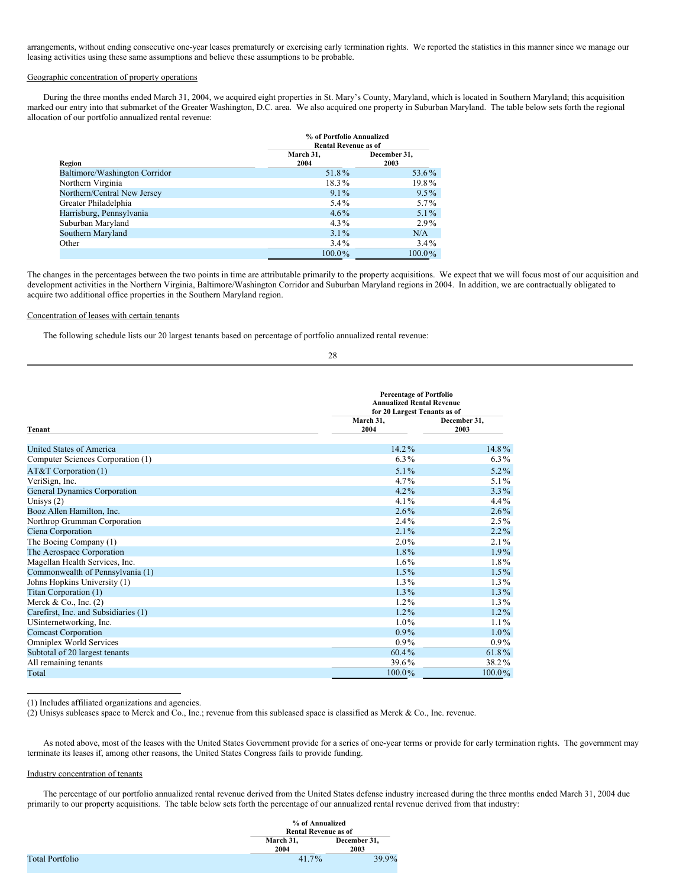arrangements, without ending consecutive one-year leases prematurely or exercising early termination rights. We reported the statistics in this manner since we manage our leasing activities using these same assumptions and believe these assumptions to be probable.

Geographic concentration of property operations

During the three months ended March 31, 2004, we acquired eight properties in St. Mary's County, Maryland, which is located in Southern Maryland; this acquisition marked our entry into that submarket of the Greater Washington, D.C. area. We also acquired one property in Suburban Maryland. The table below sets forth the regional allocation of our portfolio annualized rental revenue:

| | % of Portfolio Annualized Rental Revenue as of | |
|---|---|---|
| Region | March 31, 2004 | December 31, 2003 |
| Baltimore/Washington Corridor | 51.8% | 53.6% |
| Northern Virginia | 18.3% | 19.8% |
| Northern/Central New Jersey | 9.1% | 9.5% |
| Greater Philadelphia | 5.4% | 5.7% |
| Harrisburg, Pennsylvania | 4.6% | 5.1% |
| Suburban Maryland | 4.3% | 2.9% |
| Southern Maryland | 3.1% | N/A |
| Other | 3.4% | 3.4% |
| | 100.0% | 100.0% |

The changes in the percentages between the two points in time are attributable primarily to the property acquisitions. We expect that we will focus most of our acquisition and development activities in the Northern Virginia, Baltimore/Washington Corridor and Suburban Maryland regions in 2004. In addition, we are contractually obligated to acquire two additional office properties in the Southern Maryland region.

Concentration of leases with certain tenants

The following schedule lists our 20 largest tenants based on percentage of portfolio annualized rental revenue:

| | Percentage of Portfolio Annualized Rental Revenue for 20 Largest Tenants as of | |
|---|---|---|
| Tenant | March 31, 2004 | December 31, 2003 |
| United States of America | 14.2% | 14.8% |
| Computer Sciences Corporation (1) | 6.3% | 6.3% |
| AT&T Corporation (1) | 5.1% | 5.2% |
| VeriSign, Inc. | 4.7% | 5.1% |
| General Dynamics Corporation | 4.2% | 3.3% |
| Unisys (2) | 4.1% | 4.4% |
| Booz Allen Hamilton, Inc. | 2.6% | 2.6% |
| Northrop Grumman Corporation | 2.4% | 2.5% |
| Ciena Corporation | 2.1% | 2.2% |
| The Boeing Company (1) | 2.0% | 2.1% |
| The Aerospace Corporation | 1.8% | 1.9% |
| Magellan Health Services, Inc. | 1.6% | 1.8% |
| Commonwealth of Pennsylvania (1) | 1.5% | 1.5% |
| Johns Hopkins University (1) | 1.3% | 1.3% |
| Titan Corporation (1) | 1.3% | 1.3% |
| Merck & Co., Inc. (2) | 1.2% | 1.3% |
| Carefirst, Inc. and Subsidiaries (1) | 1.2% | 1.2% |
| USinternetworking, Inc. | 1.0% | 1.1% |
| Comcast Corporation | 0.9% | 1.0% |
| Omniplex World Services | 0.9% | 0.9% |
| Subtotal of 20 largest tenants | 60.4% | 61.8% |
| All remaining tenants | 39.6% | 38.2% |
| Total | 100.0% | 100.0% |

(1) Includes affiliated organizations and agencies.

(2) Unisys subleases space to Merck and Co., Inc.; revenue from this subleased space is classified as Merck & Co., Inc. revenue.

As noted above, most of the leases with the United States Government provide for a series of one-year terms or provide for early termination rights. The government may terminate its leases if, among other reasons, the United States Congress fails to provide funding.

Industry concentration of tenants

The percentage of our portfolio annualized rental revenue derived from the United States defense industry increased during the three months ended March 31, 2004 due primarily to our property acquisitions. The table below sets forth the percentage of our annualized rental revenue derived from that industry:

| | % of Annualized Rental Revenue as of | |
|---|---|---|
| | March 31, 2004 | December 31, 2003 |
| Total Portfolio | 41.7% | 39.9% |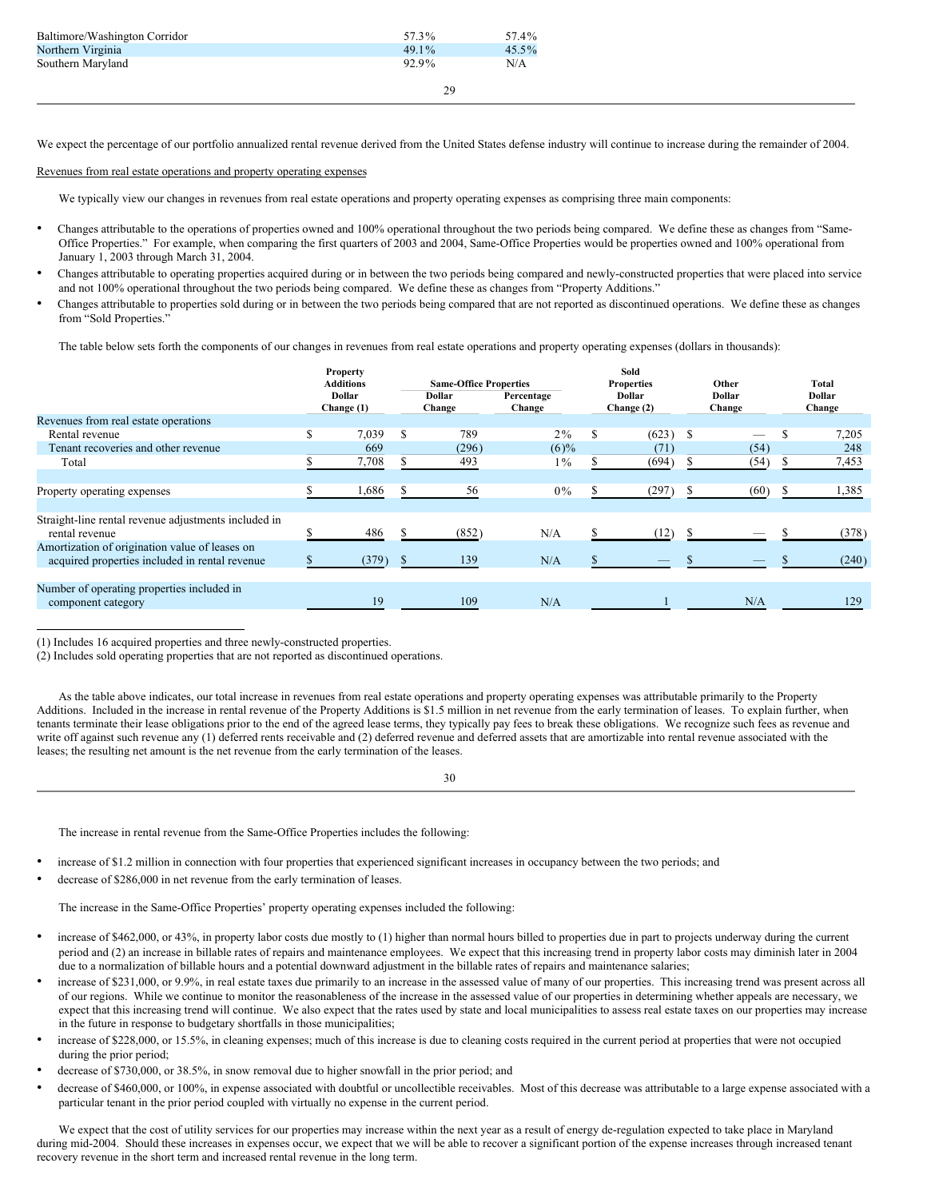| | | |
|---|---|---|
| Baltimore/Washington Corridor | 57.3% | 57.4% |
| Northern Virginia | 49.1% | 45.5% |
| Southern Maryland | 92.9% | N/A |

We expect the percentage of our portfolio annualized rental revenue derived from the United States defense industry will continue to increase during the remainder of 2004.

Revenues from real estate operations and property operating expenses

We typically view our changes in revenues from real estate operations and property operating expenses as comprising three main components:

- Changes attributable to the operations of properties owned and 100% operational throughout the two periods being compared. We define these as changes from "Same-Office Properties." For example, when comparing the first quarters of 2003 and 2004, Same-Office Properties would be properties owned and 100% operational from January 1, 2003 through March 31, 2004.
- Changes attributable to operating properties acquired during or in between the two periods being compared and newly-constructed properties that were placed into service and not 100% operational throughout the two periods being compared. We define these as changes from "Property Additions."
- Changes attributable to properties sold during or in between the two periods being compared that are not reported as discontinued operations. We define these as changes from "Sold Properties."

The table below sets forth the components of our changes in revenues from real estate operations and property operating expenses (dollars in thousands):

| | Property Additions Dollar Change (1) | Same-Office Properties | | Sold Properties Dollar Change (2) | Other Dollar Change | Total Dollar Change |
|---|---|---|---|---|---|---|
| | | Dollar Change | Percentage Change | | | |
| Revenues from real estate operations | | | | | | |
| Rental revenue | $ 7,039 | $ 789 | 2% | $ (623) | $ — | $ 7,205 |
| Tenant recoveries and other revenue | 669 | (296) | (6)% | (71) | (54) | 248 |
| Total | $ 7,708 | $ 493 | 1% | $ (694) | $ (54) | $ 7,453 |
| | | | | | | |
| Property operating expenses | $ 1,686 | $ 56 | 0% | $ (297) | $ (60) | $ 1,385 |
| | | | | | | |
| Straight-line rental revenue adjustments included in rental revenue | $ 486 | $ (852) | N/A | $ (12) | $ — | $ (378) |
| Amortization of origination value of leases on acquired properties included in rental revenue | $ (379) | $ 139 | N/A | $ — | $ — | $ (240) |
| | | | | | | |
| Number of operating properties included in component category | 19 | 109 | N/A | 1 | N/A | 129 |

(1) Includes 16 acquired properties and three newly-constructed properties.

(2) Includes sold operating properties that are not reported as discontinued operations.

As the table above indicates, our total increase in revenues from real estate operations and property operating expenses was attributable primarily to the Property Additions. Included in the increase in rental revenue of the Property Additions is $1.5 million in net revenue from the early termination of leases. To explain further, when tenants terminate their lease obligations prior to the end of the agreed lease terms, they typically pay fees to break these obligations. We recognize such fees as revenue and write off against such revenue any (1) deferred rents receivable and (2) deferred revenue and deferred assets that are amortizable into rental revenue associated with the leases; the resulting net amount is the net revenue from the early termination of the leases.

The increase in rental revenue from the Same-Office Properties includes the following:

- increase of $1.2 million in connection with four properties that experienced significant increases in occupancy between the two periods; and
- decrease of $286,000 in net revenue from the early termination of leases.

The increase in the Same-Office Properties' property operating expenses included the following:

- increase of $462,000, or 43%, in property labor costs due mostly to (1) higher than normal hours billed to properties due in part to projects underway during the current period and (2) an increase in billable rates of repairs and maintenance employees. We expect that this increasing trend in property labor costs may diminish later in 2004 due to a normalization of billable hours and a potential downward adjustment in the billable rates of repairs and maintenance salaries;
- increase of $231,000, or 9.9%, in real estate taxes due primarily to an increase in the assessed value of many of our properties. This increasing trend was present across all of our regions. While we continue to monitor the reasonableness of the increase in the assessed value of our properties in determining whether appeals are necessary, we expect that this increasing trend will continue. We also expect that the rates used by state and local municipalities to assess real estate taxes on our properties may increase in the future in response to budgetary shortfalls in those municipalities;
- increase of $228,000, or 15.5%, in cleaning expenses; much of this increase is due to cleaning costs required in the current period at properties that were not occupied during the prior period;
- decrease of $730,000, or 38.5%, in snow removal due to higher snowfall in the prior period; and
- decrease of $460,000, or 100%, in expense associated with doubtful or uncollectible receivables. Most of this decrease was attributable to a large expense associated with a particular tenant in the prior period coupled with virtually no expense in the current period.

We expect that the cost of utility services for our properties may increase within the next year as a result of energy de-regulation expected to take place in Maryland during mid-2004. Should these increases in expenses occur, we expect that we will be able to recover a significant portion of the expense increases through increased tenant recovery revenue in the short term and increased rental revenue in the long term.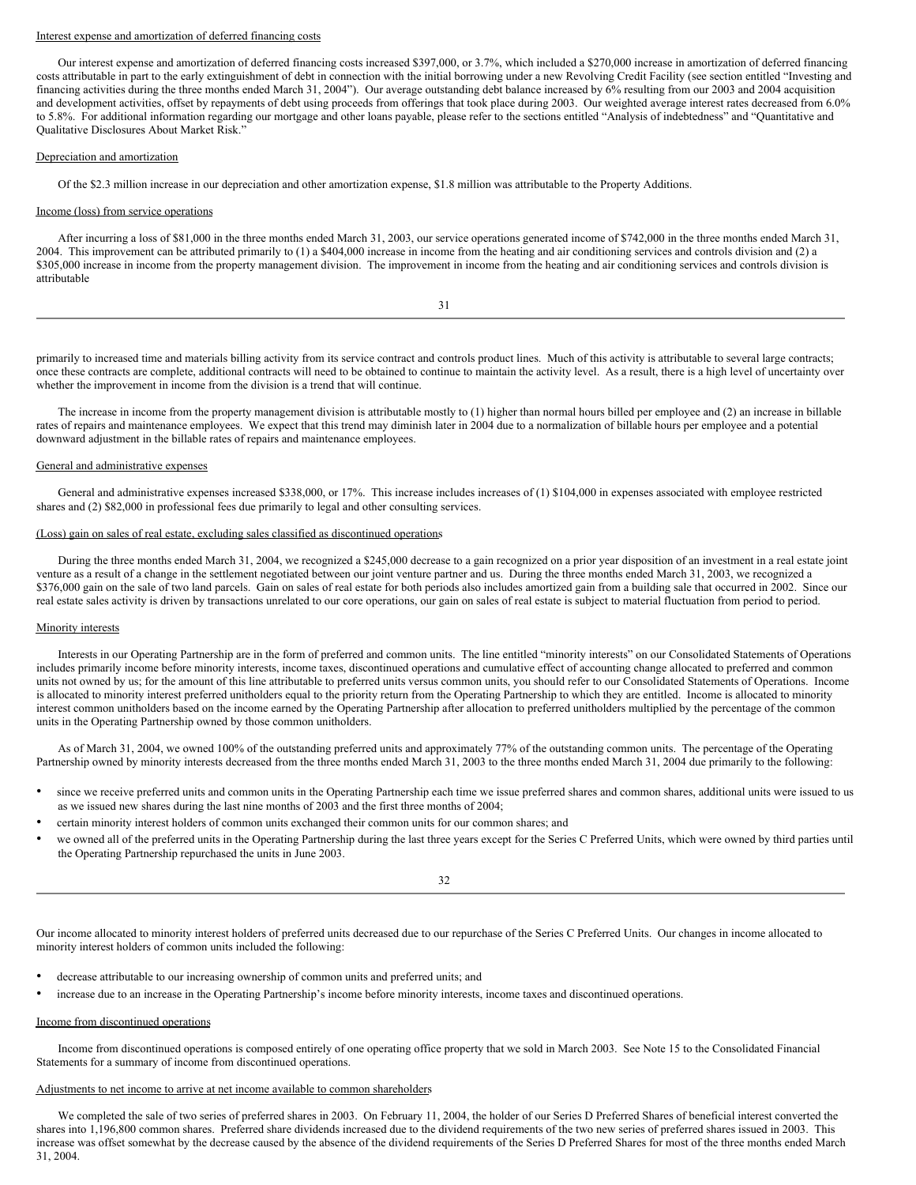Interest expense and amortization of deferred financing costs

Our interest expense and amortization of deferred financing costs increased $397,000, or 3.7%, which included a $270,000 increase in amortization of deferred financing costs attributable in part to the early extinguishment of debt in connection with the initial borrowing under a new Revolving Credit Facility (see section entitled "Investing and financing activities during the three months ended March 31, 2004"). Our average outstanding debt balance increased by 6% resulting from our 2003 and 2004 acquisition and development activities, offset by repayments of debt using proceeds from offerings that took place during 2003. Our weighted average interest rates decreased from 6.0% to 5.8%. For additional information regarding our mortgage and other loans payable, please refer to the sections entitled "Analysis of indebtedness" and "Quantitative and Qualitative Disclosures About Market Risk."

Depreciation and amortization

Of the $2.3 million increase in our depreciation and other amortization expense, $1.8 million was attributable to the Property Additions.

Income (loss) from service operations

After incurring a loss of $81,000 in the three months ended March 31, 2003, our service operations generated income of $742,000 in the three months ended March 31, 2004. This improvement can be attributed primarily to (1) a $404,000 increase in income from the heating and air conditioning services and controls division and (2) a $305,000 increase in income from the property management division. The improvement in income from the heating and air conditioning services and controls division is attributable primarily to increased time and materials billing activity from its service contract and controls product lines. Much of this activity is attributable to several large contracts; once these contracts are complete, additional contracts will need to be obtained to continue to maintain the activity level. As a result, there is a high level of uncertainty over whether the improvement in income from the division is a trend that will continue.

The increase in income from the property management division is attributable mostly to (1) higher than normal hours billed per employee and (2) an increase in billable rates of repairs and maintenance employees. We expect that this trend may diminish later in 2004 due to a normalization of billable hours per employee and a potential downward adjustment in the billable rates of repairs and maintenance employees.

General and administrative expenses

General and administrative expenses increased $338,000, or 17%. This increase includes increases of (1) $104,000 in expenses associated with employee restricted shares and (2) $82,000 in professional fees due primarily to legal and other consulting services.

(Loss) gain on sales of real estate, excluding sales classified as discontinued operations

During the three months ended March 31, 2004, we recognized a $245,000 decrease to a gain recognized on a prior year disposition of an investment in a real estate joint venture as a result of a change in the settlement negotiated between our joint venture partner and us. During the three months ended March 31, 2003, we recognized a $376,000 gain on the sale of two land parcels. Gain on sales of real estate for both periods also includes amortized gain from a building sale that occurred in 2002. Since our real estate sales activity is driven by transactions unrelated to our core operations, our gain on sales of real estate is subject to material fluctuation from period to period.

Minority interests

Interests in our Operating Partnership are in the form of preferred and common units. The line entitled "minority interests" on our Consolidated Statements of Operations includes primarily income before minority interests, income taxes, discontinued operations and cumulative effect of accounting change allocated to preferred and common units not owned by us; for the amount of this line attributable to preferred units versus common units, you should refer to our Consolidated Statements of Operations. Income is allocated to minority interest preferred unitholders equal to the priority return from the Operating Partnership to which they are entitled. Income is allocated to minority interest common unitholders based on the income earned by the Operating Partnership after allocation to preferred unitholders multiplied by the percentage of the common units in the Operating Partnership owned by those common unitholders.

As of March 31, 2004, we owned 100% of the outstanding preferred units and approximately 77% of the outstanding common units. The percentage of the Operating Partnership owned by minority interests decreased from the three months ended March 31, 2003 to the three months ended March 31, 2004 due primarily to the following:

- since we receive preferred units and common units in the Operating Partnership each time we issue preferred shares and common shares, additional units were issued to us as we issued new shares during the last nine months of 2003 and the first three months of 2004;
- certain minority interest holders of common units exchanged their common units for our common shares; and
- we owned all of the preferred units in the Operating Partnership during the last three years except for the Series C Preferred Units, which were owned by third parties until the Operating Partnership repurchased the units in June 2003.

Our income allocated to minority interest holders of preferred units decreased due to our repurchase of the Series C Preferred Units. Our changes in income allocated to minority interest holders of common units included the following:

- decrease attributable to our increasing ownership of common units and preferred units; and
- increase due to an increase in the Operating Partnership's income before minority interests, income taxes and discontinued operations.

Income from discontinued operations

Income from discontinued operations is composed entirely of one operating office property that we sold in March 2003. See Note 15 to the Consolidated Financial Statements for a summary of income from discontinued operations.

Adjustments to net income to arrive at net income available to common shareholders

We completed the sale of two series of preferred shares in 2003. On February 11, 2004, the holder of our Series D Preferred Shares of beneficial interest converted the shares into 1,196,800 common shares. Preferred share dividends increased due to the dividend requirements of the two new series of preferred shares issued in 2003. This increase was offset somewhat by the decrease caused by the absence of the dividend requirements of the Series D Preferred Shares for most of the three months ended March 31, 2004.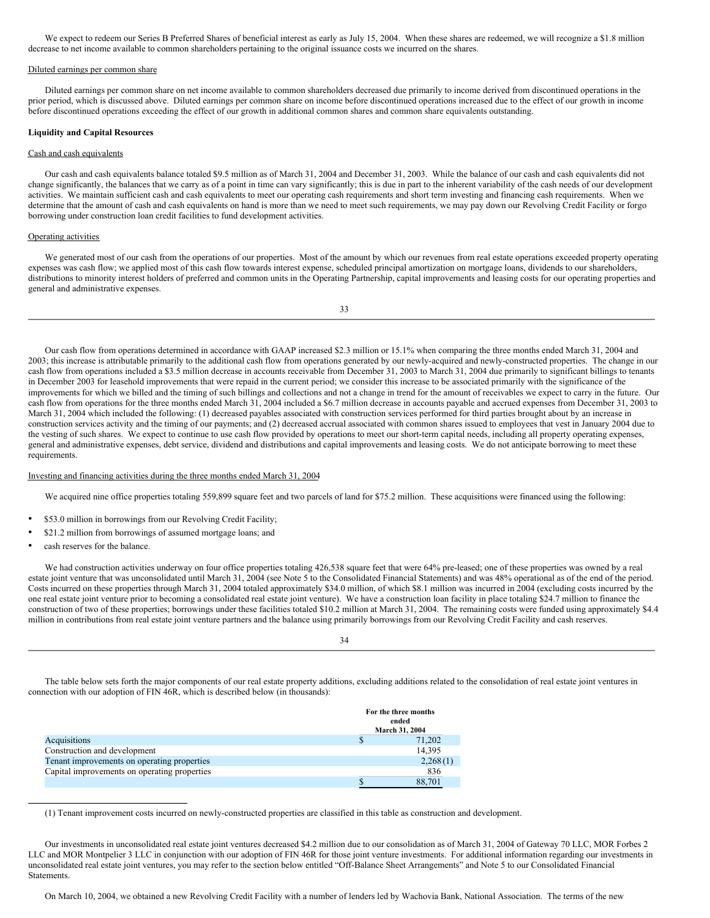We expect to redeem our Series B Preferred Shares of beneficial interest as early as July 15, 2004. When these shares are redeemed, we will recognize a $1.8 million decrease to net income available to common shareholders pertaining to the original issuance costs we incurred on the shares.

Diluted earnings per common share

Diluted earnings per common share on net income available to common shareholders decreased due primarily to income derived from discontinued operations in the prior period, which is discussed above. Diluted earnings per common share on income before discontinued operations increased due to the effect of our growth in income before discontinued operations exceeding the effect of our growth in additional common shares and common share equivalents outstanding.

**Liquidity and Capital Resources**

Cash and cash equivalents

Our cash and cash equivalents balance totaled $9.5 million as of March 31, 2004 and December 31, 2003. While the balance of our cash and cash equivalents did not change significantly, the balances that we carry as of a point in time can vary significantly; this is due in part to the inherent variability of the cash needs of our development activities. We maintain sufficient cash and cash equivalents to meet our operating cash requirements and short term investing and financing cash requirements. When we determine that the amount of cash and cash equivalents on hand is more than we need to meet such requirements, we may pay down our Revolving Credit Facility or forgo borrowing under construction loan credit facilities to fund development activities.

Operating activities

We generated most of our cash from the operations of our properties. Most of the amount by which our revenues from real estate operations exceeded property operating expenses was cash flow; we applied most of this cash flow towards interest expense, scheduled principal amortization on mortgage loans, dividends to our shareholders, distributions to minority interest holders of preferred and common units in the Operating Partnership, capital improvements and leasing costs for our operating properties and general and administrative expenses.

Our cash flow from operations determined in accordance with GAAP increased $2.3 million or 15.1% when comparing the three months ended March 31, 2004 and 2003; this increase is attributable primarily to the additional cash flow from operations generated by our newly-acquired and newly-constructed properties. The change in our cash flow from operations included a $3.5 million decrease in accounts receivable from December 31, 2003 to March 31, 2004 due primarily to significant billings to tenants in December 2003 for leasehold improvements that were repaid in the current period; we consider this increase to be associated primarily with the significance of the improvements for which we billed and the timing of such billings and collections and not a change in trend for the amount of receivables we expect to carry in the future. Our cash flow from operations for the three months ended March 31, 2004 included a $6.7 million decrease in accounts payable and accrued expenses from December 31, 2003 to March 31, 2004 which included the following: (1) decreased payables associated with construction services performed for third parties brought about by an increase in construction services activity and the timing of our payments; and (2) decreased accrual associated with common shares issued to employees that vest in January 2004 due to the vesting of such shares. We expect to continue to use cash flow provided by operations to meet our short-term capital needs, including all property operating expenses, general and administrative expenses, debt service, dividend and distributions and capital improvements and leasing costs. We do not anticipate borrowing to meet these requirements.

Investing and financing activities during the three months ended March 31, 2004

We acquired nine office properties totaling 559,899 square feet and two parcels of land for $75.2 million. These acquisitions were financed using the following:

- $53.0 million in borrowings from our Revolving Credit Facility;
- $21.2 million from borrowings of assumed mortgage loans; and
- cash reserves for the balance.

We had construction activities underway on four office properties totaling 426,538 square feet that were 64% pre-leased; one of these properties was owned by a real estate joint venture that was unconsolidated until March 31, 2004 (see Note 5 to the Consolidated Financial Statements) and was 48% operational as of the end of the period. Costs incurred on these properties through March 31, 2004 totaled approximately $34.0 million, of which $8.1 million was incurred in 2004 (excluding costs incurred by the one real estate joint venture prior to becoming a consolidated real estate joint venture). We have a construction loan facility in place totaling $24.7 million to finance the construction of two of these properties; borrowings under these facilities totaled $10.2 million at March 31, 2004. The remaining costs were funded using approximately $4.4 million in contributions from real estate joint venture partners and the balance using primarily borrowings from our Revolving Credit Facility and cash reserves.

The table below sets forth the major components of our real estate property additions, excluding additions related to the consolidation of real estate joint ventures in connection with our adoption of FIN 46R, which is described below (in thousands):

| | For the three months ended March 31, 2004 |
|---|---|
| Acquisitions | $ 71,202 |
| Construction and development | 14,395 |
| Tenant improvements on operating properties | 2,268 (1) |
| Capital improvements on operating properties | 836 |
| | $ 88,701 |

(1) Tenant improvement costs incurred on newly-constructed properties are classified in this table as construction and development.

Our investments in unconsolidated real estate joint ventures decreased $4.2 million due to our consolidation as of March 31, 2004 of Gateway 70 LLC, MOR Forbes 2 LLC and MOR Montpelier 3 LLC in conjunction with our adoption of FIN 46R for those joint venture investments. For additional information regarding our investments in unconsolidated real estate joint ventures, you may refer to the section below entitled "Off-Balance Sheet Arrangements" and Note 5 to our Consolidated Financial Statements.

On March 10, 2004, we obtained a new Revolving Credit Facility with a number of lenders led by Wachovia Bank, National Association. The terms of the new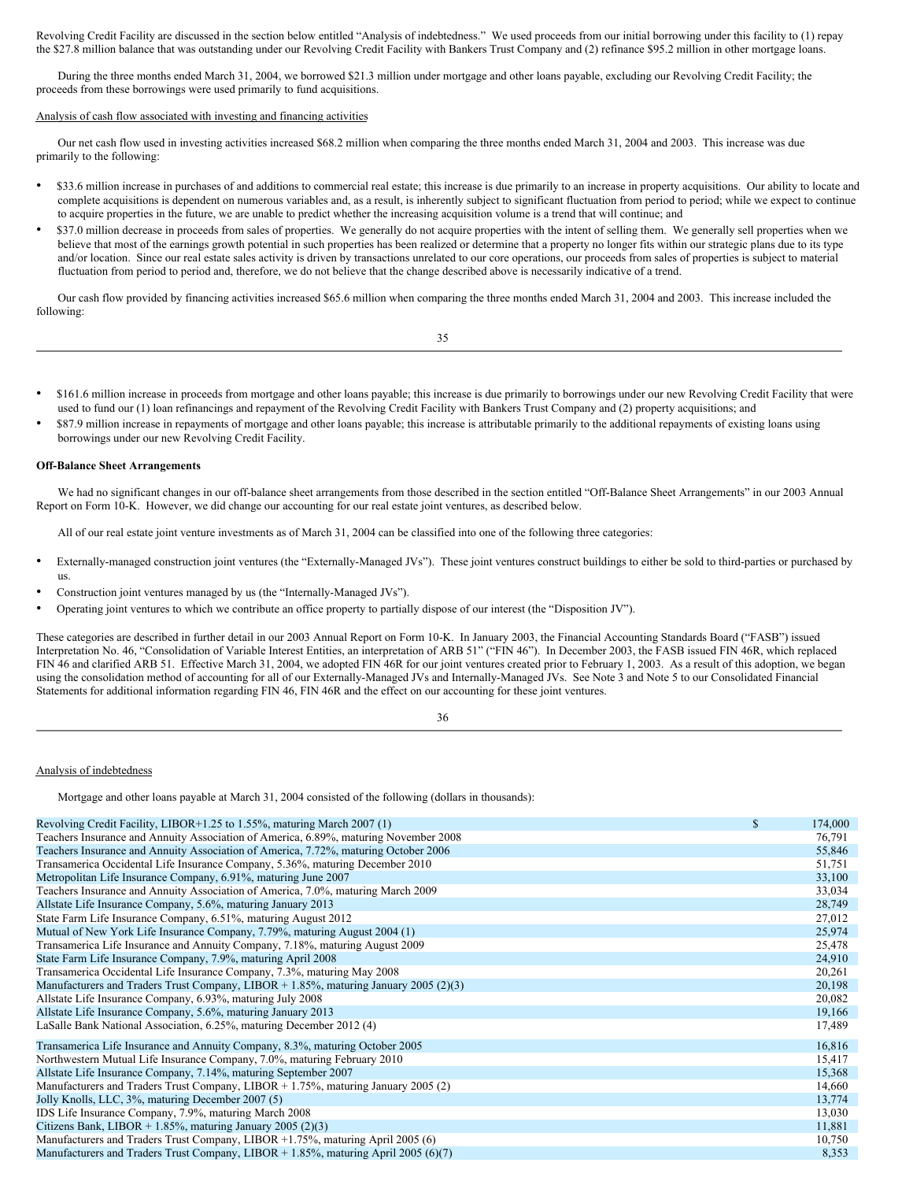Revolving Credit Facility are discussed in the section below entitled "Analysis of indebtedness." We used proceeds from our initial borrowing under this facility to (1) repay the $27.8 million balance that was outstanding under our Revolving Credit Facility with Bankers Trust Company and (2) refinance $95.2 million in other mortgage loans.

During the three months ended March 31, 2004, we borrowed $21.3 million under mortgage and other loans payable, excluding our Revolving Credit Facility; the proceeds from these borrowings were used primarily to fund acquisitions.

Analysis of cash flow associated with investing and financing activities

Our net cash flow used in investing activities increased $68.2 million when comparing the three months ended March 31, 2004 and 2003. This increase was due primarily to the following:

- $33.6 million increase in purchases of and additions to commercial real estate; this increase is due primarily to an increase in property acquisitions. Our ability to locate and complete acquisitions is dependent on numerous variables and, as a result, is inherently subject to significant fluctuation from period to period; while we expect to continue to acquire properties in the future, we are unable to predict whether the increasing acquisition volume is a trend that will continue; and
- $37.0 million decrease in proceeds from sales of properties. We generally do not acquire properties with the intent of selling them. We generally sell properties when we believe that most of the earnings growth potential in such properties has been realized or determine that a property no longer fits within our strategic plans due to its type and/or location. Since our real estate sales activity is driven by transactions unrelated to our core operations, our proceeds from sales of properties is subject to material fluctuation from period to period and, therefore, we do not believe that the change described above is necessarily indicative of a trend.

Our cash flow provided by financing activities increased $65.6 million when comparing the three months ended March 31, 2004 and 2003. This increase included the following:

- $161.6 million increase in proceeds from mortgage and other loans payable; this increase is due primarily to borrowings under our new Revolving Credit Facility that were used to fund our (1) loan refinancings and repayment of the Revolving Credit Facility with Bankers Trust Company and (2) property acquisitions; and
- $87.9 million increase in repayments of mortgage and other loans payable; this increase is attributable primarily to the additional repayments of existing loans using borrowings under our new Revolving Credit Facility.

**Off-Balance Sheet Arrangements**

We had no significant changes in our off-balance sheet arrangements from those described in the section entitled "Off-Balance Sheet Arrangements" in our 2003 Annual Report on Form 10-K. However, we did change our accounting for our real estate joint ventures, as described below.

All of our real estate joint venture investments as of March 31, 2004 can be classified into one of the following three categories:

- Externally-managed construction joint ventures (the "Externally-Managed JVs"). These joint ventures construct buildings to either be sold to third-parties or purchased by us.
- Construction joint ventures managed by us (the "Internally-Managed JVs").
- Operating joint ventures to which we contribute an office property to partially dispose of our interest (the "Disposition JV").

These categories are described in further detail in our 2003 Annual Report on Form 10-K. In January 2003, the Financial Accounting Standards Board ("FASB") issued Interpretation No. 46, "Consolidation of Variable Interest Entities, an interpretation of ARB 51" ("FIN 46"). In December 2003, the FASB issued FIN 46R, which replaced FIN 46 and clarified ARB 51. Effective March 31, 2004, we adopted FIN 46R for our joint ventures created prior to February 1, 2003. As a result of this adoption, we began using the consolidation method of accounting for all of our Externally-Managed JVs and Internally-Managed JVs. See Note 3 and Note 5 to our Consolidated Financial Statements for additional information regarding FIN 46, FIN 46R and the effect on our accounting for these joint ventures.

Analysis of indebtedness

Mortgage and other loans payable at March 31, 2004 consisted of the following (dollars in thousands):

| | |
|---|---|
| Revolving Credit Facility, LIBOR+1.25 to 1.55%, maturing March 2007 (1) | $ 174,000 |
| Teachers Insurance and Annuity Association of America, 6.89%, maturing November 2008 | 76,791 |
| Teachers Insurance and Annuity Association of America, 7.72%, maturing October 2006 | 55,846 |
| Transamerica Occidental Life Insurance Company, 5.36%, maturing December 2010 | 51,751 |
| Metropolitan Life Insurance Company, 6.91%, maturing June 2007 | 33,100 |
| Teachers Insurance and Annuity Association of America, 7.0%, maturing March 2009 | 33,034 |
| Allstate Life Insurance Company, 5.6%, maturing January 2013 | 28,749 |
| State Farm Life Insurance Company, 6.51%, maturing August 2012 | 27,012 |
| Mutual of New York Life Insurance Company, 7.79%, maturing August 2004 (1) | 25,974 |
| Transamerica Life Insurance and Annuity Company, 7.18%, maturing August 2009 | 25,478 |
| State Farm Life Insurance Company, 7.9%, maturing April 2008 | 24,910 |
| Transamerica Occidental Life Insurance Company, 7.3%, maturing May 2008 | 20,261 |
| Manufacturers and Traders Trust Company, LIBOR + 1.85%, maturing January 2005 (2)(3) | 20,198 |
| Allstate Life Insurance Company, 6.93%, maturing July 2008 | 20,082 |
| Allstate Life Insurance Company, 5.6%, maturing January 2013 | 19,166 |
| LaSalle Bank National Association, 6.25%, maturing December 2012 (4) | 17,489 |
| Transamerica Life Insurance and Annuity Company, 8.3%, maturing October 2005 | 16,816 |
| Northwestern Mutual Life Insurance Company, 7.0%, maturing February 2010 | 15,417 |
| Allstate Life Insurance Company, 7.14%, maturing September 2007 | 15,368 |
| Manufacturers and Traders Trust Company, LIBOR + 1.75%, maturing January 2005 (2) | 14,660 |
| Jolly Knolls, LLC, 3%, maturing December 2007 (5) | 13,774 |
| IDS Life Insurance Company, 7.9%, maturing March 2008 | 13,030 |
| Citizens Bank, LIBOR + 1.85%, maturing January 2005 (2)(3) | 11,881 |
| Manufacturers and Traders Trust Company, LIBOR +1.75%, maturing April 2005 (6) | 10,750 |
| Manufacturers and Traders Trust Company, LIBOR + 1.85%, maturing April 2005 (6)(7) | 8,353 |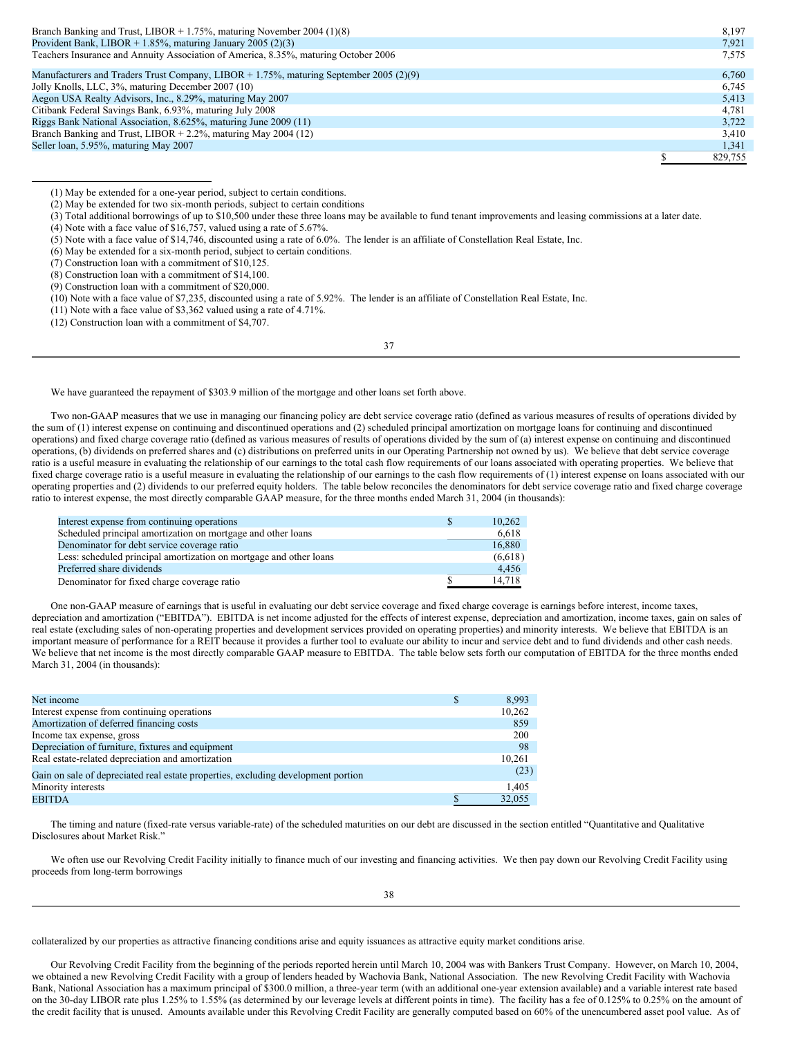| | | |
|---|---|---|
| Branch Banking and Trust, LIBOR + 1.75%, maturing November 2004 (1)(8) | | 8,197 |
| Provident Bank, LIBOR + 1.85%, maturing January 2005 (2)(3) | | 7,921 |
| Teachers Insurance and Annuity Association of America, 8.35%, maturing October 2006 | | 7,575 |
| Manufacturers and Traders Trust Company, LIBOR + 1.75%, maturing September 2005 (2)(9) | | 6,760 |
| Jolly Knolls, LLC, 3%, maturing December 2007 (10) | | 6,745 |
| Aegon USA Realty Advisors, Inc., 8.29%, maturing May 2007 | | 5,413 |
| Citibank Federal Savings Bank, 6.93%, maturing July 2008 | | 4,781 |
| Riggs Bank National Association, 8.625%, maturing June 2009 (11) | | 3,722 |
| Branch Banking and Trust, LIBOR + 2.2%, maturing May 2004 (12) | | 3,410 |
| Seller loan, 5.95%, maturing May 2007 | | 1,341 |
| | $ | 829,755 |

(1) May be extended for a one-year period, subject to certain conditions.
(2) May be extended for two six-month periods, subject to certain conditions
(3) Total additional borrowings of up to $10,500 under these three loans may be available to fund tenant improvements and leasing commissions at a later date.
(4) Note with a face value of $16,757, valued using a rate of 5.67%.
(5) Note with a face value of $14,746, discounted using a rate of 6.0%. The lender is an affiliate of Constellation Real Estate, Inc.
(6) May be extended for a six-month period, subject to certain conditions.
(7) Construction loan with a commitment of $10,125.
(8) Construction loan with a commitment of $14,100.
(9) Construction loan with a commitment of $20,000.
(10) Note with a face value of $7,235, discounted using a rate of 5.92%. The lender is an affiliate of Constellation Real Estate, Inc.
(11) Note with a face value of $3,362 valued using a rate of 4.71%.
(12) Construction loan with a commitment of $4,707.

We have guaranteed the repayment of $303.9 million of the mortgage and other loans set forth above.

Two non-GAAP measures that we use in managing our financing policy are debt service coverage ratio (defined as various measures of results of operations divided by the sum of (1) interest expense on continuing and discontinued operations and (2) scheduled principal amortization on mortgage loans for continuing and discontinued operations) and fixed charge coverage ratio (defined as various measures of results of operations divided by the sum of (a) interest expense on continuing and discontinued operations, (b) dividends on preferred shares and (c) distributions on preferred units in our Operating Partnership not owned by us). We believe that debt service coverage ratio is a useful measure in evaluating the relationship of our earnings to the total cash flow requirements of our loans associated with operating properties. We believe that fixed charge coverage ratio is a useful measure in evaluating the relationship of our earnings to the cash flow requirements of (1) interest expense on loans associated with our operating properties and (2) dividends to our preferred equity holders. The table below reconciles the denominators for debt service coverage ratio and fixed charge coverage ratio to interest expense, the most directly comparable GAAP measure, for the three months ended March 31, 2004 (in thousands):

| | | |
|---|---|---|
| Interest expense from continuing operations | $ | 10,262 |
| Scheduled principal amortization on mortgage and other loans | | 6,618 |
| Denominator for debt service coverage ratio | | 16,880 |
| Less: scheduled principal amortization on mortgage and other loans | | (6,618) |
| Preferred share dividends | | 4,456 |
| Denominator for fixed charge coverage ratio | $ | 14,718 |

One non-GAAP measure of earnings that is useful in evaluating our debt service coverage and fixed charge coverage is earnings before interest, income taxes, depreciation and amortization ("EBITDA"). EBITDA is net income adjusted for the effects of interest expense, depreciation and amortization, income taxes, gain on sales of real estate (excluding sales of non-operating properties and development services provided on operating properties) and minority interests. We believe that EBITDA is an important measure of performance for a REIT because it provides a further tool to evaluate our ability to incur and service debt and to fund dividends and other cash needs. We believe that net income is the most directly comparable GAAP measure to EBITDA. The table below sets forth our computation of EBITDA for the three months ended March 31, 2004 (in thousands):

| | | |
|---|---|---|
| Net income | $ | 8,993 |
| Interest expense from continuing operations | | 10,262 |
| Amortization of deferred financing costs | | 859 |
| Income tax expense, gross | | 200 |
| Depreciation of furniture, fixtures and equipment | | 98 |
| Real estate-related depreciation and amortization | | 10,261 |
| Gain on sale of depreciated real estate properties, excluding development portion | | (23) |
| Minority interests | | 1,405 |
| EBITDA | $ | 32,055 |

The timing and nature (fixed-rate versus variable-rate) of the scheduled maturities on our debt are discussed in the section entitled "Quantitative and Qualitative Disclosures about Market Risk."

We often use our Revolving Credit Facility initially to finance much of our investing and financing activities. We then pay down our Revolving Credit Facility using proceeds from long-term borrowings collateralized by our properties as attractive financing conditions arise and equity issuances as attractive equity market conditions arise.

Our Revolving Credit Facility from the beginning of the periods reported herein until March 10, 2004 was with Bankers Trust Company. However, on March 10, 2004, we obtained a new Revolving Credit Facility with a group of lenders headed by Wachovia Bank, National Association. The new Revolving Credit Facility with Wachovia Bank, National Association has a maximum principal of $300.0 million, a three-year term (with an additional one-year extension available) and a variable interest rate based on the 30-day LIBOR rate plus 1.25% to 1.55% (as determined by our leverage levels at different points in time). The facility has a fee of 0.125% to 0.25% on the amount of the credit facility that is unused. Amounts available under this Revolving Credit Facility are generally computed based on 60% of the unencumbered asset pool value. As of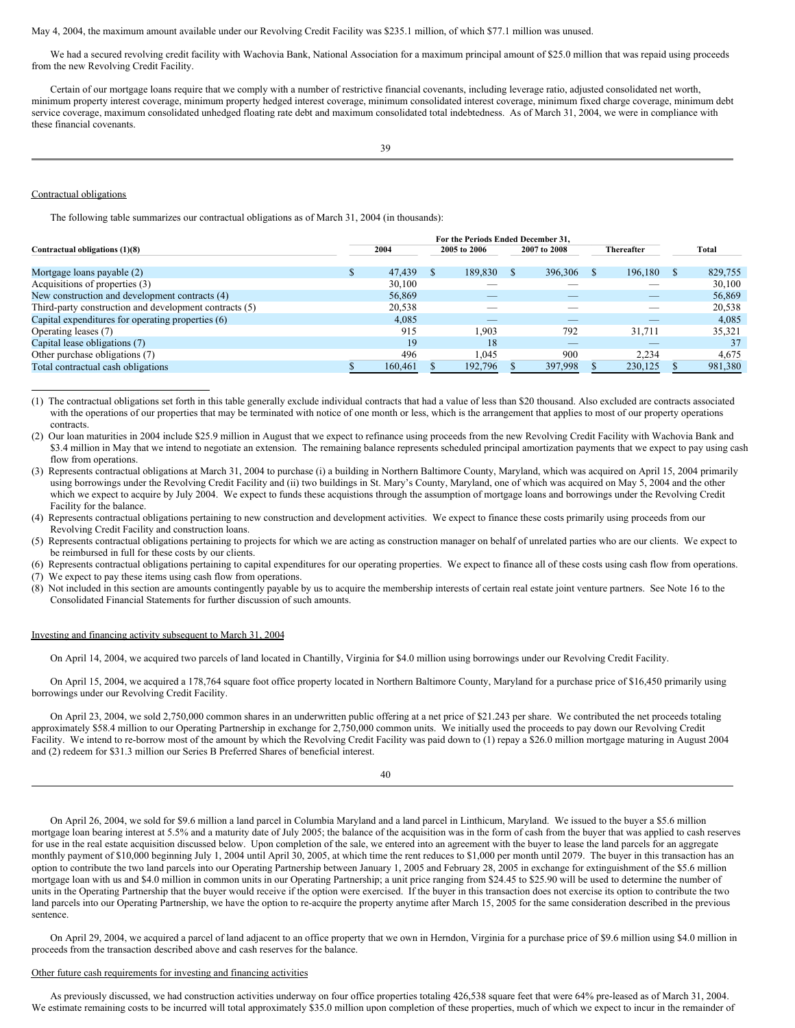May 4, 2004, the maximum amount available under our Revolving Credit Facility was $235.1 million, of which $77.1 million was unused.

We had a secured revolving credit facility with Wachovia Bank, National Association for a maximum principal amount of $25.0 million that was repaid using proceeds from the new Revolving Credit Facility.

Certain of our mortgage loans require that we comply with a number of restrictive financial covenants, including leverage ratio, adjusted consolidated net worth, minimum property interest coverage, minimum property hedged interest coverage, minimum consolidated interest coverage, minimum fixed charge coverage, minimum debt service coverage, maximum consolidated unhedged floating rate debt and maximum consolidated total indebtedness. As of March 31, 2004, we were in compliance with these financial covenants.

Contractual obligations

The following table summarizes our contractual obligations as of March 31, 2004 (in thousands):

| Contractual obligations (1)(8) | For the Periods Ended December 31, 2004 | 2005 to 2006 | 2007 to 2008 | Thereafter | Total |
|---|---|---|---|---|---|
| Mortgage loans payable (2) | $ 47,439 | $ 189,830 | $ 396,306 | $ 196,180 | $ 829,755 |
| Acquisitions of properties (3) | 30,100 | — | — | — | 30,100 |
| New construction and development contracts (4) | 56,869 | — | — | — | 56,869 |
| Third-party construction and development contracts (5) | 20,538 | — | — | — | 20,538 |
| Capital expenditures for operating properties (6) | 4,085 | — | — | — | 4,085 |
| Operating leases (7) | 915 | 1,903 | 792 | 31,711 | 35,321 |
| Capital lease obligations (7) | 19 | 18 | — | — | 37 |
| Other purchase obligations (7) | 496 | 1,045 | 900 | 2,234 | 4,675 |
| Total contractual cash obligations | $ 160,461 | $ 192,796 | $ 397,998 | $ 230,125 | $ 981,380 |

(1) The contractual obligations set forth in this table generally exclude individual contracts that had a value of less than $20 thousand. Also excluded are contracts associated with the operations of our properties that may be terminated with notice of one month or less, which is the arrangement that applies to most of our property operations contracts.

(2) Our loan maturities in 2004 include $25.9 million in August that we expect to refinance using proceeds from the new Revolving Credit Facility with Wachovia Bank and $3.4 million in May that we intend to negotiate an extension. The remaining balance represents scheduled principal amortization payments that we expect to pay using cash flow from operations.

(3) Represents contractual obligations at March 31, 2004 to purchase (i) a building in Northern Baltimore County, Maryland, which was acquired on April 15, 2004 primarily using borrowings under the Revolving Credit Facility and (ii) two buildings in St. Mary's County, Maryland, one of which was acquired on May 5, 2004 and the other which we expect to acquire by July 2004. We expect to funds these acquistions through the assumption of mortgage loans and borrowings under the Revolving Credit Facility for the balance.

(4) Represents contractual obligations pertaining to new construction and development activities. We expect to finance these costs primarily using proceeds from our Revolving Credit Facility and construction loans.

(5) Represents contractual obligations pertaining to projects for which we are acting as construction manager on behalf of unrelated parties who are our clients. We expect to be reimbursed in full for these costs by our clients.

(6) Represents contractual obligations pertaining to capital expenditures for our operating properties. We expect to finance all of these costs using cash flow from operations.

(7) We expect to pay these items using cash flow from operations.

(8) Not included in this section are amounts contingently payable by us to acquire the membership interests of certain real estate joint venture partners. See Note 16 to the Consolidated Financial Statements for further discussion of such amounts.

Investing and financing activity subsequent to March 31, 2004

On April 14, 2004, we acquired two parcels of land located in Chantilly, Virginia for $4.0 million using borrowings under our Revolving Credit Facility.

On April 15, 2004, we acquired a 178,764 square foot office property located in Northern Baltimore County, Maryland for a purchase price of $16,450 primarily using borrowings under our Revolving Credit Facility.

On April 23, 2004, we sold 2,750,000 common shares in an underwritten public offering at a net price of $21.243 per share. We contributed the net proceeds totaling approximately $58.4 million to our Operating Partnership in exchange for 2,750,000 common units. We initially used the proceeds to pay down our Revolving Credit Facility. We intend to re-borrow most of the amount by which the Revolving Credit Facility was paid down to (1) repay a $26.0 million mortgage maturing in August 2004 and (2) redeem for $31.3 million our Series B Preferred Shares of beneficial interest.

On April 26, 2004, we sold for $9.6 million a land parcel in Columbia Maryland and a land parcel in Linthicum, Maryland. We issued to the buyer a $5.6 million mortgage loan bearing interest at 5.5% and a maturity date of July 2005; the balance of the acquisition was in the form of cash from the buyer that was applied to cash reserves for use in the real estate acquisition discussed below. Upon completion of the sale, we entered into an agreement with the buyer to lease the land parcels for an aggregate monthly payment of $10,000 beginning July 1, 2004 until April 30, 2005, at which time the rent reduces to $1,000 per month until 2079. The buyer in this transaction has an option to contribute the two land parcels into our Operating Partnership between January 1, 2005 and February 28, 2005 in exchange for extinguishment of the $5.6 million mortgage loan with us and $4.0 million in common units in our Operating Partnership; a unit price ranging from $24.45 to $25.90 will be used to determine the number of units in the Operating Partnership that the buyer would receive if the option were exercised. If the buyer in this transaction does not exercise its option to contribute the two land parcels into our Operating Partnership, we have the option to re-acquire the property anytime after March 15, 2005 for the same consideration described in the previous sentence.

On April 29, 2004, we acquired a parcel of land adjacent to an office property that we own in Herndon, Virginia for a purchase price of $9.6 million using $4.0 million in proceeds from the transaction described above and cash reserves for the balance.

Other future cash requirements for investing and financing activities

As previously discussed, we had construction activities underway on four office properties totaling 426,538 square feet that were 64% pre-leased as of March 31, 2004. We estimate remaining costs to be incurred will total approximately $35.0 million upon completion of these properties, much of which we expect to incur in the remainder of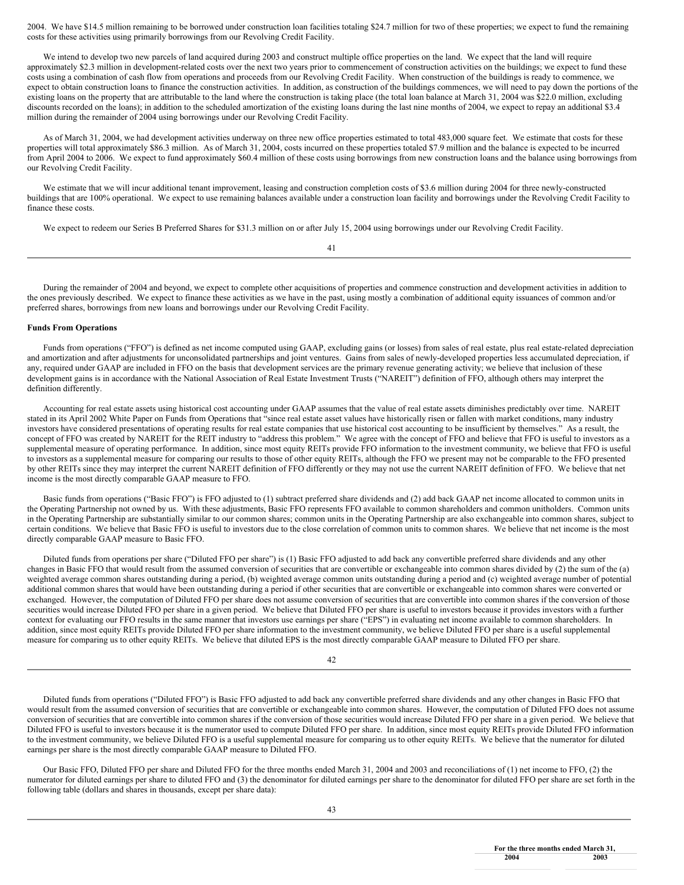2004. We have $14.5 million remaining to be borrowed under construction loan facilities totaling $24.7 million for two of these properties; we expect to fund the remaining costs for these activities using primarily borrowings from our Revolving Credit Facility.

We intend to develop two new parcels of land acquired during 2003 and construct multiple office properties on the land. We expect that the land will require approximately $2.3 million in development-related costs over the next two years prior to commencement of construction activities on the buildings; we expect to fund these costs using a combination of cash flow from operations and proceeds from our Revolving Credit Facility. When construction of the buildings is ready to commence, we expect to obtain construction loans to finance the construction activities. In addition, as construction of the buildings commences, we will need to pay down the portions of the existing loans on the property that are attributable to the land where the construction is taking place (the total loan balance at March 31, 2004 was $22.0 million, excluding discounts recorded on the loans); in addition to the scheduled amortization of the existing loans during the last nine months of 2004, we expect to repay an additional $3.4 million during the remainder of 2004 using borrowings under our Revolving Credit Facility.

As of March 31, 2004, we had development activities underway on three new office properties estimated to total 483,000 square feet. We estimate that costs for these properties will total approximately $86.3 million. As of March 31, 2004, costs incurred on these properties totaled $7.9 million and the balance is expected to be incurred from April 2004 to 2006. We expect to fund approximately $60.4 million of these costs using borrowings from new construction loans and the balance using borrowings from our Revolving Credit Facility.

We estimate that we will incur additional tenant improvement, leasing and construction completion costs of $3.6 million during 2004 for three newly-constructed buildings that are 100% operational. We expect to use remaining balances available under a construction loan facility and borrowings under the Revolving Credit Facility to finance these costs.

We expect to redeem our Series B Preferred Shares for $31.3 million on or after July 15, 2004 using borrowings under our Revolving Credit Facility.

During the remainder of 2004 and beyond, we expect to complete other acquisitions of properties and commence construction and development activities in addition to the ones previously described. We expect to finance these activities as we have in the past, using mostly a combination of additional equity issuances of common and/or preferred shares, borrowings from new loans and borrowings under our Revolving Credit Facility.

**Funds From Operations**

Funds from operations ("FFO") is defined as net income computed using GAAP, excluding gains (or losses) from sales of real estate, plus real estate-related depreciation and amortization and after adjustments for unconsolidated partnerships and joint ventures. Gains from sales of newly-developed properties less accumulated depreciation, if any, required under GAAP are included in FFO on the basis that development services are the primary revenue generating activity; we believe that inclusion of these development gains is in accordance with the National Association of Real Estate Investment Trusts ("NAREIT") definition of FFO, although others may interpret the definition differently.

Accounting for real estate assets using historical cost accounting under GAAP assumes that the value of real estate assets diminishes predictably over time. NAREIT stated in its April 2002 White Paper on Funds from Operations that "since real estate asset values have historically risen or fallen with market conditions, many industry investors have considered presentations of operating results for real estate companies that use historical cost accounting to be insufficient by themselves." As a result, the concept of FFO was created by NAREIT for the REIT industry to "address this problem." We agree with the concept of FFO and believe that FFO is useful to investors as a supplemental measure of operating performance. In addition, since most equity REITs provide FFO information to the investment community, we believe that FFO is useful to investors as a supplemental measure for comparing our results to those of other equity REITs, although the FFO we present may not be comparable to the FFO presented by other REITs since they may interpret the current NAREIT definition of FFO differently or they may not use the current NAREIT definition of FFO. We believe that net income is the most directly comparable GAAP measure to FFO.

Basic funds from operations ("Basic FFO") is FFO adjusted to (1) subtract preferred share dividends and (2) add back GAAP net income allocated to common units in the Operating Partnership not owned by us. With these adjustments, Basic FFO represents FFO available to common shareholders and common unitholders. Common units in the Operating Partnership are substantially similar to our common shares; common units in the Operating Partnership are also exchangeable into common shares, subject to certain conditions. We believe that Basic FFO is useful to investors due to the close correlation of common units to common shares. We believe that net income is the most directly comparable GAAP measure to Basic FFO.

Diluted funds from operations per share ("Diluted FFO per share") is (1) Basic FFO adjusted to add back any convertible preferred share dividends and any other changes in Basic FFO that would result from the assumed conversion of securities that are convertible or exchangeable into common shares divided by (2) the sum of the (a) weighted average common shares outstanding during a period, (b) weighted average common units outstanding during a period and (c) weighted average number of potential additional common shares that would have been outstanding during a period if other securities that are convertible or exchangeable into common shares were converted or exchanged. However, the computation of Diluted FFO per share does not assume conversion of securities that are convertible into common shares if the conversion of those securities would increase Diluted FFO per share in a given period. We believe that Diluted FFO per share is useful to investors because it provides investors with a further context for evaluating our FFO results in the same manner that investors use earnings per share ("EPS") in evaluating net income available to common shareholders. In addition, since most equity REITs provide Diluted FFO per share information to the investment community, we believe Diluted FFO per share is a useful supplemental measure for comparing us to other equity REITs. We believe that diluted EPS is the most directly comparable GAAP measure to Diluted FFO per share.

Diluted funds from operations ("Diluted FFO") is Basic FFO adjusted to add back any convertible preferred share dividends and any other changes in Basic FFO that would result from the assumed conversion of securities that are convertible or exchangeable into common shares. However, the computation of Diluted FFO does not assume conversion of securities that are convertible into common shares if the conversion of those securities would increase Diluted FFO per share in a given period. We believe that Diluted FFO is useful to investors because it is the numerator used to compute Diluted FFO per share. In addition, since most equity REITs provide Diluted FFO information to the investment community, we believe Diluted FFO is a useful supplemental measure for comparing us to other equity REITs. We believe that the numerator for diluted earnings per share is the most directly comparable GAAP measure to Diluted FFO.

Our Basic FFO, Diluted FFO per share and Diluted FFO for the three months ended March 31, 2004 and 2003 and reconciliations of (1) net income to FFO, (2) the numerator for diluted earnings per share to diluted FFO and (3) the denominator for diluted earnings per share to the denominator for diluted FFO per share are set forth in the following table (dollars and shares in thousands, except per share data):

| | For the three months ended March 31, | |
|---|---|---|
| | 2004 | 2003 |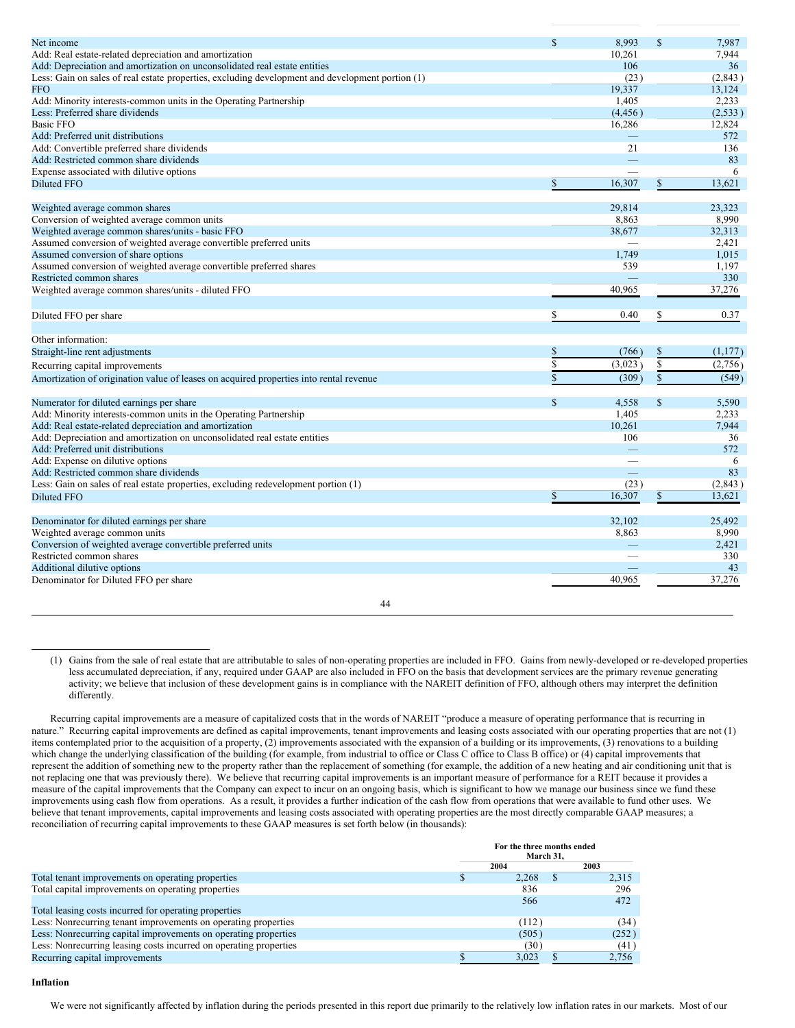| | 2004 | 2003 |
|---|---|---|
| Net income | $ 8,993 | $ 7,987 |
| Add: Real estate-related depreciation and amortization | 10,261 | 7,944 |
| Add: Depreciation and amortization on unconsolidated real estate entities | 106 | 36 |
| Less: Gain on sales of real estate properties, excluding development and development portion (1) | (23) | (2,843) |
| FFO | 19,337 | 13,124 |
| Add: Minority interests-common units in the Operating Partnership | 1,405 | 2,233 |
| Less: Preferred share dividends | (4,456) | (2,533) |
| Basic FFO | 16,286 | 12,824 |
| Add: Preferred unit distributions | — | 572 |
| Add: Convertible preferred share dividends | 21 | 136 |
| Add: Restricted common share dividends | — | 83 |
| Expense associated with dilutive options | — | 6 |
| Diluted FFO | $ 16,307 | $ 13,621 |
| | | |
| Weighted average common shares | 29,814 | 23,323 |
| Conversion of weighted average common units | 8,863 | 8,990 |
| Weighted average common shares/units - basic FFO | 38,677 | 32,313 |
| Assumed conversion of weighted average convertible preferred units | — | 2,421 |
| Assumed conversion of share options | 1,749 | 1,015 |
| Assumed conversion of weighted average convertible preferred shares | 539 | 1,197 |
| Restricted common shares | — | 330 |
| Weighted average common shares/units - diluted FFO | 40,965 | 37,276 |
| | | |
| Diluted FFO per share | $ 0.40 | $ 0.37 |
| | | |
| Other information: | | |
| Straight-line rent adjustments | $ (766) | $ (1,177) |
| Recurring capital improvements | $ (3,023) | $ (2,756) |
| Amortization of origination value of leases on acquired properties into rental revenue | $ (309) | $ (549) |
| | | |
| Numerator for diluted earnings per share | $ 4,558 | $ 5,590 |
| Add: Minority interests-common units in the Operating Partnership | 1,405 | 2,233 |
| Add: Real estate-related depreciation and amortization | 10,261 | 7,944 |
| Add: Depreciation and amortization on unconsolidated real estate entities | 106 | 36 |
| Add: Preferred unit distributions | — | 572 |
| Add: Expense on dilutive options | — | 6 |
| Add: Restricted common share dividends | — | 83 |
| Less: Gain on sales of real estate properties, excluding redevelopment portion (1) | (23) | (2,843) |
| Diluted FFO | $ 16,307 | $ 13,621 |
| | | |
| Denominator for diluted earnings per share | 32,102 | 25,492 |
| Weighted average common units | 8,863 | 8,990 |
| Conversion of weighted average convertible preferred units | — | 2,421 |
| Restricted common shares | — | 330 |
| Additional dilutive options | — | 43 |
| Denominator for Diluted FFO per share | 40,965 | 37,276 |

(1) Gains from the sale of real estate that are attributable to sales of non-operating properties are included in FFO. Gains from newly-developed or re-developed properties less accumulated depreciation, if any, required under GAAP are also included in FFO on the basis that development services are the primary revenue generating activity; we believe that inclusion of these development gains is in compliance with the NAREIT definition of FFO, although others may interpret the definition differently.

Recurring capital improvements are a measure of capitalized costs that in the words of NAREIT "produce a measure of operating performance that is recurring in nature." Recurring capital improvements are defined as capital improvements, tenant improvements and leasing costs associated with our operating properties that are not (1) items contemplated prior to the acquisition of a property, (2) improvements associated with the expansion of a building or its improvements, (3) renovations to a building which change the underlying classification of the building (for example, from industrial to office or Class C office to Class B office) or (4) capital improvements that represent the addition of something new to the property rather than the replacement of something (for example, the addition of a new heating and air conditioning unit that is not replacing one that was previously there). We believe that recurring capital improvements is an important measure of performance for a REIT because it provides a measure of the capital improvements that the Company can expect to incur on an ongoing basis, which is significant to how we manage our business since we fund these improvements using cash flow from operations. As a result, it provides a further indication of the cash flow from operations that were available to fund other uses. We believe that tenant improvements, capital improvements and leasing costs associated with operating properties are the most directly comparable GAAP measures; a reconciliation of recurring capital improvements to these GAAP measures is set forth below (in thousands):

| | For the three months ended March 31, | |
|---|---|---|
| | 2004 | 2003 |
| Total tenant improvements on operating properties | $ 2,268 | $ 2,315 |
| Total capital improvements on operating properties | 836 | 296 |
| Total leasing costs incurred for operating properties | 566 | 472 |
| Less: Nonrecurring tenant improvements on operating properties | (112) | (34) |
| Less: Nonrecurring capital improvements on operating properties | (505) | (252) |
| Less: Nonrecurring leasing costs incurred on operating properties | (30) | (41) |
| Recurring capital improvements | $ 3,023 | $ 2,756 |

**Inflation**

We were not significantly affected by inflation during the periods presented in this report due primarily to the relatively low inflation rates in our markets. Most of our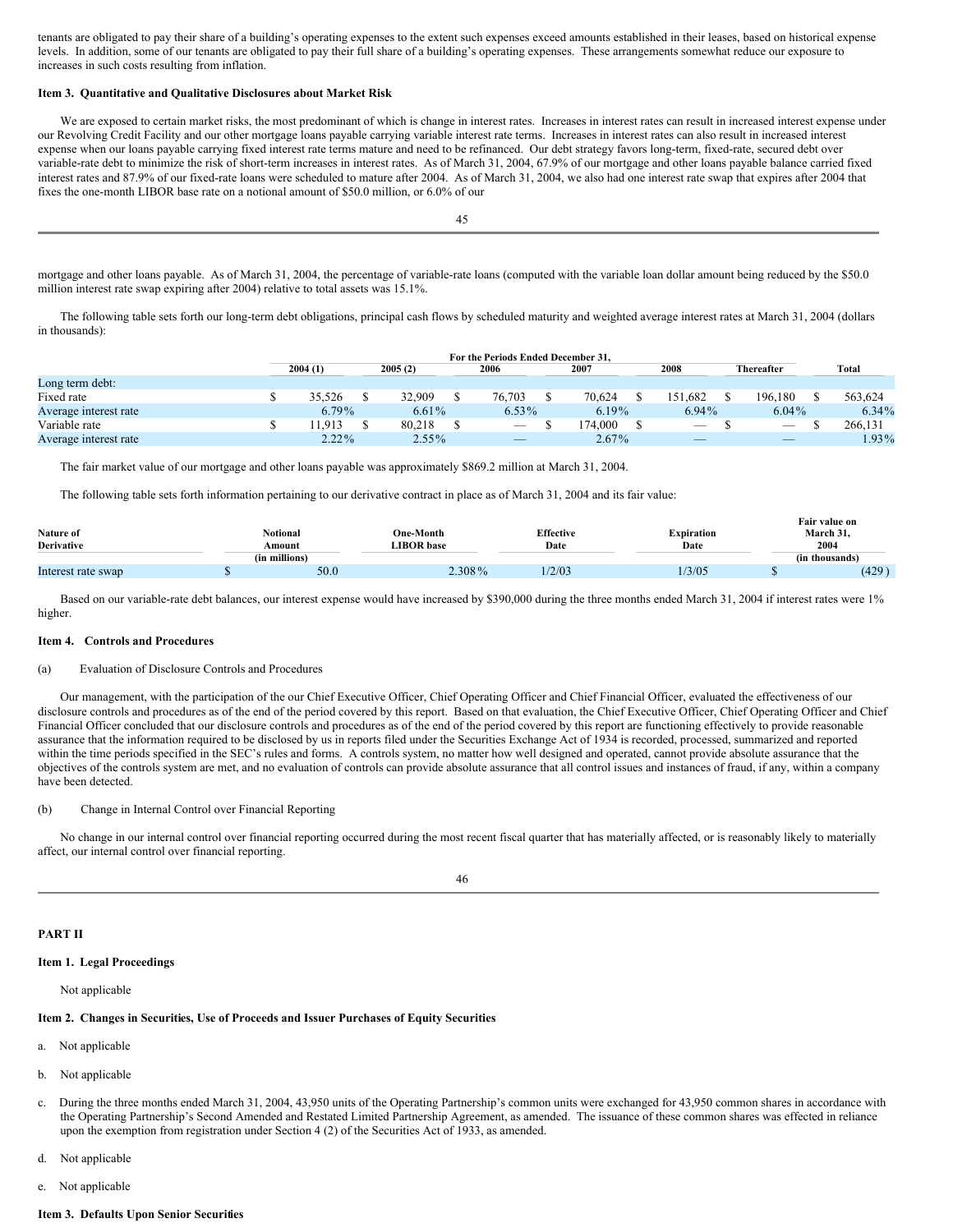tenants are obligated to pay their share of a building's operating expenses to the extent such expenses exceed amounts established in their leases, based on historical expense levels. In addition, some of our tenants are obligated to pay their full share of a building's operating expenses. These arrangements somewhat reduce our exposure to increases in such costs resulting from inflation.

### Item 3. Quantitative and Qualitative Disclosures about Market Risk

We are exposed to certain market risks, the most predominant of which is change in interest rates. Increases in interest rates can result in increased interest expense under our Revolving Credit Facility and our other mortgage loans payable carrying variable interest rate terms. Increases in interest rates can also result in increased interest expense when our loans payable carrying fixed interest rate terms mature and need to be refinanced. Our debt strategy favors long-term, fixed-rate, secured debt over variable-rate debt to minimize the risk of short-term increases in interest rates. As of March 31, 2004, 67.9% of our mortgage and other loans payable balance carried fixed interest rates and 87.9% of our fixed-rate loans were scheduled to mature after 2004. As of March 31, 2004, we also had one interest rate swap that expires after 2004 that fixes the one-month LIBOR base rate on a notional amount of $50.0 million, or 6.0% of our

mortgage and other loans payable. As of March 31, 2004, the percentage of variable-rate loans (computed with the variable loan dollar amount being reduced by the $50.0 million interest rate swap expiring after 2004) relative to total assets was 15.1%.

The following table sets forth our long-term debt obligations, principal cash flows by scheduled maturity and weighted average interest rates at March 31, 2004 (dollars in thousands):

| | For the Periods Ended December 31, | | | | | | |
|---|---|---|---|---|---|---|---|
| | 2004 (1) | 2005 (2) | 2006 | 2007 | 2008 | Thereafter | Total |
| Long term debt: | | | | | | | |
| Fixed rate | $ 35,526 | $ 32,909 | $ 76,703 | $ 70,624 | $ 151,682 | $ 196,180 | $ 563,624 |
| Average interest rate | 6.79% | 6.61% | 6.53% | 6.19% | 6.94% | 6.04% | 6.34% |
| Variable rate | $ 11,913 | $ 80,218 | $ — | $ 174,000 | $ — | $ — | $ 266,131 |
| Average interest rate | 2.22% | 2.55% | — | 2.67% | — | — | 1.93% |

The fair market value of our mortgage and other loans payable was approximately $869.2 million at March 31, 2004.

The following table sets forth information pertaining to our derivative contract in place as of March 31, 2004 and its fair value:

| Nature of Derivative | Notional Amount (in millions) | One-Month LIBOR base | Effective Date | Expiration Date | Fair value on March 31, 2004 (in thousands) |
|---|---|---|---|---|---|
| Interest rate swap | $ 50.0 | 2.308% | 1/2/03 | 1/3/05 | $ (429) |

Based on our variable-rate debt balances, our interest expense would have increased by $390,000 during the three months ended March 31, 2004 if interest rates were 1% higher.

### Item 4. Controls and Procedures

(a) Evaluation of Disclosure Controls and Procedures

Our management, with the participation of the our Chief Executive Officer, Chief Operating Officer and Chief Financial Officer, evaluated the effectiveness of our disclosure controls and procedures as of the end of the period covered by this report. Based on that evaluation, the Chief Executive Officer, Chief Operating Officer and Chief Financial Officer concluded that our disclosure controls and procedures as of the end of the period covered by this report are functioning effectively to provide reasonable assurance that the information required to be disclosed by us in reports filed under the Securities Exchange Act of 1934 is recorded, processed, summarized and reported within the time periods specified in the SEC's rules and forms. A controls system, no matter how well designed and operated, cannot provide absolute assurance that the objectives of the controls system are met, and no evaluation of controls can provide absolute assurance that all control issues and instances of fraud, if any, within a company have been detected.

(b) Change in Internal Control over Financial Reporting

No change in our internal control over financial reporting occurred during the most recent fiscal quarter that has materially affected, or is reasonably likely to materially affect, our internal control over financial reporting.

## PART II

### Item 1. Legal Proceedings

Not applicable

### Item 2. Changes in Securities, Use of Proceeds and Issuer Purchases of Equity Securities

a. Not applicable

b. Not applicable

c. During the three months ended March 31, 2004, 43,950 units of the Operating Partnership's common units were exchanged for 43,950 common shares in accordance with the Operating Partnership's Second Amended and Restated Limited Partnership Agreement, as amended. The issuance of these common shares was effected in reliance upon the exemption from registration under Section 4 (2) of the Securities Act of 1933, as amended.

d. Not applicable

e. Not applicable

### Item 3. Defaults Upon Senior Securities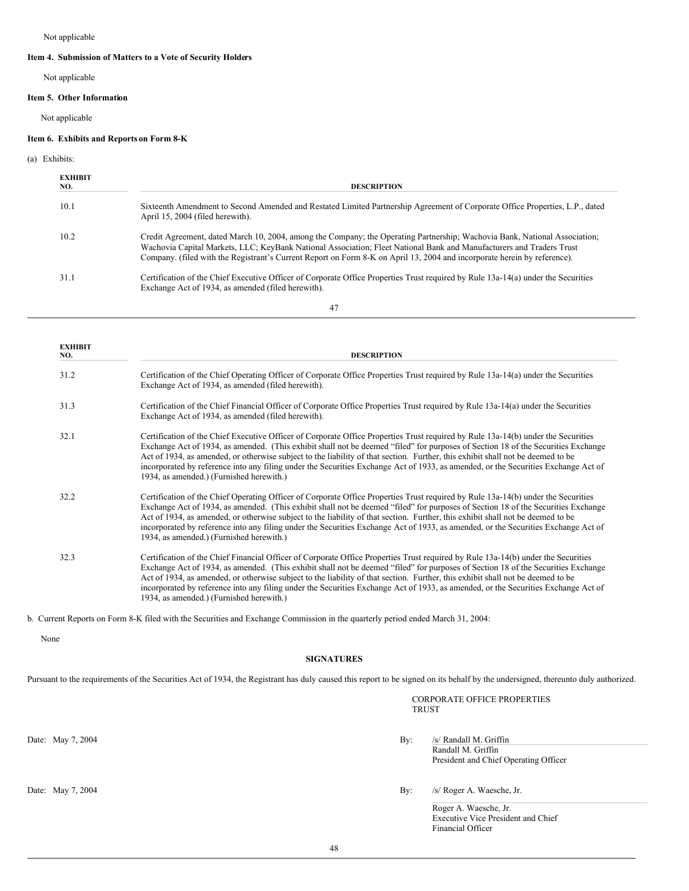Not applicable

**Item 4. Submission of Matters to a Vote of Security Holders**

Not applicable

**Item 5. Other Information**

Not applicable

**Item 6. Exhibits and Reports on Form 8-K**

(a) Exhibits:

| EXHIBIT NO. | DESCRIPTION |
|---|---|
| 10.1 | Sixteenth Amendment to Second Amended and Restated Limited Partnership Agreement of Corporate Office Properties, L.P., dated April 15, 2004 (filed herewith). |
| 10.2 | Credit Agreement, dated March 10, 2004, among the Company; the Operating Partnership; Wachovia Bank, National Association; Wachovia Capital Markets, LLC; KeyBank National Association; Fleet National Bank and Manufacturers and Traders Trust Company. (filed with the Registrant's Current Report on Form 8-K on April 13, 2004 and incorporate herein by reference). |
| 31.1 | Certification of the Chief Executive Officer of Corporate Office Properties Trust required by Rule 13a-14(a) under the Securities Exchange Act of 1934, as amended (filed herewith). |
| 31.2 | Certification of the Chief Operating Officer of Corporate Office Properties Trust required by Rule 13a-14(a) under the Securities Exchange Act of 1934, as amended (filed herewith). |
| 31.3 | Certification of the Chief Financial Officer of Corporate Office Properties Trust required by Rule 13a-14(a) under the Securities Exchange Act of 1934, as amended (filed herewith). |
| 32.1 | Certification of the Chief Executive Officer of Corporate Office Properties Trust required by Rule 13a-14(b) under the Securities Exchange Act of 1934, as amended. (This exhibit shall not be deemed "filed" for purposes of Section 18 of the Securities Exchange Act of 1934, as amended, or otherwise subject to the liability of that section. Further, this exhibit shall not be deemed to be incorporated by reference into any filing under the Securities Exchange Act of 1933, as amended, or the Securities Exchange Act of 1934, as amended.) (Furnished herewith.) |
| 32.2 | Certification of the Chief Operating Officer of Corporate Office Properties Trust required by Rule 13a-14(b) under the Securities Exchange Act of 1934, as amended. (This exhibit shall not be deemed "filed" for purposes of Section 18 of the Securities Exchange Act of 1934, as amended, or otherwise subject to the liability of that section. Further, this exhibit shall not be deemed to be incorporated by reference into any filing under the Securities Exchange Act of 1933, as amended, or the Securities Exchange Act of 1934, as amended.) (Furnished herewith.) |
| 32.3 | Certification of the Chief Financial Officer of Corporate Office Properties Trust required by Rule 13a-14(b) under the Securities Exchange Act of 1934, as amended. (This exhibit shall not be deemed "filed" for purposes of Section 18 of the Securities Exchange Act of 1934, as amended, or otherwise subject to the liability of that section. Further, this exhibit shall not be deemed to be incorporated by reference into any filing under the Securities Exchange Act of 1933, as amended, or the Securities Exchange Act of 1934, as amended.) (Furnished herewith.) |

b. Current Reports on Form 8-K filed with the Securities and Exchange Commission in the quarterly period ended March 31, 2004:

None

## SIGNATURES

Pursuant to the requirements of the Securities Act of 1934, the Registrant has duly caused this report to be signed on its behalf by the undersigned, thereunto duly authorized.

CORPORATE OFFICE PROPERTIES TRUST

Date: May 7, 2004

By: /s/ Randall M. Griffin
Randall M. Griffin
President and Chief Operating Officer

Date: May 7, 2004

By: /s/ Roger A. Waesche, Jr.
Roger A. Waesche, Jr.
Executive Vice President and Chief Financial Officer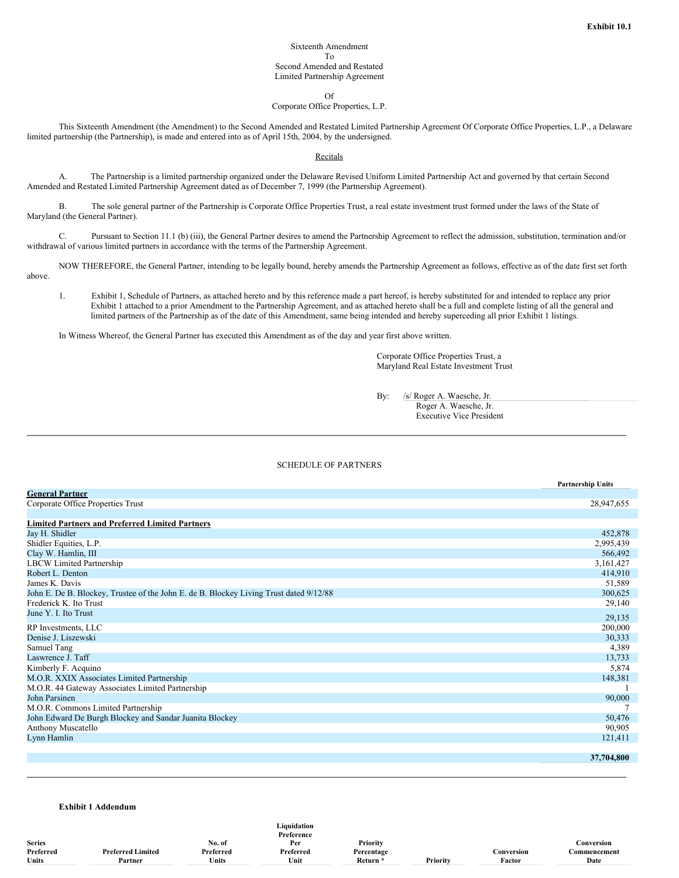**Exhibit 10.1**

Sixteenth Amendment
To
Second Amended and Restated
Limited Partnership Agreement

Of
Corporate Office Properties, L.P.

This Sixteenth Amendment (the Amendment) to the Second Amended and Restated Limited Partnership Agreement Of Corporate Office Properties, L.P., a Delaware limited partnership (the Partnership), is made and entered into as of April 15th, 2004, by the undersigned.

Recitals

A. The Partnership is a limited partnership organized under the Delaware Revised Uniform Limited Partnership Act and governed by that certain Second Amended and Restated Limited Partnership Agreement dated as of December 7, 1999 (the Partnership Agreement).

B. The sole general partner of the Partnership is Corporate Office Properties Trust, a real estate investment trust formed under the laws of the State of Maryland (the General Partner).

C. Pursuant to Section 11.1 (b) (iii), the General Partner desires to amend the Partnership Agreement to reflect the admission, substitution, termination and/or withdrawal of various limited partners in accordance with the terms of the Partnership Agreement.

NOW THEREFORE, the General Partner, intending to be legally bound, hereby amends the Partnership Agreement as follows, effective as of the date first set forth above.

1. Exhibit 1, Schedule of Partners, as attached hereto and by this reference made a part hereof, is hereby substituted for and intended to replace any prior Exhibit 1 attached to a prior Amendment to the Partnership Agreement, and as attached hereto shall be a full and complete listing of all the general and limited partners of the Partnership as of the date of this Amendment, same being intended and hereby superceding all prior Exhibit 1 listings.

In Witness Whereof, the General Partner has executed this Amendment as of the day and year first above written.

Corporate Office Properties Trust, a
Maryland Real Estate Investment Trust

By: /s/ Roger A. Waesche, Jr.
Roger A. Waesche, Jr.
Executive Vice President

---

SCHEDULE OF PARTNERS

| | Partnership Units |
|---|---|
| **General Partner** | |
| Corporate Office Properties Trust | 28,947,655 |
| | |
| **Limited Partners and Preferred Limited Partners** | |
| Jay H. Shidler | 452,878 |
| Shidler Equities, L.P. | 2,995,439 |
| Clay W. Hamlin, III | 566,492 |
| LBCW Limited Partnership | 3,161,427 |
| Robert L. Denton | 414,910 |
| James K. Davis | 51,589 |
| John E. De B. Blockey, Trustee of the John E. de B. Blockey Living Trust dated 9/12/88 | 300,625 |
| Frederick K. Ito Trust | 29,140 |
| June Y. I. Ito Trust | 29,135 |
| RP Investments, LLC | 200,000 |
| Denise J. Liszewski | 30,333 |
| Samuel Tang | 4,389 |
| Laswrence J. Taff | 13,733 |
| Kimberly F. Acquino | 5,874 |
| M.O.R. XXIX Associates Limited Partnership | 148,381 |
| M.O.R. 44 Gateway Associates Limited Partnership | 1 |
| John Parsinen | 90,000 |
| M.O.R. Commons Limited Partnership | 7 |
| John Edward De Burgh Blockey and Sandar Juanita Blockey | 50,476 |
| Anthony Muscatello | 90,905 |
| Lynn Hamlin | 121,411 |
| | |
| | **37,704,800** |

---

**Exhibit 1 Addendum**

| Series Preferred Units | Preferred Limited Partner | No. of Preferred Units | Liquidation Preference Per Preferred Unit | Priority Percentage Return * | Priority | Conversion Factor | Conversion Commencement Date |
|---|---|---|---|---|---|---|---|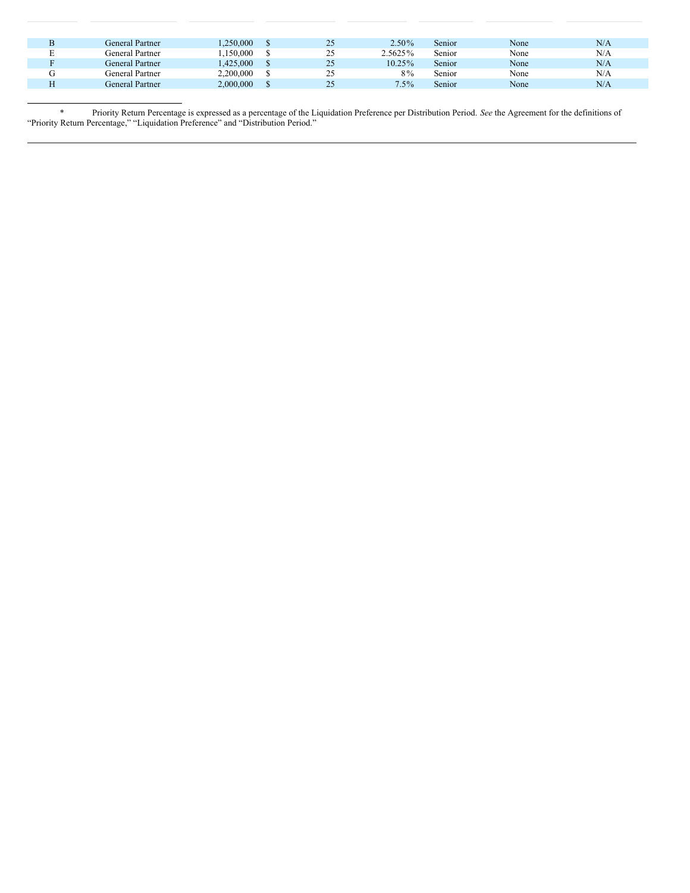| | | | | | | | |
|---|---|---|---|---|---|---|---|
| B | General Partner | 1,250,000 | $ 25 | 2.50% | Senior | None | N/A |
| E | General Partner | 1,150,000 | $ 25 | 2.5625% | Senior | None | N/A |
| F | General Partner | 1,425,000 | $ 25 | 10.25% | Senior | None | N/A |
| G | General Partner | 2,200,000 | $ 25 | 8% | Senior | None | N/A |
| H | General Partner | 2,000,000 | $ 25 | 7.5% | Senior | None | N/A |

\* Priority Return Percentage is expressed as a percentage of the Liquidation Preference per Distribution Period. *See* the Agreement for the definitions of "Priority Return Percentage," "Liquidation Preference" and "Distribution Period."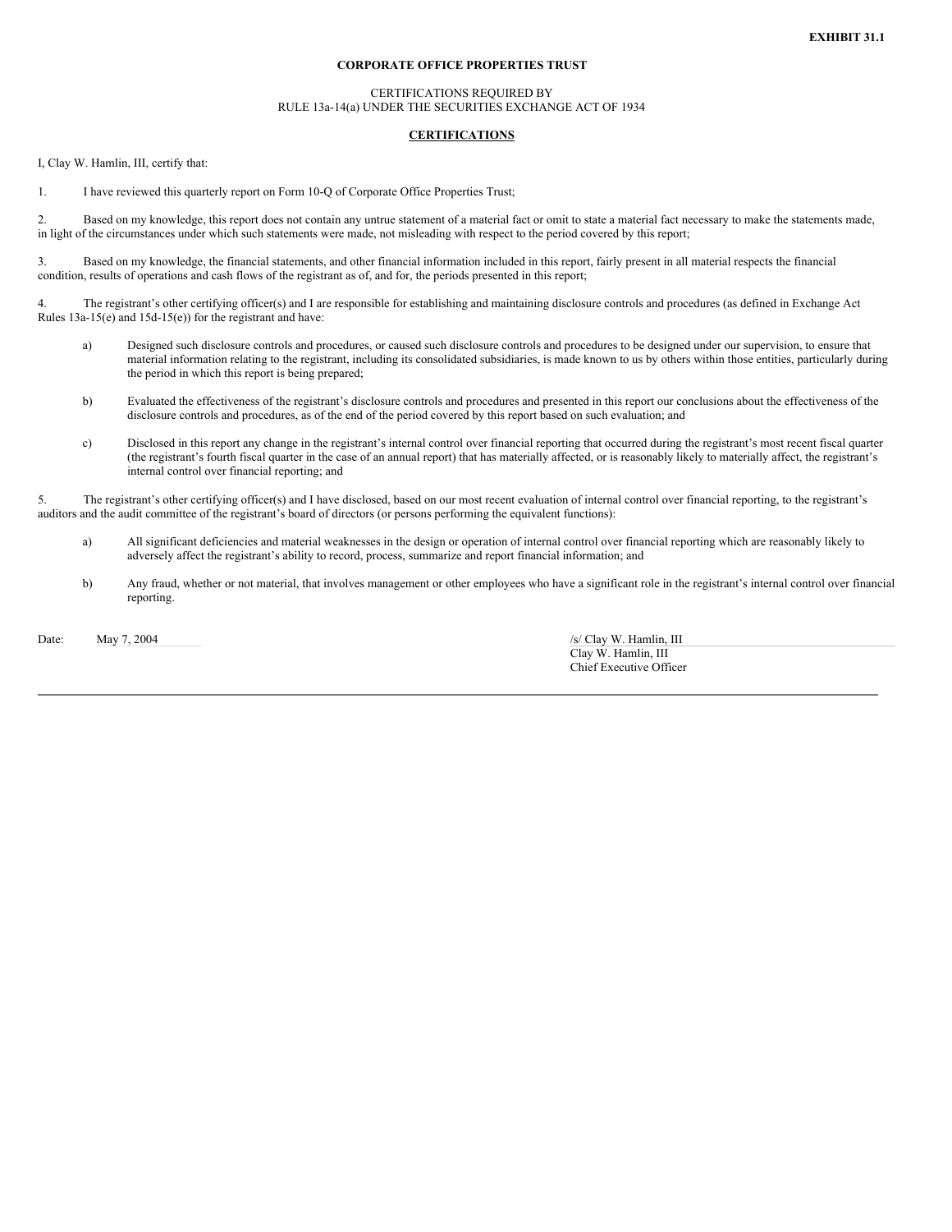**EXHIBIT 31.1**

**CORPORATE OFFICE PROPERTIES TRUST**

CERTIFICATIONS REQUIRED BY
RULE 13a-14(a) UNDER THE SECURITIES EXCHANGE ACT OF 1934

**CERTIFICATIONS**

I, Clay W. Hamlin, III, certify that:

1. I have reviewed this quarterly report on Form 10-Q of Corporate Office Properties Trust;

2. Based on my knowledge, this report does not contain any untrue statement of a material fact or omit to state a material fact necessary to make the statements made, in light of the circumstances under which such statements were made, not misleading with respect to the period covered by this report;

3. Based on my knowledge, the financial statements, and other financial information included in this report, fairly present in all material respects the financial condition, results of operations and cash flows of the registrant as of, and for, the periods presented in this report;

4. The registrant's other certifying officer(s) and I are responsible for establishing and maintaining disclosure controls and procedures (as defined in Exchange Act Rules 13a-15(e) and 15d-15(e)) for the registrant and have:

   a) Designed such disclosure controls and procedures, or caused such disclosure controls and procedures to be designed under our supervision, to ensure that material information relating to the registrant, including its consolidated subsidiaries, is made known to us by others within those entities, particularly during the period in which this report is being prepared;

   b) Evaluated the effectiveness of the registrant's disclosure controls and procedures and presented in this report our conclusions about the effectiveness of the disclosure controls and procedures, as of the end of the period covered by this report based on such evaluation; and

   c) Disclosed in this report any change in the registrant's internal control over financial reporting that occurred during the registrant's most recent fiscal quarter (the registrant's fourth fiscal quarter in the case of an annual report) that has materially affected, or is reasonably likely to materially affect, the registrant's internal control over financial reporting; and

5. The registrant's other certifying officer(s) and I have disclosed, based on our most recent evaluation of internal control over financial reporting, to the registrant's auditors and the audit committee of the registrant's board of directors (or persons performing the equivalent functions):

   a) All significant deficiencies and material weaknesses in the design or operation of internal control over financial reporting which are reasonably likely to adversely affect the registrant's ability to record, process, summarize and report financial information; and

   b) Any fraud, whether or not material, that involves management or other employees who have a significant role in the registrant's internal control over financial reporting.

Date: May 7, 2004

/s/ Clay W. Hamlin, III
Clay W. Hamlin, III
Chief Executive Officer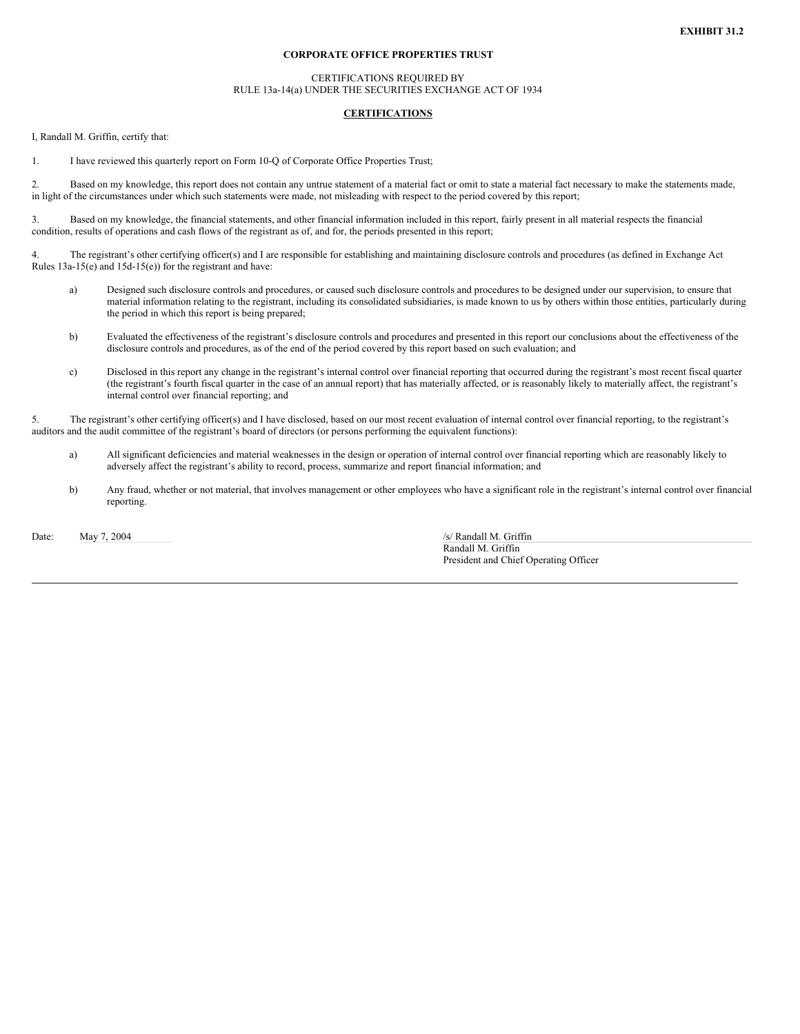**EXHIBIT 31.2**

**CORPORATE OFFICE PROPERTIES TRUST**

CERTIFICATIONS REQUIRED BY
RULE 13a-14(a) UNDER THE SECURITIES EXCHANGE ACT OF 1934

**CERTIFICATIONS**

I, Randall M. Griffin, certify that:

1. I have reviewed this quarterly report on Form 10-Q of Corporate Office Properties Trust;

2. Based on my knowledge, this report does not contain any untrue statement of a material fact or omit to state a material fact necessary to make the statements made, in light of the circumstances under which such statements were made, not misleading with respect to the period covered by this report;

3. Based on my knowledge, the financial statements, and other financial information included in this report, fairly present in all material respects the financial condition, results of operations and cash flows of the registrant as of, and for, the periods presented in this report;

4. The registrant's other certifying officer(s) and I are responsible for establishing and maintaining disclosure controls and procedures (as defined in Exchange Act Rules 13a-15(e) and 15d-15(e)) for the registrant and have:

   a) Designed such disclosure controls and procedures, or caused such disclosure controls and procedures to be designed under our supervision, to ensure that material information relating to the registrant, including its consolidated subsidiaries, is made known to us by others within those entities, particularly during the period in which this report is being prepared;

   b) Evaluated the effectiveness of the registrant's disclosure controls and procedures and presented in this report our conclusions about the effectiveness of the disclosure controls and procedures, as of the end of the period covered by this report based on such evaluation; and

   c) Disclosed in this report any change in the registrant's internal control over financial reporting that occurred during the registrant's most recent fiscal quarter (the registrant's fourth fiscal quarter in the case of an annual report) that has materially affected, or is reasonably likely to materially affect, the registrant's internal control over financial reporting; and

5. The registrant's other certifying officer(s) and I have disclosed, based on our most recent evaluation of internal control over financial reporting, to the registrant's auditors and the audit committee of the registrant's board of directors (or persons performing the equivalent functions):

   a) All significant deficiencies and material weaknesses in the design or operation of internal control over financial reporting which are reasonably likely to adversely affect the registrant's ability to record, process, summarize and report financial information; and

   b) Any fraud, whether or not material, that involves management or other employees who have a significant role in the registrant's internal control over financial reporting.

Date: May 7, 2004

/s/ Randall M. Griffin
Randall M. Griffin
President and Chief Operating Officer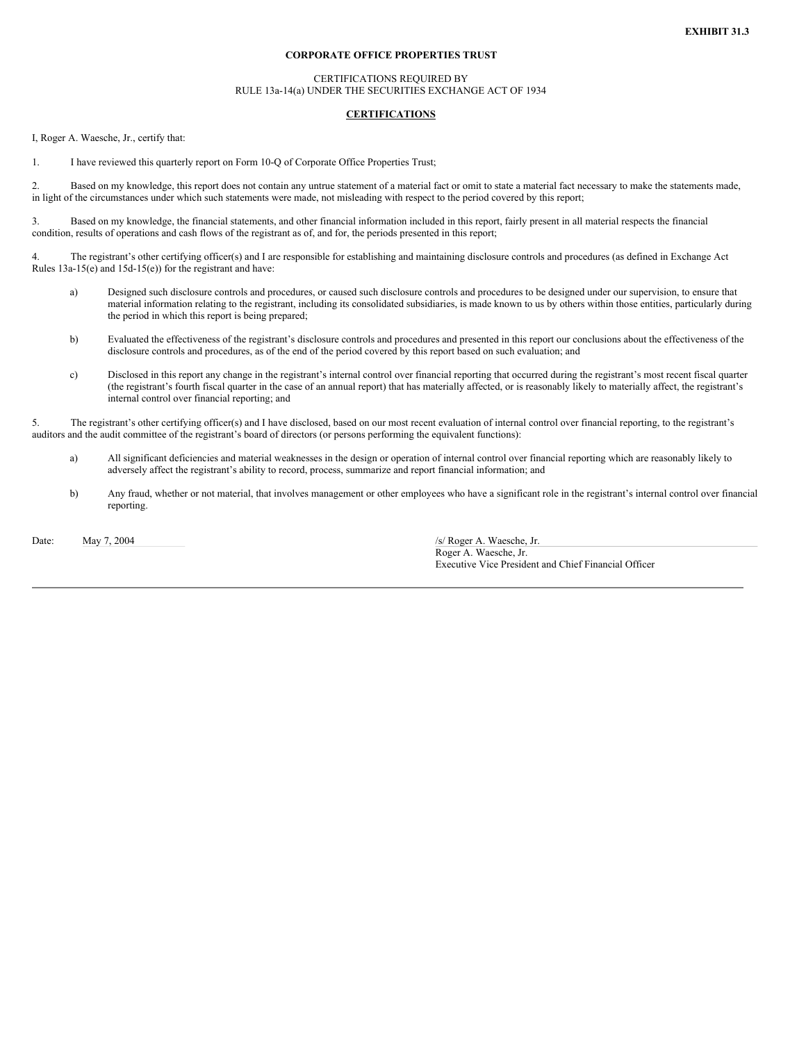**EXHIBIT 31.3**

**CORPORATE OFFICE PROPERTIES TRUST**

CERTIFICATIONS REQUIRED BY
RULE 13a-14(a) UNDER THE SECURITIES EXCHANGE ACT OF 1934

**CERTIFICATIONS**

I, Roger A. Waesche, Jr., certify that:

1. I have reviewed this quarterly report on Form 10-Q of Corporate Office Properties Trust;

2. Based on my knowledge, this report does not contain any untrue statement of a material fact or omit to state a material fact necessary to make the statements made, in light of the circumstances under which such statements were made, not misleading with respect to the period covered by this report;

3. Based on my knowledge, the financial statements, and other financial information included in this report, fairly present in all material respects the financial condition, results of operations and cash flows of the registrant as of, and for, the periods presented in this report;

4. The registrant's other certifying officer(s) and I are responsible for establishing and maintaining disclosure controls and procedures (as defined in Exchange Act Rules 13a-15(e) and 15d-15(e)) for the registrant and have:

   a) Designed such disclosure controls and procedures, or caused such disclosure controls and procedures to be designed under our supervision, to ensure that material information relating to the registrant, including its consolidated subsidiaries, is made known to us by others within those entities, particularly during the period in which this report is being prepared;

   b) Evaluated the effectiveness of the registrant's disclosure controls and procedures and presented in this report our conclusions about the effectiveness of the disclosure controls and procedures, as of the end of the period covered by this report based on such evaluation; and

   c) Disclosed in this report any change in the registrant's internal control over financial reporting that occurred during the registrant's most recent fiscal quarter (the registrant's fourth fiscal quarter in the case of an annual report) that has materially affected, or is reasonably likely to materially affect, the registrant's internal control over financial reporting; and

5. The registrant's other certifying officer(s) and I have disclosed, based on our most recent evaluation of internal control over financial reporting, to the registrant's auditors and the audit committee of the registrant's board of directors (or persons performing the equivalent functions):

   a) All significant deficiencies and material weaknesses in the design or operation of internal control over financial reporting which are reasonably likely to adversely affect the registrant's ability to record, process, summarize and report financial information; and

   b) Any fraud, whether or not material, that involves management or other employees who have a significant role in the registrant's internal control over financial reporting.

Date: May 7, 2004

/s/ Roger A. Waesche, Jr.
Roger A. Waesche, Jr.
Executive Vice President and Chief Financial Officer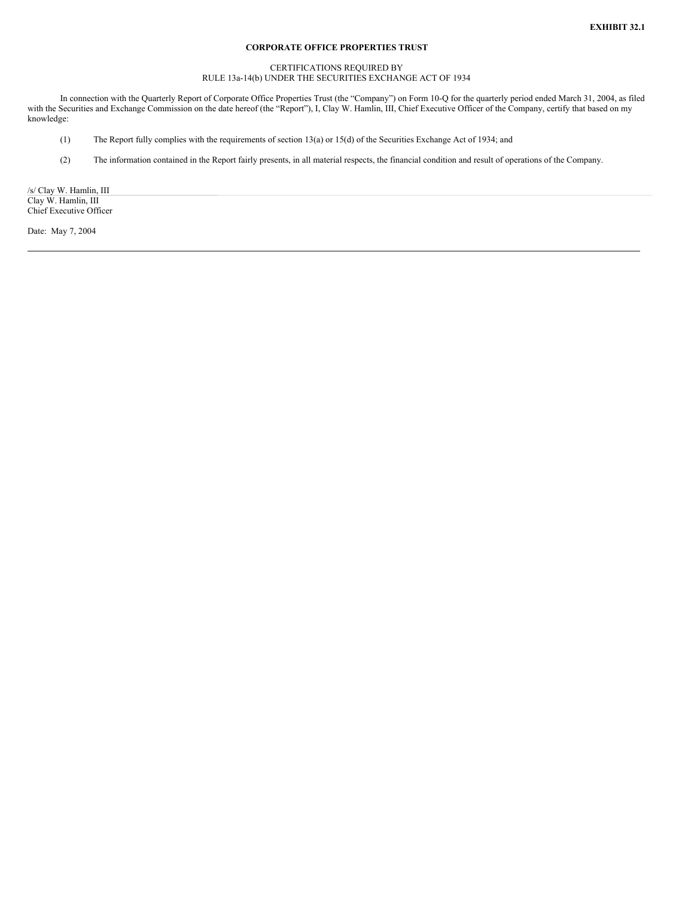**EXHIBIT 32.1**

**CORPORATE OFFICE PROPERTIES TRUST**

CERTIFICATIONS REQUIRED BY
RULE 13a-14(b) UNDER THE SECURITIES EXCHANGE ACT OF 1934

In connection with the Quarterly Report of Corporate Office Properties Trust (the "Company") on Form 10-Q for the quarterly period ended March 31, 2004, as filed with the Securities and Exchange Commission on the date hereof (the "Report"), I, Clay W. Hamlin, III, Chief Executive Officer of the Company, certify that based on my knowledge:

(1) The Report fully complies with the requirements of section 13(a) or 15(d) of the Securities Exchange Act of 1934; and

(2) The information contained in the Report fairly presents, in all material respects, the financial condition and result of operations of the Company.

/s/ Clay W. Hamlin, III
Clay W. Hamlin, III
Chief Executive Officer

Date: May 7, 2004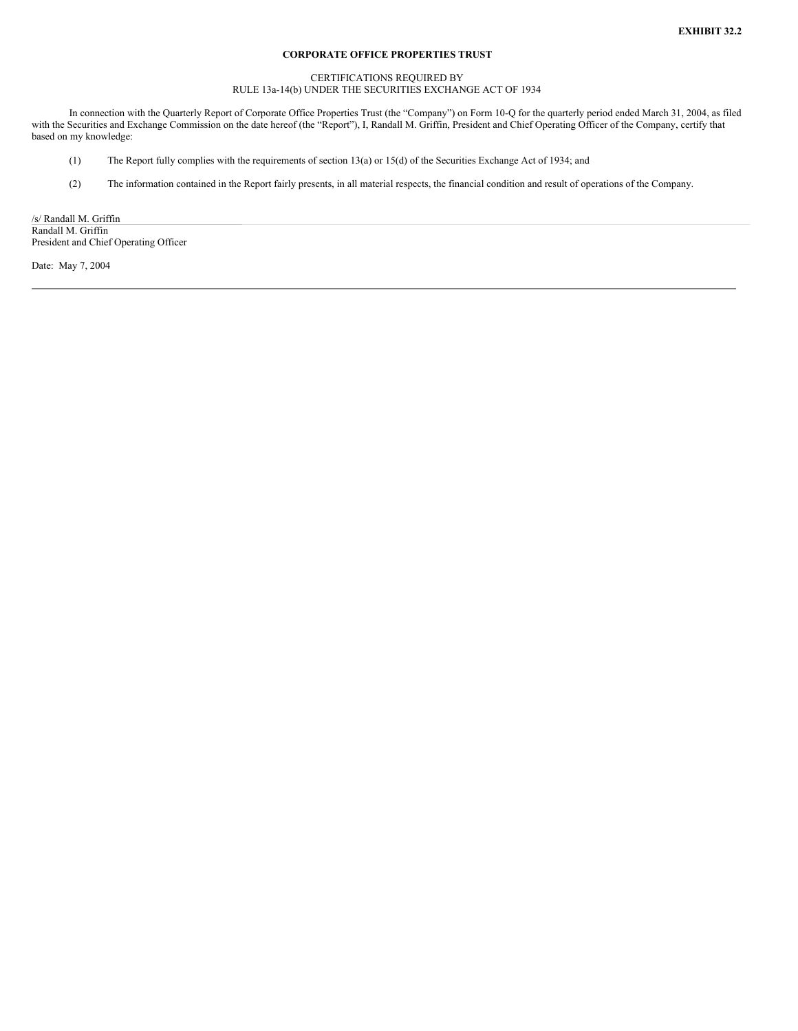**EXHIBIT 32.2**

**CORPORATE OFFICE PROPERTIES TRUST**

CERTIFICATIONS REQUIRED BY
RULE 13a-14(b) UNDER THE SECURITIES EXCHANGE ACT OF 1934

In connection with the Quarterly Report of Corporate Office Properties Trust (the "Company") on Form 10-Q for the quarterly period ended March 31, 2004, as filed with the Securities and Exchange Commission on the date hereof (the "Report"), I, Randall M. Griffin, President and Chief Operating Officer of the Company, certify that based on my knowledge:

(1) The Report fully complies with the requirements of section 13(a) or 15(d) of the Securities Exchange Act of 1934; and

(2) The information contained in the Report fairly presents, in all material respects, the financial condition and result of operations of the Company.

/s/ Randall M. Griffin
Randall M. Griffin
President and Chief Operating Officer

Date: May 7, 2004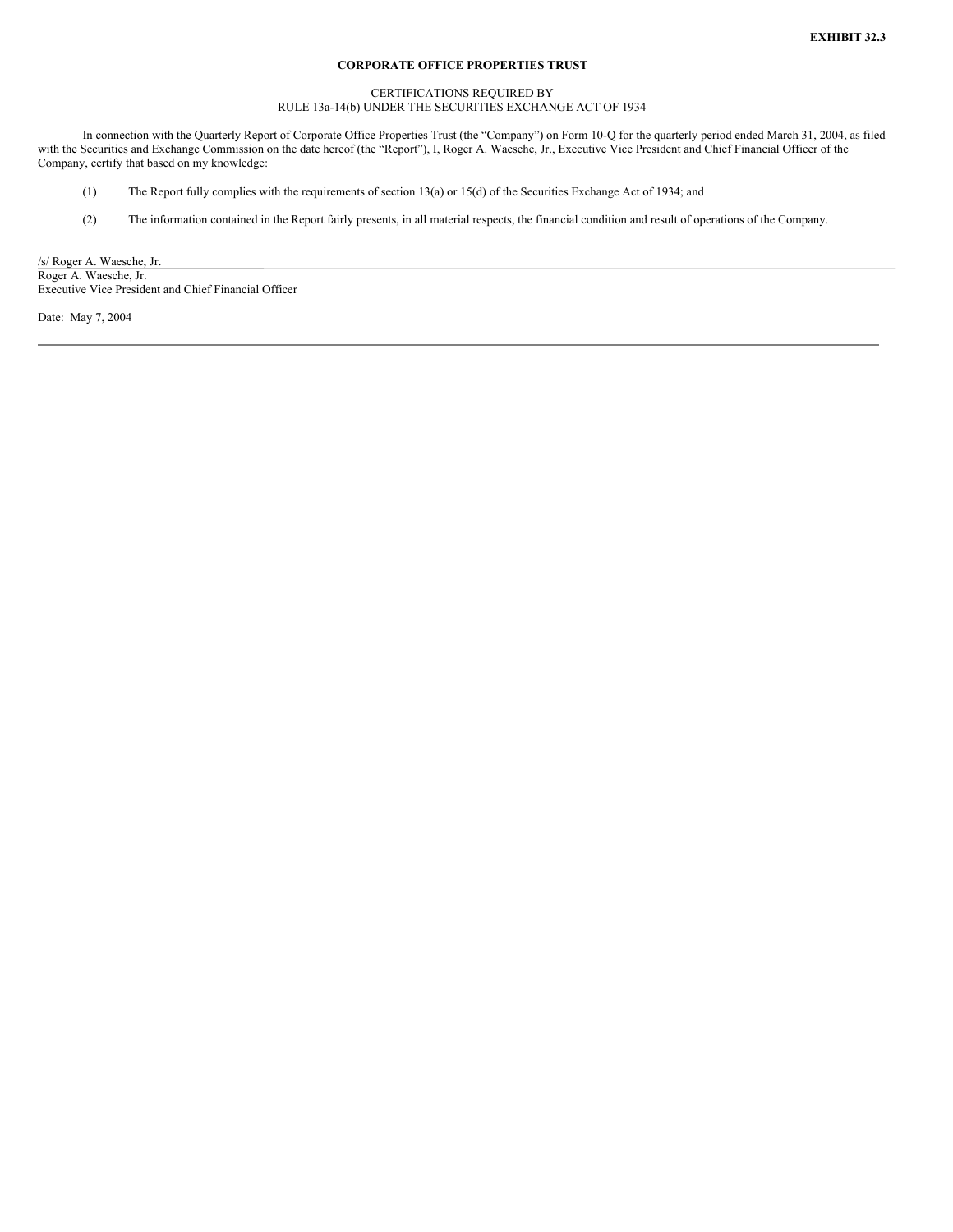**EXHIBIT 32.3**

**CORPORATE OFFICE PROPERTIES TRUST**

CERTIFICATIONS REQUIRED BY
RULE 13a-14(b) UNDER THE SECURITIES EXCHANGE ACT OF 1934

In connection with the Quarterly Report of Corporate Office Properties Trust (the "Company") on Form 10-Q for the quarterly period ended March 31, 2004, as filed with the Securities and Exchange Commission on the date hereof (the "Report"), I, Roger A. Waesche, Jr., Executive Vice President and Chief Financial Officer of the Company, certify that based on my knowledge:

(1) The Report fully complies with the requirements of section 13(a) or 15(d) of the Securities Exchange Act of 1934; and

(2) The information contained in the Report fairly presents, in all material respects, the financial condition and result of operations of the Company.

/s/ Roger A. Waesche, Jr.
Roger A. Waesche, Jr.
Executive Vice President and Chief Financial Officer

Date: May 7, 2004